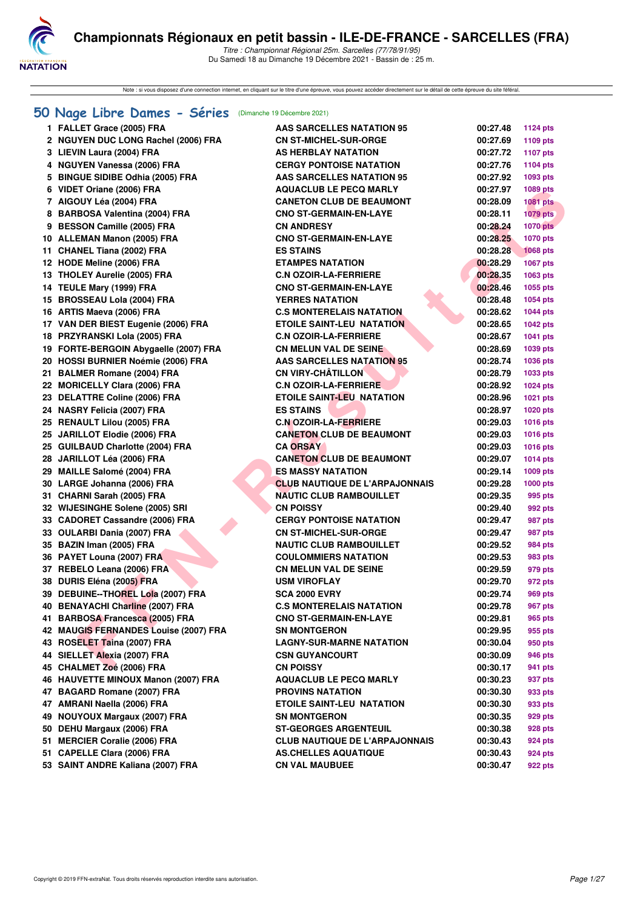# Championnats Régionaux en petit bassin - ILE-DE-FRANCE - SARCELLES (FRA)

*Titre : Championnat Régional 25m. Sarcelles (77/78/91/95)*
Du Samedi 18 au Dimanche 19 Décembre 2021 - Bassin de : 25 m.

Note : si vous disposez d'une connection internet, en cliquant sur le titre d'une épreuve, vous pouvez accéder directement sur le détail de cette épreuve du site féféral.

## 50 Nage Libre Dames - Séries (Dimanche 19 Décembre 2021)

| Rang | Nom | Club | Temps | Points |
|---|---|---|---|---|
| 1 | FALLET Grace (2005) FRA | AAS SARCELLES NATATION 95 | 00:27.48 | 1124 pts |
| 2 | NGUYEN DUC LONG Rachel (2006) FRA | CN ST-MICHEL-SUR-ORGE | 00:27.69 | 1109 pts |
| 3 | LIEVIN Laura (2004) FRA | AS HERBLAY NATATION | 00:27.72 | 1107 pts |
| 4 | NGUYEN Vanessa (2006) FRA | CERGY PONTOISE NATATION | 00:27.76 | 1104 pts |
| 5 | BINGUE SIDIBE Odhia (2005) FRA | AAS SARCELLES NATATION 95 | 00:27.92 | 1093 pts |
| 6 | VIDET Oriane (2006) FRA | AQUACLUB LE PECQ MARLY | 00:27.97 | 1089 pts |
| 7 | AIGOUY Léa (2004) FRA | CANETON CLUB DE BEAUMONT | 00:28.09 | 1081 pts |
| 8 | BARBOSA Valentina (2004) FRA | CNO ST-GERMAIN-EN-LAYE | 00:28.11 | 1079 pts |
| 9 | BESSON Camille (2005) FRA | CN ANDRESY | 00:28.24 | 1070 pts |
| 10 | ALLEMAN Manon (2005) FRA | CNO ST-GERMAIN-EN-LAYE | 00:28.25 | 1070 pts |
| 11 | CHANEL Tiana (2002) FRA | ES STAINS | 00:28.28 | 1068 pts |
| 12 | HODE Meline (2006) FRA | ETAMPES NATATION | 00:28.29 | 1067 pts |
| 13 | THOLEY Aurelie (2005) FRA | C.N OZOIR-LA-FERRIERE | 00:28.35 | 1063 pts |
| 14 | TEULE Mary (1999) FRA | CNO ST-GERMAIN-EN-LAYE | 00:28.46 | 1055 pts |
| 15 | BROSSEAU Lola (2004) FRA | YERRES NATATION | 00:28.48 | 1054 pts |
| 16 | ARTIS Maeva (2006) FRA | C.S MONTERELAIS NATATION | 00:28.62 | 1044 pts |
| 17 | VAN DER BIEST Eugenie (2006) FRA | ETOILE SAINT-LEU NATATION | 00:28.65 | 1042 pts |
| 18 | PRZYRANSKI Lola (2005) FRA | C.N OZOIR-LA-FERRIERE | 00:28.67 | 1041 pts |
| 19 | FORTE-BERGOIN Abygaelle (2007) FRA | CN MELUN VAL DE SEINE | 00:28.69 | 1039 pts |
| 20 | HOSSI BURNIER Noémie (2006) FRA | AAS SARCELLES NATATION 95 | 00:28.74 | 1036 pts |
| 21 | BALMER Romane (2004) FRA | CN VIRY-CHÂTILLON | 00:28.79 | 1033 pts |
| 22 | MORICELLY Clara (2006) FRA | C.N OZOIR-LA-FERRIERE | 00:28.92 | 1024 pts |
| 23 | DELATTRE Coline (2006) FRA | ETOILE SAINT-LEU NATATION | 00:28.96 | 1021 pts |
| 24 | NASRY Felicia (2007) FRA | ES STAINS | 00:28.97 | 1020 pts |
| 25 | RENAULT Lilou (2005) FRA | C.N OZOIR-LA-FERRIERE | 00:29.03 | 1016 pts |
| 25 | JARILLOT Elodie (2006) FRA | CANETON CLUB DE BEAUMONT | 00:29.03 | 1016 pts |
| 25 | GUILBAUD Charlotte (2004) FRA | CA ORSAY | 00:29.03 | 1016 pts |
| 28 | JARILLOT Léa (2006) FRA | CANETON CLUB DE BEAUMONT | 00:29.07 | 1014 pts |
| 29 | MAILLE Salomé (2004) FRA | ES MASSY NATATION | 00:29.14 | 1009 pts |
| 30 | LARGE Johanna (2006) FRA | CLUB NAUTIQUE DE L'ARPAJONNAIS | 00:29.28 | 1000 pts |
| 31 | CHARNI Sarah (2005) FRA | NAUTIC CLUB RAMBOUILLET | 00:29.35 | 995 pts |
| 32 | WIJESINGHE Solene (2005) SRI | CN POISSY | 00:29.40 | 992 pts |
| 33 | CADORET Cassandre (2006) FRA | CERGY PONTOISE NATATION | 00:29.47 | 987 pts |
| 33 | OULARBI Dania (2007) FRA | CN ST-MICHEL-SUR-ORGE | 00:29.47 | 987 pts |
| 35 | BAZIN Iman (2005) FRA | NAUTIC CLUB RAMBOUILLET | 00:29.52 | 984 pts |
| 36 | PAYET Louna (2007) FRA | COULOMMIERS NATATION | 00:29.53 | 983 pts |
| 37 | REBELO Leana (2006) FRA | CN MELUN VAL DE SEINE | 00:29.59 | 979 pts |
| 38 | DURIS Eléna (2005) FRA | USM VIROFLAY | 00:29.70 | 972 pts |
| 39 | DEBUINE--THOREL Lola (2007) FRA | SCA 2000 EVRY | 00:29.74 | 969 pts |
| 40 | BENAYACHI Charline (2007) FRA | C.S MONTERELAIS NATATION | 00:29.78 | 967 pts |
| 41 | BARBOSA Francesca (2005) FRA | CNO ST-GERMAIN-EN-LAYE | 00:29.81 | 965 pts |
| 42 | MAUGIS FERNANDES Louise (2007) FRA | SN MONTGERON | 00:29.95 | 955 pts |
| 43 | ROSELET Taina (2007) FRA | LAGNY-SUR-MARNE NATATION | 00:30.04 | 950 pts |
| 44 | SIELLET Alexia (2007) FRA | CSN GUYANCOURT | 00:30.09 | 946 pts |
| 45 | CHALMET Zoé (2006) FRA | CN POISSY | 00:30.17 | 941 pts |
| 46 | HAUVETTE MINOUX Manon (2007) FRA | AQUACLUB LE PECQ MARLY | 00:30.23 | 937 pts |
| 47 | BAGARD Romane (2007) FRA | PROVINS NATATION | 00:30.30 | 933 pts |
| 47 | AMRANI Naella (2006) FRA | ETOILE SAINT-LEU NATATION | 00:30.30 | 933 pts |
| 49 | NOUYOUX Margaux (2007) FRA | SN MONTGERON | 00:30.35 | 929 pts |
| 50 | DEHU Margaux (2006) FRA | ST-GEORGES ARGENTEUIL | 00:30.38 | 928 pts |
| 51 | MERCIER Coralie (2006) FRA | CLUB NAUTIQUE DE L'ARPAJONNAIS | 00:30.43 | 924 pts |
| 51 | CAPELLE Clara (2006) FRA | AS.CHELLES AQUATIQUE | 00:30.43 | 924 pts |
| 53 | SAINT ANDRE Kaliana (2007) FRA | CN VAL MAUBUEE | 00:30.47 | 922 pts |

Copyright © 2019 FFN-extraNat. Tous droits réservés reproduction interdite sans autorisation.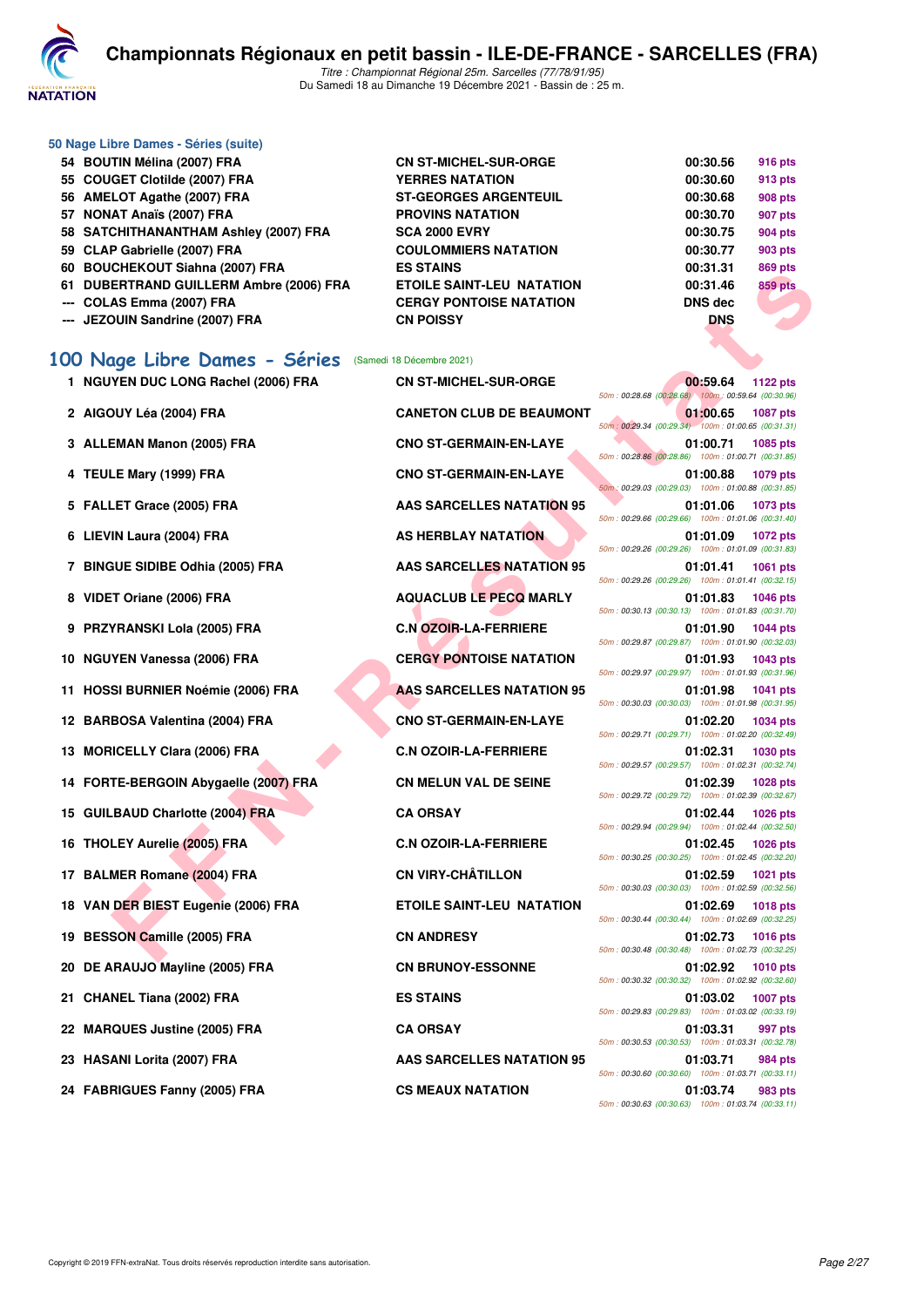# Championnats Régionaux en petit bassin - ILE-DE-FRANCE - SARCELLES (FRA)

*Titre : Championnat Régional 25m. Sarcelles (77/78/91/95)*
Du Samedi 18 au Dimanche 19 Décembre 2021 - Bassin de : 25 m.

### 50 Nage Libre Dames - Séries (suite)

| Rang | Nom | Club | Temps | Points |
|---|---|---|---|---|
| 54 | BOUTIN Mélina (2007) FRA | CN ST-MICHEL-SUR-ORGE | 00:30.56 | 916 pts |
| 55 | COUGET Clotilde (2007) FRA | YERRES NATATION | 00:30.60 | 913 pts |
| 56 | AMELOT Agathe (2007) FRA | ST-GEORGES ARGENTEUIL | 00:30.68 | 908 pts |
| 57 | NONAT Anaïs (2007) FRA | PROVINS NATATION | 00:30.70 | 907 pts |
| 58 | SATCHITHANANTHAM Ashley (2007) FRA | SCA 2000 EVRY | 00:30.75 | 904 pts |
| 59 | CLAP Gabrielle (2007) FRA | COULOMMIERS NATATION | 00:30.77 | 903 pts |
| 60 | BOUCHEKOUT Siahna (2007) FRA | ES STAINS | 00:31.31 | 869 pts |
| 61 | DUBERTRAND GUILLERM Ambre (2006) FRA | ETOILE SAINT-LEU NATATION | 00:31.46 | 859 pts |
| --- | COLAS Emma (2007) FRA | CERGY PONTOISE NATATION | DNS dec | |
| --- | JEZOUIN Sandrine (2007) FRA | CN POISSY | DNS | |

## 100 Nage Libre Dames - Séries (Samedi 18 Décembre 2021)

| Rang | Nom | Club | Temps | Points | Splits |
|---|---|---|---|---|---|
| 1 | NGUYEN DUC LONG Rachel (2006) FRA | CN ST-MICHEL-SUR-ORGE | 00:59.64 | 1122 pts | 50m : 00:28.68 (00:28.68) 100m : 00:59.64 (00:30.96) |
| 2 | AIGOUY Léa (2004) FRA | CANETON CLUB DE BEAUMONT | 01:00.65 | 1087 pts | 50m : 00:29.34 (00:29.34) 100m : 01:00.65 (00:31.31) |
| 3 | ALLEMAN Manon (2005) FRA | CNO ST-GERMAIN-EN-LAYE | 01:00.71 | 1085 pts | 50m : 00:28.86 (00:28.86) 100m : 01:00.71 (00:31.85) |
| 4 | TEULE Mary (1999) FRA | CNO ST-GERMAIN-EN-LAYE | 01:00.88 | 1079 pts | 50m : 00:29.03 (00:29.03) 100m : 01:00.88 (00:31.85) |
| 5 | FALLET Grace (2005) FRA | AAS SARCELLES NATATION 95 | 01:01.06 | 1073 pts | 50m : 00:29.66 (00:29.66) 100m : 01:01.06 (00:31.40) |
| 6 | LIEVIN Laura (2004) FRA | AS HERBLAY NATATION | 01:01.09 | 1072 pts | 50m : 00:29.26 (00:29.26) 100m : 01:01.09 (00:31.83) |
| 7 | BINGUE SIDIBE Odhia (2005) FRA | AAS SARCELLES NATATION 95 | 01:01.41 | 1061 pts | 50m : 00:29.26 (00:29.26) 100m : 01:01.41 (00:32.15) |
| 8 | VIDET Oriane (2006) FRA | AQUACLUB LE PECQ MARLY | 01:01.83 | 1046 pts | 50m : 00:30.13 (00:30.13) 100m : 01:01.83 (00:31.70) |
| 9 | PRZYRANSKI Lola (2005) FRA | C.N OZOIR-LA-FERRIERE | 01:01.90 | 1044 pts | 50m : 00:29.87 (00:29.87) 100m : 01:01.90 (00:32.03) |
| 10 | NGUYEN Vanessa (2006) FRA | CERGY PONTOISE NATATION | 01:01.93 | 1043 pts | 50m : 00:29.97 (00:29.97) 100m : 01:01.93 (00:31.96) |
| 11 | HOSSI BURNIER Noémie (2006) FRA | AAS SARCELLES NATATION 95 | 01:01.98 | 1041 pts | 50m : 00:30.03 (00:30.03) 100m : 01:01.98 (00:31.95) |
| 12 | BARBOSA Valentina (2004) FRA | CNO ST-GERMAIN-EN-LAYE | 01:02.20 | 1034 pts | 50m : 00:29.71 (00:29.71) 100m : 01:02.20 (00:32.49) |
| 13 | MORICELLY Clara (2006) FRA | C.N OZOIR-LA-FERRIERE | 01:02.31 | 1030 pts | 50m : 00:29.57 (00:29.57) 100m : 01:02.31 (00:32.74) |
| 14 | FORTE-BERGOIN Abygaelle (2007) FRA | CN MELUN VAL DE SEINE | 01:02.39 | 1028 pts | 50m : 00:29.72 (00:29.72) 100m : 01:02.39 (00:32.67) |
| 15 | GUILBAUD Charlotte (2004) FRA | CA ORSAY | 01:02.44 | 1026 pts | 50m : 00:29.94 (00:29.94) 100m : 01:02.44 (00:32.50) |
| 16 | THOLEY Aurelie (2005) FRA | C.N OZOIR-LA-FERRIERE | 01:02.45 | 1026 pts | 50m : 00:30.25 (00:30.25) 100m : 01:02.45 (00:32.20) |
| 17 | BALMER Romane (2004) FRA | CN VIRY-CHÂTILLON | 01:02.59 | 1021 pts | 50m : 00:30.03 (00:30.03) 100m : 01:02.59 (00:32.56) |
| 18 | VAN DER BIEST Eugenie (2006) FRA | ETOILE SAINT-LEU NATATION | 01:02.69 | 1018 pts | 50m : 00:30.44 (00:30.44) 100m : 01:02.69 (00:32.25) |
| 19 | BESSON Camille (2005) FRA | CN ANDRESY | 01:02.73 | 1016 pts | 50m : 00:30.48 (00:30.48) 100m : 01:02.73 (00:32.25) |
| 20 | DE ARAUJO Mayline (2005) FRA | CN BRUNOY-ESSONNE | 01:02.92 | 1010 pts | 50m : 00:30.32 (00:30.32) 100m : 01:02.92 (00:32.60) |
| 21 | CHANEL Tiana (2002) FRA | ES STAINS | 01:03.02 | 1007 pts | 50m : 00:29.83 (00:29.83) 100m : 01:03.02 (00:33.19) |
| 22 | MARQUES Justine (2005) FRA | CA ORSAY | 01:03.31 | 997 pts | 50m : 00:30.53 (00:30.53) 100m : 01:03.31 (00:32.78) |
| 23 | HASANI Lorita (2007) FRA | AAS SARCELLES NATATION 95 | 01:03.71 | 984 pts | 50m : 00:30.60 (00:30.60) 100m : 01:03.71 (00:33.11) |
| 24 | FABRIGUES Fanny (2005) FRA | CS MEAUX NATATION | 01:03.74 | 983 pts | 50m : 00:30.63 (00:30.63) 100m : 01:03.74 (00:33.11) |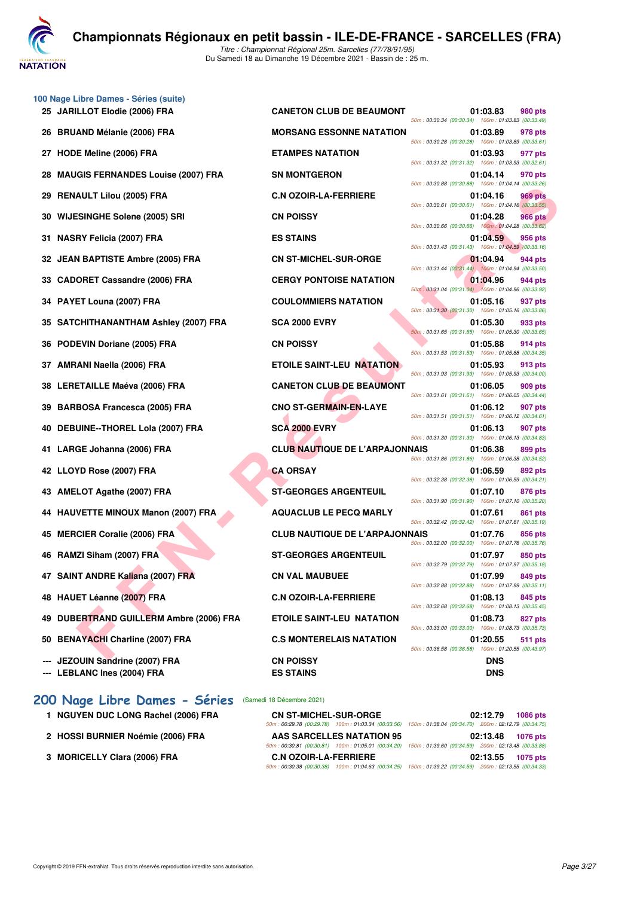# Championnats Régionaux en petit bassin - ILE-DE-FRANCE - SARCELLES (FRA)

*Titre : Championnat Régional 25m. Sarcelles (77/78/91/95)*
Du Samedi 18 au Dimanche 19 Décembre 2021 - Bassin de : 25 m.

## 100 Nage Libre Dames - Séries (suite)

| Rg | Nom | Club | Temps | Points | Splits |
|---|---|---|---|---|---|
| 25 | JARILLOT Elodie (2006) FRA | CANETON CLUB DE BEAUMONT | 01:03.83 | 980 pts | 50m : 00:30.34 (00:30.34) 100m : 01:03.83 (00:33.49) |
| 26 | BRUAND Mélanie (2006) FRA | MORSANG ESSONNE NATATION | 01:03.89 | 978 pts | 50m : 00:30.28 (00:30.28) 100m : 01:03.89 (00:33.61) |
| 27 | HODE Meline (2006) FRA | ETAMPES NATATION | 01:03.93 | 977 pts | 50m : 00:31.32 (00:31.32) 100m : 01:03.93 (00:32.61) |
| 28 | MAUGIS FERNANDES Louise (2007) FRA | SN MONTGERON | 01:04.14 | 970 pts | 50m : 00:30.88 (00:30.88) 100m : 01:04.14 (00:33.26) |
| 29 | RENAULT Lilou (2005) FRA | C.N OZOIR-LA-FERRIERE | 01:04.16 | 969 pts | 50m : 00:30.61 (00:30.61) 100m : 01:04.16 (00:33.55) |
| 30 | WIJESINGHE Solene (2005) SRI | CN POISSY | 01:04.28 | 966 pts | 50m : 00:30.66 (00:30.66) 100m : 01:04.28 (00:33.62) |
| 31 | NASRY Felicia (2007) FRA | ES STAINS | 01:04.59 | 956 pts | 50m : 00:31.43 (00:31.43) 100m : 01:04.59 (00:33.16) |
| 32 | JEAN BAPTISTE Ambre (2005) FRA | CN ST-MICHEL-SUR-ORGE | 01:04.94 | 944 pts | 50m : 00:31.44 (00:31.44) 100m : 01:04.94 (00:33.50) |
| 33 | CADORET Cassandre (2006) FRA | CERGY PONTOISE NATATION | 01:04.96 | 944 pts | 50m : 00:31.04 (00:31.04) 100m : 01:04.96 (00:33.92) |
| 34 | PAYET Louna (2007) FRA | COULOMMIERS NATATION | 01:05.16 | 937 pts | 50m : 00:31.30 (00:31.30) 100m : 01:05.16 (00:33.86) |
| 35 | SATCHITHANANTHAM Ashley (2007) FRA | SCA 2000 EVRY | 01:05.30 | 933 pts | 50m : 00:31.65 (00:31.65) 100m : 01:05.30 (00:33.65) |
| 36 | PODEVIN Doriane (2005) FRA | CN POISSY | 01:05.88 | 914 pts | 50m : 00:31.53 (00:31.53) 100m : 01:05.88 (00:34.35) |
| 37 | AMRANI Naella (2006) FRA | ETOILE SAINT-LEU NATATION | 01:05.93 | 913 pts | 50m : 00:31.93 (00:31.93) 100m : 01:05.93 (00:34.00) |
| 38 | LERETAILLE Maéva (2006) FRA | CANETON CLUB DE BEAUMONT | 01:06.05 | 909 pts | 50m : 00:31.61 (00:31.61) 100m : 01:06.05 (00:34.44) |
| 39 | BARBOSA Francesca (2005) FRA | CNO ST-GERMAIN-EN-LAYE | 01:06.12 | 907 pts | 50m : 00:31.51 (00:31.51) 100m : 01:06.12 (00:34.61) |
| 40 | DEBUINE--THOREL Lola (2007) FRA | SCA 2000 EVRY | 01:06.13 | 907 pts | 50m : 00:31.30 (00:31.30) 100m : 01:06.13 (00:34.83) |
| 41 | LARGE Johanna (2006) FRA | CLUB NAUTIQUE DE L'ARPAJONNAIS | 01:06.38 | 899 pts | 50m : 00:31.86 (00:31.86) 100m : 01:06.38 (00:34.52) |
| 42 | LLOYD Rose (2007) FRA | CA ORSAY | 01:06.59 | 892 pts | 50m : 00:32.38 (00:32.38) 100m : 01:06.59 (00:34.21) |
| 43 | AMELOT Agathe (2007) FRA | ST-GEORGES ARGENTEUIL | 01:07.10 | 876 pts | 50m : 00:31.90 (00:31.90) 100m : 01:07.10 (00:35.20) |
| 44 | HAUVETTE MINOUX Manon (2007) FRA | AQUACLUB LE PECQ MARLY | 01:07.61 | 861 pts | 50m : 00:32.42 (00:32.42) 100m : 01:07.61 (00:35.19) |
| 45 | MERCIER Coralie (2006) FRA | CLUB NAUTIQUE DE L'ARPAJONNAIS | 01:07.76 | 856 pts | 50m : 00:32.00 (00:32.00) 100m : 01:07.76 (00:35.76) |
| 46 | RAMZI Siham (2007) FRA | ST-GEORGES ARGENTEUIL | 01:07.97 | 850 pts | 50m : 00:32.79 (00:32.79) 100m : 01:07.97 (00:35.18) |
| 47 | SAINT ANDRE Kaliana (2007) FRA | CN VAL MAUBUEE | 01:07.99 | 849 pts | 50m : 00:32.88 (00:32.88) 100m : 01:07.99 (00:35.11) |
| 48 | HAUET Léanne (2007) FRA | C.N OZOIR-LA-FERRIERE | 01:08.13 | 845 pts | 50m : 00:32.68 (00:32.68) 100m : 01:08.13 (00:35.45) |
| 49 | DUBERTRAND GUILLERM Ambre (2006) FRA | ETOILE SAINT-LEU NATATION | 01:08.73 | 827 pts | 50m : 00:33.00 (00:33.00) 100m : 01:08.73 (00:35.73) |
| 50 | BENAYACHI Charline (2007) FRA | C.S MONTERELAIS NATATION | 01:20.55 | 511 pts | 50m : 00:36.58 (00:36.58) 100m : 01:20.55 (00:43.97) |
| --- | JEZOUIN Sandrine (2007) FRA | CN POISSY | DNS | | |
| --- | LEBLANC Ines (2004) FRA | ES STAINS | DNS | | |

## 200 Nage Libre Dames - Séries (Samedi 18 Décembre 2021)

| Rg | Nom | Club | Temps | Points | Splits |
|---|---|---|---|---|---|
| 1 | NGUYEN DUC LONG Rachel (2006) FRA | CN ST-MICHEL-SUR-ORGE | 02:12.79 | 1086 pts | 50m : 00:29.78 (00:29.78) 100m : 01:03.34 (00:33.56) 150m : 01:38.04 (00:34.70) 200m : 02:12.79 (00:34.75) |
| 2 | HOSSI BURNIER Noémie (2006) FRA | AAS SARCELLES NATATION 95 | 02:13.48 | 1076 pts | 50m : 00:30.81 (00:30.81) 100m : 01:05.01 (00:34.20) 150m : 01:39.60 (00:34.59) 200m : 02:13.48 (00:33.88) |
| 3 | MORICELLY Clara (2006) FRA | C.N OZOIR-LA-FERRIERE | 02:13.55 | 1075 pts | 50m : 00:30.38 (00:30.38) 100m : 01:04.63 (00:34.25) 150m : 01:39.22 (00:34.59) 200m : 02:13.55 (00:34.33) |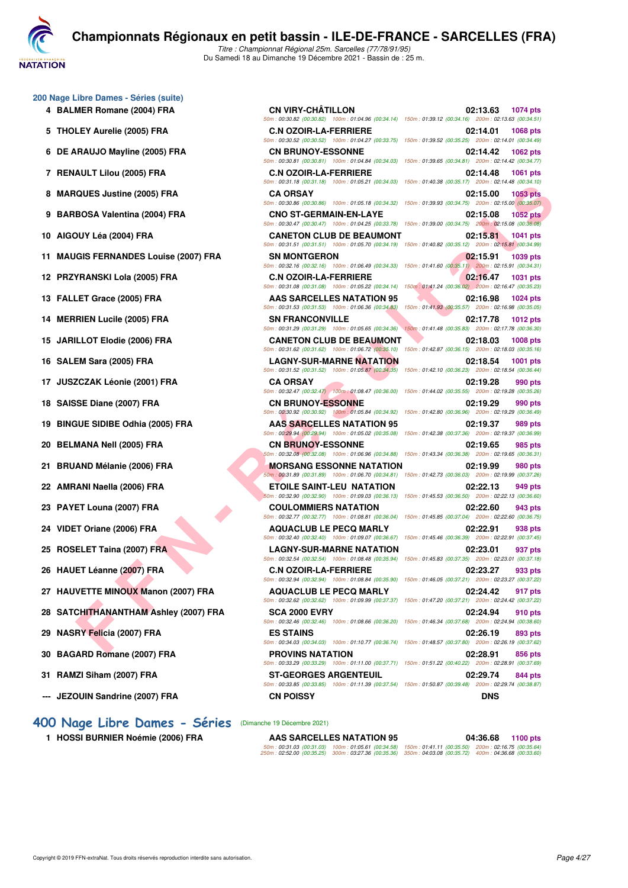# Championnats Régionaux en petit bassin - ILE-DE-FRANCE - SARCELLES (FRA)

*Titre : Championnat Régional 25m. Sarcelles (77/78/91/95)*
Du Samedi 18 au Dimanche 19 Décembre 2021 - Bassin de : 25 m.

## 200 Nage Libre Dames - Séries (suite)

| Rang | Nom | Club | Temps | Points |
|---|---|---|---|---|
| 4 | BALMER Romane (2004) FRA | CN VIRY-CHÂTILLON | 02:13.63 | 1074 pts |
| | | 50m : 00:30.82 (00:30.82) 100m : 01:04.96 (00:34.14) 150m : 01:39.12 (00:34.16) 200m : 02:13.63 (00:34.51) | | |
| 5 | THOLEY Aurelie (2005) FRA | C.N OZOIR-LA-FERRIERE | 02:14.01 | 1068 pts |
| | | 50m : 00:30.52 (00:30.52) 100m : 01:04.27 (00:33.75) 150m : 01:39.52 (00:35.25) 200m : 02:14.01 (00:34.49) | | |
| 6 | DE ARAUJO Mayline (2005) FRA | CN BRUNOY-ESSONNE | 02:14.42 | 1062 pts |
| | | 50m : 00:30.81 (00:30.81) 100m : 01:04.84 (00:34.03) 150m : 01:39.65 (00:34.81) 200m : 02:14.42 (00:34.77) | | |
| 7 | RENAULT Lilou (2005) FRA | C.N OZOIR-LA-FERRIERE | 02:14.48 | 1061 pts |
| | | 50m : 00:31.18 (00:31.18) 100m : 01:05.21 (00:34.03) 150m : 01:40.38 (00:35.17) 200m : 02:14.48 (00:34.10) | | |
| 8 | MARQUES Justine (2005) FRA | CA ORSAY | 02:15.00 | 1053 pts |
| | | 50m : 00:30.86 (00:30.86) 100m : 01:05.18 (00:34.32) 150m : 01:39.93 (00:34.75) 200m : 02:15.00 (00:35.07) | | |
| 9 | BARBOSA Valentina (2004) FRA | CNO ST-GERMAIN-EN-LAYE | 02:15.08 | 1052 pts |
| | | 50m : 00:30.47 (00:30.47) 100m : 01:04.25 (00:33.78) 150m : 01:39.00 (00:34.75) 200m : 02:15.08 (00:36.08) | | |
| 10 | AIGOUY Léa (2004) FRA | CANETON CLUB DE BEAUMONT | 02:15.81 | 1041 pts |
| | | 50m : 00:31.51 (00:31.51) 100m : 01:05.70 (00:34.19) 150m : 01:40.82 (00:35.12) 200m : 02:15.81 (00:34.99) | | |
| 11 | MAUGIS FERNANDES Louise (2007) FRA | SN MONTGERON | 02:15.91 | 1039 pts |
| | | 50m : 00:32.16 (00:32.16) 100m : 01:06.49 (00:34.33) 150m : 01:41.60 (00:35.11) 200m : 02:15.91 (00:34.31) | | |
| 12 | PRZYRANSKI Lola (2005) FRA | C.N OZOIR-LA-FERRIERE | 02:16.47 | 1031 pts |
| | | 50m : 00:31.08 (00:31.08) 100m : 01:05.22 (00:34.14) 150m : 01:41.24 (00:36.02) 200m : 02:16.47 (00:35.23) | | |
| 13 | FALLET Grace (2005) FRA | AAS SARCELLES NATATION 95 | 02:16.98 | 1024 pts |
| | | 50m : 00:31.53 (00:31.53) 100m : 01:06.36 (00:34.83) 150m : 01:41.93 (00:35.57) 200m : 02:16.98 (00:35.05) | | |
| 14 | MERRIEN Lucile (2005) FRA | SN FRANCONVILLE | 02:17.78 | 1012 pts |
| | | 50m : 00:31.29 (00:31.29) 100m : 01:05.65 (00:34.36) 150m : 01:41.48 (00:35.83) 200m : 02:17.78 (00:36.30) | | |
| 15 | JARILLOT Elodie (2006) FRA | CANETON CLUB DE BEAUMONT | 02:18.03 | 1008 pts |
| | | 50m : 00:31.62 (00:31.62) 100m : 01:06.72 (00:35.10) 150m : 01:42.87 (00:36.15) 200m : 02:18.03 (00:35.16) | | |
| 16 | SALEM Sara (2005) FRA | LAGNY-SUR-MARNE NATATION | 02:18.54 | 1001 pts |
| | | 50m : 00:31.52 (00:31.52) 100m : 01:05.87 (00:34.35) 150m : 01:42.10 (00:36.23) 200m : 02:18.54 (00:36.44) | | |
| 17 | JUSZCZAK Léonie (2001) FRA | CA ORSAY | 02:19.28 | 990 pts |
| | | 50m : 00:32.47 (00:32.47) 100m : 01:08.47 (00:36.00) 150m : 01:44.02 (00:35.55) 200m : 02:19.28 (00:35.26) | | |
| 18 | SAISSE Diane (2007) FRA | CN BRUNOY-ESSONNE | 02:19.29 | 990 pts |
| | | 50m : 00:30.92 (00:30.92) 100m : 01:05.84 (00:34.92) 150m : 01:42.80 (00:36.96) 200m : 02:19.29 (00:36.49) | | |
| 19 | BINGUE SIDIBE Odhia (2005) FRA | AAS SARCELLES NATATION 95 | 02:19.37 | 989 pts |
| | | 50m : 00:29.94 (00:29.94) 100m : 01:05.02 (00:35.08) 150m : 01:42.38 (00:37.36) 200m : 02:19.37 (00:36.99) | | |
| 20 | BELMANA Nell (2005) FRA | CN BRUNOY-ESSONNE | 02:19.65 | 985 pts |
| | | 50m : 00:32.08 (00:32.08) 100m : 01:06.96 (00:34.88) 150m : 01:43.34 (00:36.38) 200m : 02:19.65 (00:36.31) | | |
| 21 | BRUAND Mélanie (2006) FRA | MORSANG ESSONNE NATATION | 02:19.99 | 980 pts |
| | | 50m : 00:31.89 (00:31.89) 100m : 01:06.70 (00:34.81) 150m : 01:42.73 (00:36.03) 200m : 02:19.99 (00:37.26) | | |
| 22 | AMRANI Naella (2006) FRA | ETOILE SAINT-LEU NATATION | 02:22.13 | 949 pts |
| | | 50m : 00:32.90 (00:32.90) 100m : 01:09.03 (00:36.13) 150m : 01:45.53 (00:36.50) 200m : 02:22.13 (00:36.60) | | |
| 23 | PAYET Louna (2007) FRA | COULOMMIERS NATATION | 02:22.60 | 943 pts |
| | | 50m : 00:32.77 (00:32.77) 100m : 01:08.81 (00:36.04) 150m : 01:45.85 (00:37.04) 200m : 02:22.60 (00:36.75) | | |
| 24 | VIDET Oriane (2006) FRA | AQUACLUB LE PECQ MARLY | 02:22.91 | 938 pts |
| | | 50m : 00:32.40 (00:32.40) 100m : 01:09.07 (00:36.67) 150m : 01:45.46 (00:36.39) 200m : 02:22.91 (00:37.45) | | |
| 25 | ROSELET Taina (2007) FRA | LAGNY-SUR-MARNE NATATION | 02:23.01 | 937 pts |
| | | 50m : 00:32.54 (00:32.54) 100m : 01:08.48 (00:35.94) 150m : 01:45.83 (00:37.35) 200m : 02:23.01 (00:37.18) | | |
| 26 | HAUET Léanne (2007) FRA | C.N OZOIR-LA-FERRIERE | 02:23.27 | 933 pts |
| | | 50m : 00:32.94 (00:32.94) 100m : 01:08.84 (00:35.90) 150m : 01:46.05 (00:37.21) 200m : 02:23.27 (00:37.22) | | |
| 27 | HAUVETTE MINOUX Manon (2007) FRA | AQUACLUB LE PECQ MARLY | 02:24.42 | 917 pts |
| | | 50m : 00:32.62 (00:32.62) 100m : 01:09.99 (00:37.37) 150m : 01:47.20 (00:37.21) 200m : 02:24.42 (00:37.22) | | |
| 28 | SATCHITHANANTHAM Ashley (2007) FRA | SCA 2000 EVRY | 02:24.94 | 910 pts |
| | | 50m : 00:32.46 (00:32.46) 100m : 01:08.66 (00:36.20) 150m : 01:46.34 (00:37.68) 200m : 02:24.94 (00:38.60) | | |
| 29 | NASRY Felicia (2007) FRA | ES STAINS | 02:26.19 | 893 pts |
| | | 50m : 00:34.03 (00:34.03) 100m : 01:10.77 (00:36.74) 150m : 01:48.57 (00:37.80) 200m : 02:26.19 (00:37.62) | | |
| 30 | BAGARD Romane (2007) FRA | PROVINS NATATION | 02:28.91 | 856 pts |
| | | 50m : 00:33.29 (00:33.29) 100m : 01:11.00 (00:37.71) 150m : 01:51.22 (00:40.22) 200m : 02:28.91 (00:37.69) | | |
| 31 | RAMZI Siham (2007) FRA | ST-GEORGES ARGENTEUIL | 02:29.74 | 844 pts |
| | | 50m : 00:33.85 (00:33.85) 100m : 01:11.39 (00:37.54) 150m : 01:50.87 (00:39.48) 200m : 02:29.74 (00:38.87) | | |
| --- | JEZOUIN Sandrine (2007) FRA | CN POISSY | DNS | |

## 400 Nage Libre Dames - Séries (Dimanche 19 Décembre 2021)

| Rang | Nom | Club | Temps | Points |
|---|---|---|---|---|
| 1 | HOSSI BURNIER Noémie (2006) FRA | AAS SARCELLES NATATION 95 | 04:36.68 | 1100 pts |
| | | 50m : 00:31.03 (00:31.03) 100m : 01:05.61 (00:34.58) 150m : 01:41.11 (00:35.50) 200m : 02:16.75 (00:35.64) 250m : 02:52.00 (00:35.25) 300m : 03:27.36 (00:35.36) 350m : 04:03.08 (00:35.72) 400m : 04:36.68 (00:33.60) | | |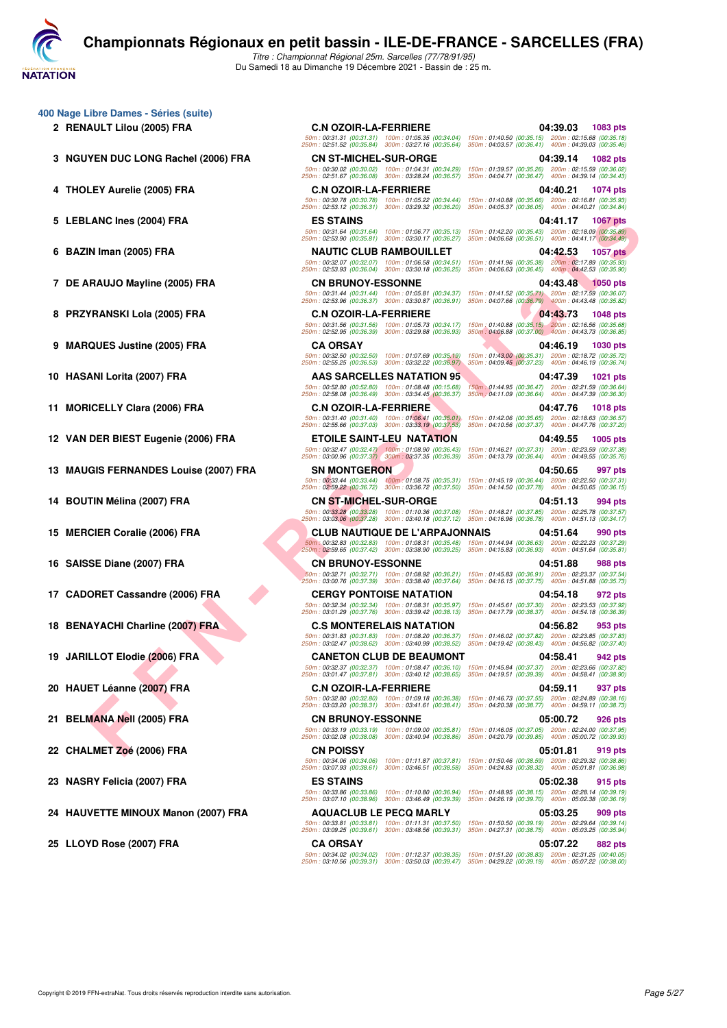# Championnats Régionaux en petit bassin - ILE-DE-FRANCE - SARCELLES (FRA)

*Titre : Championnat Régional 25m. Sarcelles (77/78/91/95)*

Du Samedi 18 au Dimanche 19 Décembre 2021 - Bassin de : 25 m.

## 400 Nage Libre Dames - Séries (suite)

| Rang | Nom | Club | Temps | Points |
|---|---|---|---|---|
| 2 | RENAULT Lilou (2005) FRA | C.N OZOIR-LA-FERRIERE | 04:39.03 | 1083 pts |
| | | 50m : 00:31.31 (00:31.31) 100m : 01:05.35 (00:34.04) 150m : 01:40.50 (00:35.15) 200m : 02:15.68 (00:35.18) 250m : 02:51.52 (00:35.84) 300m : 03:27.16 (00:35.64) 350m : 04:03.57 (00:36.41) 400m : 04:39.03 (00:35.46) | | |
| 3 | NGUYEN DUC LONG Rachel (2006) FRA | CN ST-MICHEL-SUR-ORGE | 04:39.14 | 1082 pts |
| | | 50m : 00:30.02 (00:30.02) 100m : 01:04.31 (00:34.29) 150m : 01:39.57 (00:35.26) 200m : 02:15.59 (00:36.02) 250m : 02:51.67 (00:36.08) 300m : 03:28.24 (00:36.57) 350m : 04:04.71 (00:36.47) 400m : 04:39.14 (00:34.43) | | |
| 4 | THOLEY Aurelie (2005) FRA | C.N OZOIR-LA-FERRIERE | 04:40.21 | 1074 pts |
| | | 50m : 00:30.78 (00:30.78) 100m : 01:05.22 (00:34.44) 150m : 01:40.88 (00:35.66) 200m : 02:16.81 (00:35.93) 250m : 02:53.12 (00:36.31) 300m : 03:29.32 (00:36.20) 350m : 04:05.37 (00:36.05) 400m : 04:40.21 (00:34.84) | | |
| 5 | LEBLANC Ines (2004) FRA | ES STAINS | 04:41.17 | 1067 pts |
| | | 50m : 00:31.64 (00:31.64) 100m : 01:06.77 (00:35.13) 150m : 01:42.20 (00:35.43) 200m : 02:18.09 (00:35.89) 250m : 02:53.90 (00:35.81) 300m : 03:30.17 (00:36.27) 350m : 04:06.68 (00:36.51) 400m : 04:41.17 (00:34.49) | | |
| 6 | BAZIN Iman (2005) FRA | NAUTIC CLUB RAMBOUILLET | 04:42.53 | 1057 pts |
| | | 50m : 00:32.07 (00:32.07) 100m : 01:06.58 (00:34.51) 150m : 01:41.96 (00:35.38) 200m : 02:17.89 (00:35.93) 250m : 02:53.93 (00:36.04) 300m : 03:30.18 (00:36.25) 350m : 04:06.63 (00:36.45) 400m : 04:42.53 (00:35.90) | | |
| 7 | DE ARAUJO Mayline (2005) FRA | CN BRUNOY-ESSONNE | 04:43.48 | 1050 pts |
| | | 50m : 00:31.44 (00:31.44) 100m : 01:05.81 (00:34.37) 150m : 01:41.52 (00:35.71) 200m : 02:17.59 (00:36.07) 250m : 02:53.96 (00:36.37) 300m : 03:30.87 (00:36.91) 350m : 04:07.66 (00:36.79) 400m : 04:43.48 (00:35.82) | | |
| 8 | PRZYRANSKI Lola (2005) FRA | C.N OZOIR-LA-FERRIERE | 04:43.73 | 1048 pts |
| | | 50m : 00:31.56 (00:31.56) 100m : 01:05.73 (00:34.17) 150m : 01:40.88 (00:35.15) 200m : 02:16.56 (00:35.68) 250m : 02:52.95 (00:36.39) 300m : 03:29.88 (00:36.93) 350m : 04:06.88 (00:37.00) 400m : 04:43.73 (00:36.85) | | |
| 9 | MARQUES Justine (2005) FRA | CA ORSAY | 04:46.19 | 1030 pts |
| | | 50m : 00:32.50 (00:32.50) 100m : 01:07.69 (00:35.19) 150m : 01:43.00 (00:35.31) 200m : 02:18.72 (00:35.72) 250m : 02:55.25 (00:36.53) 300m : 03:32.22 (00:36.97) 350m : 04:09.45 (00:37.23) 400m : 04:46.19 (00:36.74) | | |
| 10 | HASANI Lorita (2007) FRA | AAS SARCELLES NATATION 95 | 04:47.39 | 1021 pts |
| | | 50m : 00:52.80 (00:52.80) 100m : 01:08.48 (00:15.68) 150m : 01:44.95 (00:36.47) 200m : 02:21.59 (00:36.64) 250m : 02:58.08 (00:36.49) 300m : 03:34.45 (00:36.37) 350m : 04:11.09 (00:36.64) 400m : 04:47.39 (00:36.30) | | |
| 11 | MORICELLY Clara (2006) FRA | C.N OZOIR-LA-FERRIERE | 04:47.76 | 1018 pts |
| | | 50m : 00:31.40 (00:31.40) 100m : 01:06.41 (00:35.01) 150m : 01:42.06 (00:35.65) 200m : 02:18.63 (00:36.57) 250m : 02:55.66 (00:37.03) 300m : 03:33.19 (00:37.53) 350m : 04:10.56 (00:37.37) 400m : 04:47.76 (00:37.20) | | |
| 12 | VAN DER BIEST Eugenie (2006) FRA | ETOILE SAINT-LEU NATATION | 04:49.55 | 1005 pts |
| | | 50m : 00:32.47 (00:32.47) 100m : 01:08.90 (00:36.43) 150m : 01:46.21 (00:37.31) 200m : 02:23.59 (00:37.38) 250m : 03:00.96 (00:37.37) 300m : 03:37.35 (00:36.39) 350m : 04:13.79 (00:36.44) 400m : 04:49.55 (00:35.76) | | |
| 13 | MAUGIS FERNANDES Louise (2007) FRA | SN MONTGERON | 04:50.65 | 997 pts |
| | | 50m : 00:33.44 (00:33.44) 100m : 01:08.75 (00:35.31) 150m : 01:45.19 (00:36.44) 200m : 02:22.50 (00:37.31) 250m : 02:59.22 (00:36.72) 300m : 03:36.72 (00:37.50) 350m : 04:14.50 (00:37.78) 400m : 04:50.65 (00:36.15) | | |
| 14 | BOUTIN Mélina (2007) FRA | CN ST-MICHEL-SUR-ORGE | 04:51.13 | 994 pts |
| | | 50m : 00:33.28 (00:33.28) 100m : 01:10.36 (00:37.08) 150m : 01:48.21 (00:37.85) 200m : 02:25.78 (00:37.57) 250m : 03:03.06 (00:37.28) 300m : 03:40.18 (00:37.12) 350m : 04:16.96 (00:36.78) 400m : 04:51.13 (00:34.17) | | |
| 15 | MERCIER Coralie (2006) FRA | CLUB NAUTIQUE DE L'ARPAJONNAIS | 04:51.64 | 990 pts |
| | | 50m : 00:32.83 (00:32.83) 100m : 01:08.31 (00:35.48) 150m : 01:44.94 (00:36.63) 200m : 02:22.23 (00:37.29) 250m : 02:59.65 (00:37.42) 300m : 03:38.90 (00:39.25) 350m : 04:15.83 (00:36.93) 400m : 04:51.64 (00:35.81) | | |
| 16 | SAISSE Diane (2007) FRA | CN BRUNOY-ESSONNE | 04:51.88 | 988 pts |
| | | 50m : 00:32.71 (00:32.71) 100m : 01:08.92 (00:36.21) 150m : 01:45.83 (00:36.91) 200m : 02:23.37 (00:37.54) 250m : 03:00.76 (00:37.39) 300m : 03:38.40 (00:37.64) 350m : 04:16.15 (00:37.75) 400m : 04:51.88 (00:35.73) | | |
| 17 | CADORET Cassandre (2006) FRA | CERGY PONTOISE NATATION | 04:54.18 | 972 pts |
| | | 50m : 00:32.34 (00:32.34) 100m : 01:08.31 (00:35.97) 150m : 01:45.61 (00:37.30) 200m : 02:23.53 (00:37.92) 250m : 03:01.29 (00:37.76) 300m : 03:39.42 (00:38.13) 350m : 04:17.79 (00:38.37) 400m : 04:54.18 (00:36.39) | | |
| 18 | BENAYACHI Charline (2007) FRA | C.S MONTERELAIS NATATION | 04:56.82 | 953 pts |
| | | 50m : 00:31.83 (00:31.83) 100m : 01:08.20 (00:36.37) 150m : 01:46.02 (00:37.82) 200m : 02:23.85 (00:37.83) 250m : 03:02.47 (00:38.62) 300m : 03:40.99 (00:38.52) 350m : 04:19.42 (00:38.43) 400m : 04:56.82 (00:37.40) | | |
| 19 | JARILLOT Elodie (2006) FRA | CANETON CLUB DE BEAUMONT | 04:58.41 | 942 pts |
| | | 50m : 00:32.37 (00:32.37) 100m : 01:08.47 (00:36.10) 150m : 01:45.84 (00:37.37) 200m : 02:23.66 (00:37.82) 250m : 03:01.47 (00:37.81) 300m : 03:40.12 (00:38.65) 350m : 04:19.51 (00:39.39) 400m : 04:58.41 (00:38.90) | | |
| 20 | HAUET Léanne (2007) FRA | C.N OZOIR-LA-FERRIERE | 04:59.11 | 937 pts |
| | | 50m : 00:32.80 (00:32.80) 100m : 01:09.18 (00:36.38) 150m : 01:46.73 (00:37.55) 200m : 02:24.89 (00:38.16) 250m : 03:03.20 (00:38.31) 300m : 03:41.61 (00:38.41) 350m : 04:20.38 (00:38.77) 400m : 04:59.11 (00:38.73) | | |
| 21 | BELMANA Nell (2005) FRA | CN BRUNOY-ESSONNE | 05:00.72 | 926 pts |
| | | 50m : 00:33.19 (00:33.19) 100m : 01:09.00 (00:35.81) 150m : 01:46.05 (00:37.05) 200m : 02:24.00 (00:37.95) 250m : 03:02.08 (00:38.08) 300m : 03:40.94 (00:38.86) 350m : 04:20.79 (00:39.85) 400m : 05:00.72 (00:39.93) | | |
| 22 | CHALMET Zoé (2006) FRA | CN POISSY | 05:01.81 | 919 pts |
| | | 50m : 00:34.06 (00:34.06) 100m : 01:11.87 (00:37.81) 150m : 01:50.46 (00:38.59) 200m : 02:29.32 (00:38.86) 250m : 03:07.93 (00:38.61) 300m : 03:46.51 (00:38.58) 350m : 04:24.83 (00:38.32) 400m : 05:01.81 (00:36.98) | | |
| 23 | NASRY Felicia (2007) FRA | ES STAINS | 05:02.38 | 915 pts |
| | | 50m : 00:33.86 (00:33.86) 100m : 01:10.80 (00:36.94) 150m : 01:48.95 (00:38.15) 200m : 02:28.14 (00:39.19) 250m : 03:07.10 (00:38.96) 300m : 03:46.49 (00:39.39) 350m : 04:26.19 (00:39.70) 400m : 05:02.38 (00:36.19) | | |
| 24 | HAUVETTE MINOUX Manon (2007) FRA | AQUACLUB LE PECQ MARLY | 05:03.25 | 909 pts |
| | | 50m : 00:33.81 (00:33.81) 100m : 01:11.31 (00:37.50) 150m : 01:50.50 (00:39.19) 200m : 02:29.64 (00:39.14) 250m : 03:09.25 (00:39.61) 300m : 03:48.56 (00:39.31) 350m : 04:27.31 (00:38.75) 400m : 05:03.25 (00:35.94) | | |
| 25 | LLOYD Rose (2007) FRA | CA ORSAY | 05:07.22 | 882 pts |
| | | 50m : 00:34.02 (00:34.02) 100m : 01:12.37 (00:38.35) 150m : 01:51.20 (00:38.83) 200m : 02:31.25 (00:40.05) 250m : 03:10.56 (00:39.31) 300m : 03:50.03 (00:39.47) 350m : 04:29.22 (00:39.19) 400m : 05:07.22 (00:38.00) | | |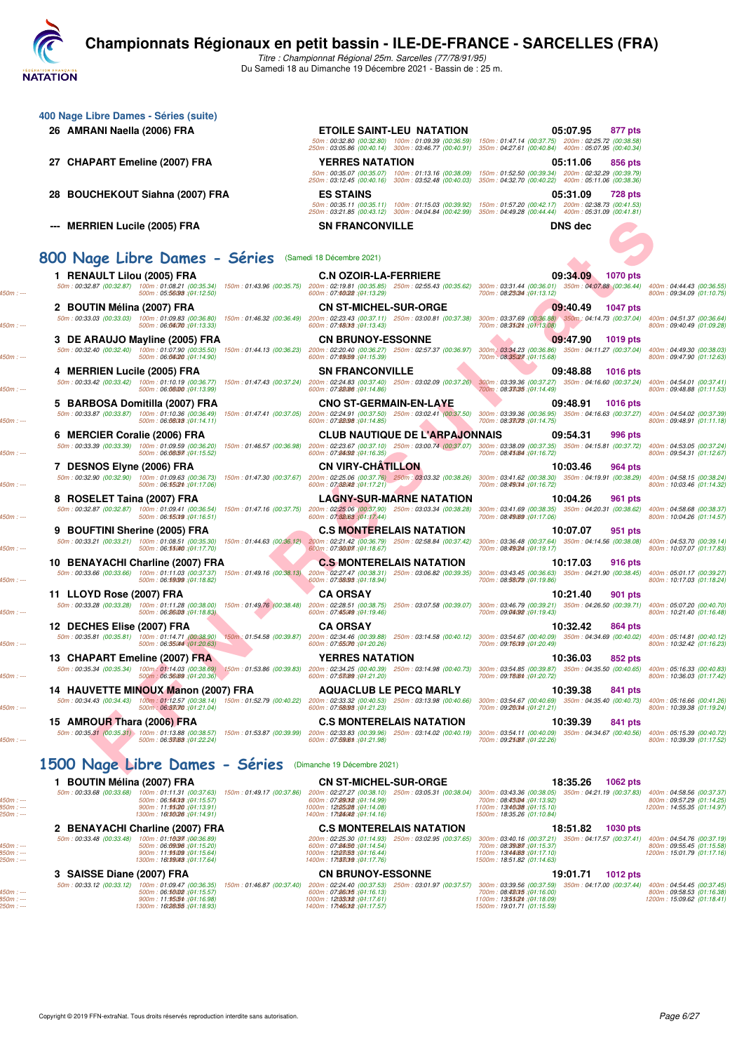# Championnats Régionaux en petit bassin - ILE-DE-FRANCE - SARCELLES (FRA)

*Titre : Championnat Régional 25m. Sarcelles (77/78/91/95)*
Du Samedi 18 au Dimanche 19 Décembre 2021 - Bassin de : 25 m.

## 400 Nage Libre Dames - Séries (suite)

**26 AMRANI Naella (2006) FRA** — ETOILE SAINT-LEU NATATION — 05:07.95 — 877 pts
50m : 00:32.80 (00:32.80) 100m : 01:09.39 (00:36.59) 150m : 01:47.14 (00:37.75) 200m : 02:25.72 (00:38.58)
250m : 03:05.86 (00:40.14) 300m : 03:46.77 (00:40.91) 350m : 04:27.61 (00:40.84) 400m : 05:07.95 (00:40.34)

**27 CHAPART Emeline (2007) FRA** — YERRES NATATION — 05:11.06 — 856 pts
50m : 00:35.07 (00:35.07) 100m : 01:13.16 (00:38.09) 150m : 01:52.50 (00:39.34) 200m : 02:32.29 (00:39.79)
250m : 03:12.45 (00:40.16) 300m : 03:52.48 (00:40.03) 350m : 04:32.70 (00:40.22) 400m : 05:11.06 (00:38.36)

**28 BOUCHEKOUT Siahna (2007) FRA** — ES STAINS — 05:31.09 — 728 pts
50m : 00:35.11 (00:35.11) 100m : 01:15.03 (00:39.92) 150m : 01:57.20 (00:42.17) 200m : 02:38.73 (00:41.53)
250m : 03:21.85 (00:43.12) 300m : 04:04.84 (00:42.99) 350m : 04:49.28 (00:44.44) 400m : 05:31.09 (00:41.81)

**--- MERRIEN Lucile (2005) FRA** — SN FRANCONVILLE — DNS dec

## 800 Nage Libre Dames - Séries (Samedi 18 Décembre 2021)

**1 RENAULT Lilou (2005) FRA** — C.N OZOIR-LA-FERRIERE — 09:34.09 — 1070 pts
50m : 00:32.87 (00:32.87) 100m : 01:08.21 (00:35.34) 150m : 01:43.96 (00:35.75) 200m : 02:19.81 (00:35.85) 250m : 02:55.43 (00:35.62) 300m : 03:31.44 (00:36.01) 350m : 04:07.88 (00:36.44) 400m : 04:44.43 (00:36.55)
450m : --- 500m : 05:56.93 (01:12.50) 600m : 07:10.22 (01:13.29) 700m : 08:23.34 (01:13.12) 800m : 09:34.09 (01:10.75)

**2 BOUTIN Mélina (2007) FRA** — CN ST-MICHEL-SUR-ORGE — 09:40.49 — 1047 pts
50m : 00:33.03 (00:33.03) 100m : 01:09.83 (00:36.80) 150m : 01:46.32 (00:36.49) 200m : 02:23.43 (00:37.11) 250m : 03:00.81 (00:37.38) 300m : 03:37.69 (00:36.88) 350m : 04:14.73 (00:37.04) 400m : 04:51.37 (00:36.64)
450m : --- 500m : 06:04.70 (01:13.33) 600m : 07:18.13 (01:13.43) 700m : 08:31.21 (01:13.08) 800m : 09:40.49 (01:09.28)

**3 DE ARAUJO Mayline (2005) FRA** — CN BRUNOY-ESSONNE — 09:47.90 — 1019 pts
50m : 00:32.40 (00:32.40) 100m : 01:07.90 (00:35.50) 150m : 01:44.13 (00:36.23) 200m : 02:20.40 (00:36.27) 250m : 02:57.37 (00:36.97) 300m : 03:34.23 (00:36.86) 350m : 04:11.27 (00:37.04) 400m : 04:49.30 (00:38.03)
450m : --- 500m : 06:04.20 (01:14.90) 600m : 07:19.59 (01:15.39) 700m : 08:35.27 (01:15.68) 800m : 09:47.90 (01:12.63)

**4 MERRIEN Lucile (2005) FRA** — SN FRANCONVILLE — 09:48.88 — 1016 pts
50m : 00:33.42 (00:33.42) 100m : 01:10.19 (00:36.77) 150m : 01:47.43 (00:37.24) 200m : 02:24.83 (00:37.40) 250m : 03:02.09 (00:37.26) 300m : 03:39.36 (00:37.27) 350m : 04:16.60 (00:37.24) 400m : 04:54.01 (00:37.41)
450m : --- 500m : 06:08.00 (01:13.99) 600m : 07:22.86 (01:14.86) 700m : 08:37.35 (01:14.49) 800m : 09:48.88 (01:11.53)

**5 BARBOSA Domitilla (2007) FRA** — CNO ST-GERMAIN-EN-LAYE — 09:48.91 — 1016 pts
50m : 00:33.87 (00:33.87) 100m : 01:10.36 (00:36.49) 150m : 01:47.41 (00:37.05) 200m : 02:24.91 (00:37.50) 250m : 03:02.41 (00:37.50) 300m : 03:39.36 (00:36.95) 350m : 04:16.63 (00:37.27) 400m : 04:54.02 (00:37.39)
450m : --- 500m : 06:08.13 (01:14.11) 600m : 07:22.98 (01:14.85) 700m : 08:37.73 (01:14.75) 800m : 09:48.91 (01:11.18)

**6 MERCIER Coralie (2006) FRA** — CLUB NAUTIQUE DE L'ARPAJONNAIS — 09:54.31 — 996 pts
50m : 00:33.39 (00:33.39) 100m : 01:09.59 (00:36.20) 150m : 01:46.57 (00:36.98) 200m : 02:23.67 (00:37.10) 250m : 03:00.74 (00:37.07) 300m : 03:38.09 (00:37.35) 350m : 04:15.81 (00:37.72) 400m : 04:53.05 (00:37.24)
450m : --- 500m : 06:08.57 (01:15.52) 600m : 07:24.92 (01:16.35) 700m : 08:41.64 (01:16.72) 800m : 09:54.31 (01:12.67)

**7 DESNOS Elyne (2006) FRA** — CN VIRY-CHÂTILLON — 10:03.46 — 964 pts
50m : 00:32.90 (00:32.90) 100m : 01:09.63 (00:36.73) 150m : 01:47.30 (00:37.67) 200m : 02:25.06 (00:37.76) 250m : 03:03.32 (00:38.26) 300m : 03:41.62 (00:38.30) 350m : 04:19.91 (00:38.29) 400m : 04:58.15 (00:38.24)
450m : --- 500m : 06:15.21 (01:17.06) 600m : 07:32.42 (01:17.21) 700m : 08:49.14 (01:16.72) 800m : 10:03.46 (01:14.32)

**8 ROSELET Taina (2007) FRA** — LAGNY-SUR-MARNE NATATION — 10:04.26 — 961 pts
50m : 00:32.87 (00:32.87) 100m : 01:09.41 (00:36.54) 150m : 01:47.16 (00:37.75) 200m : 02:25.06 (00:37.90) 250m : 03:03.34 (00:38.28) 300m : 03:41.69 (00:38.35) 350m : 04:20.31 (00:38.62) 400m : 04:58.68 (00:38.37)
450m : --- 500m : 06:15.19 (01:16.51) 600m : 07:32.63 (01:17.44) 700m : 08:49.69 (01:17.06) 800m : 10:04.26 (01:14.57)

**9 BOUFTINI Sherine (2005) FRA** — C.S MONTERELAIS NATATION — 10:07.07 — 951 pts
50m : 00:33.21 (00:33.21) 100m : 01:08.51 (00:35.30) 150m : 01:44.63 (00:36.12) 200m : 02:21.42 (00:36.79) 250m : 02:58.84 (00:37.42) 300m : 03:36.48 (00:37.64) 350m : 04:14.56 (00:38.08) 400m : 04:53.70 (00:39.14)
450m : --- 500m : 06:11.40 (01:17.70) 600m : 07:30.07 (01:18.67) 700m : 08:49.24 (01:19.17) 800m : 10:07.07 (01:17.83)

**10 BENAYACHI Charline (2007) FRA** — C.S MONTERELAIS NATATION — 10:17.03 — 916 pts
50m : 00:33.66 (00:33.66) 100m : 01:11.03 (00:37.37) 150m : 01:49.16 (00:38.13) 200m : 02:27.47 (00:38.31) 250m : 03:06.82 (00:39.35) 300m : 03:43.45 (00:36.63) 350m : 04:21.90 (00:38.45) 400m : 05:01.17 (00:39.27)
450m : --- 500m : 06:19.99 (01:18.82) 600m : 07:38.93 (01:18.94) 700m : 08:58.79 (01:19.86) 800m : 10:17.03 (01:18.24)

**11 LLOYD Rose (2007) FRA** — CA ORSAY — 10:21.40 — 901 pts
50m : 00:33.28 (00:33.28) 100m : 01:11.28 (00:38.00) 150m : 01:49.76 (00:38.48) 200m : 02:28.51 (00:38.75) 250m : 03:07.58 (00:39.07) 300m : 03:46.79 (00:39.21) 350m : 04:26.50 (00:39.71) 400m : 05:07.20 (00:40.70)
450m : --- 500m : 06:26.03 (01:18.83) 600m : 07:45.49 (01:19.46) 700m : 09:04.92 (01:19.43) 800m : 10:21.40 (01:16.48)

**12 DECHES Elise (2007) FRA** — CA ORSAY — 10:32.42 — 864 pts
50m : 00:35.81 (00:35.81) 100m : 01:14.71 (00:38.90) 150m : 01:54.58 (00:39.87) 200m : 02:34.46 (00:39.88) 250m : 03:14.58 (00:40.12) 300m : 03:54.67 (00:40.09) 350m : 04:34.69 (00:40.02) 400m : 05:14.81 (00:40.12)
450m : --- 500m : 06:35.44 (01:20.63) 600m : 07:55.70 (01:20.26) 700m : 09:16.19 (01:20.49) 800m : 10:32.42 (01:16.23)

**13 CHAPART Emeline (2007) FRA** — YERRES NATATION — 10:36.03 — 852 pts
50m : 00:35.34 (00:35.34) 100m : 01:14.03 (00:38.69) 150m : 01:53.86 (00:39.83) 200m : 02:34.25 (00:40.39) 250m : 03:14.98 (00:40.73) 300m : 03:54.85 (00:39.87) 350m : 04:35.50 (00:40.65) 400m : 05:16.33 (00:40.83)
450m : --- 500m : 06:36.69 (01:20.36) 600m : 07:57.89 (01:21.20) 700m : 09:18.61 (01:20.72) 800m : 10:36.03 (01:17.42)

**14 HAUVETTE MINOUX Manon (2007) FRA** — AQUACLUB LE PECQ MARLY — 10:39.38 — 841 pts
50m : 00:34.43 (00:34.43) 100m : 01:12.57 (00:38.14) 150m : 01:52.79 (00:40.22) 200m : 02:33.32 (00:40.53) 250m : 03:13.98 (00:40.66) 300m : 03:54.67 (00:40.69) 350m : 04:35.40 (00:40.73) 400m : 05:16.66 (00:41.26)
450m : --- 500m : 06:37.70 (01:21.04) 600m : 07:58.93 (01:21.23) 700m : 09:20.14 (01:21.21) 800m : 10:39.38 (01:19.24)

**15 AMROUR Thara (2006) FRA** — C.S MONTERELAIS NATATION — 10:39.39 — 841 pts
50m : 00:35.31 (00:35.31) 100m : 01:13.88 (00:38.57) 150m : 01:53.87 (00:39.99) 200m : 02:33.83 (00:39.96) 250m : 03:14.02 (00:40.19) 300m : 03:54.11 (00:40.09) 350m : 04:34.67 (00:40.56) 400m : 05:15.39 (00:40.72)
450m : --- 500m : 06:37.63 (01:22.24) 600m : 07:59.61 (01:21.98) 700m : 09:21.87 (01:22.26) 800m : 10:39.39 (01:17.52)

## 1500 Nage Libre Dames - Séries (Dimanche 19 Décembre 2021)

**1 BOUTIN Mélina (2007) FRA** — CN ST-MICHEL-SUR-ORGE — 18:35.26 — 1062 pts
50m : 00:33.68 (00:33.68) 100m : 01:11.31 (00:37.63) 150m : 01:49.17 (00:37.86) 200m : 02:27.27 (00:38.10) 250m : 03:05.31 (00:38.04) 300m : 03:43.36 (00:38.05) 350m : 04:21.19 (00:37.83) 400m : 04:58.56 (00:37.37)
450m : --- 500m : 06:14.13 (01:15.57) 600m : 07:29.12 (01:14.99) 700m : 08:43.04 (01:13.92) 800m : 09:57.29 (01:14.25)
850m : --- 900m : 11:11.20 (01:13.91) 1000m : 12:25.28 (01:14.08) 1100m : 13:40.38 (01:15.10) 1200m : 14:55.35 (01:14.97)
1250m : --- 1300m : 16:10.26 (01:14.91) 1400m : 17:24.42 (01:14.16) 1500m : 18:35.26 (01:10.84)

**2 BENAYACHI Charline (2007) FRA** — C.S MONTERELAIS NATATION — 18:51.82 — 1030 pts
50m : 00:33.48 (00:33.48) 100m : 01:10.37 (00:36.89) 200m : 02:25.30 (01:14.93) 250m : 03:02.95 (00:37.65) 300m : 03:40.16 (00:37.21) 350m : 04:17.57 (00:37.41) 400m : 04:54.76 (00:37.19)
450m : --- 500m : 06:09.96 (01:15.20) 600m : 07:24.50 (01:14.54) 700m : 08:39.87 (01:15.37) 800m : 09:55.45 (01:15.58)
850m : --- 900m : 11:11.09 (01:15.64) 1000m : 12:27.53 (01:16.44) 1100m : 13:44.63 (01:17.10) 1200m : 15:01.79 (01:17.16)
1250m : --- 1300m : 16:19.43 (01:17.64) 1400m : 17:37.19 (01:17.76) 1500m : 18:51.82 (01:14.63)

**3 SAISSE Diane (2007) FRA** — CN BRUNOY-ESSONNE — 19:01.71 — 1012 pts
50m : 00:33.12 (00:33.12) 100m : 01:09.47 (00:36.35) 150m : 01:46.87 (00:37.40) 200m : 02:24.40 (00:37.53) 250m : 03:01.97 (00:37.57) 300m : 03:39.56 (00:37.59) 350m : 04:17.00 (00:37.44) 400m : 04:54.45 (00:37.45)
450m : --- 500m : 06:10.02 (01:15.57) 600m : 07:26.15 (01:16.13) 700m : 08:42.15 (01:16.00) 800m : 09:58.53 (01:16.38)
850m : --- 900m : 11:15.51 (01:16.98) 1000m : 12:33.12 (01:17.61) 1100m : 13:51.21 (01:18.09) 1200m : 15:09.62 (01:18.41)
1250m : --- 1300m : 16:28.55 (01:18.93) 1400m : 17:46.12 (01:17.57) 1500m : 19:01.71 (01:15.59)

Copyright © 2019 FFN-extraNat. Tous droits réservés reproduction interdite sans autorisation.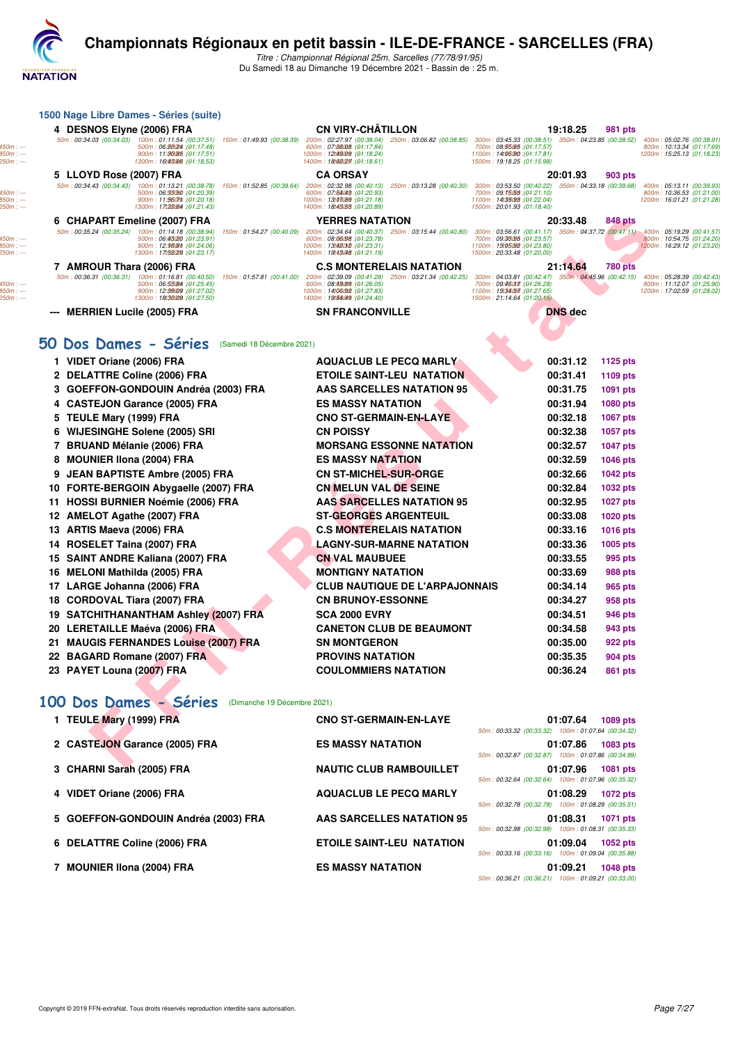# Championnats Régionaux en petit bassin - ILE-DE-FRANCE - SARCELLES (FRA)

*Titre : Championnat Régional 25m. Sarcelles (77/78/91/95)*

Du Samedi 18 au Dimanche 19 Décembre 2021 - Bassin de : 25 m.

## 1500 Nage Libre Dames - Séries (suite)

| Place | Nom | Club | Temps | Points |
|---|---|---|---|---|
| 4 | DESNOS Elyne (2006) FRA | CN VIRY-CHÂTILLON | 19:18.25 | 981 pts |
| | 50m : 00:34.03 (00:34.03) 100m : 01:11.54 (00:37.51) 150m : 01:49.93 (00:38.39) 200m : 02:27.97 (00:38.04) 250m : 03:06.82 (00:38.85) 300m : 03:45.33 (00:38.51) 350m : 04:23.85 (00:38.52) 400m : 05:02.76 (00:38.91) 500m : 06:20.24 (01:17.48) 600m : 07:38.08 (01:17.84) 700m : 08:55.65 (01:17.57) 800m : 10:13.34 (01:17.69) 900m : 11:30.85 (01:17.51) 1000m : 12:49.09 (01:18.24) 1100m : 14:06.90 (01:17.81) 1200m : 15:25.13 (01:18.23) 1300m : 16:43.66 (01:18.53) 1400m : 18:02.27 (01:18.61) 1500m : 19:18.25 (01:15.98) | | | |
| 5 | LLOYD Rose (2007) FRA | CA ORSAY | 20:01.93 | 903 pts |
| | 50m : 00:34.43 (00:34.43) 100m : 01:13.21 (00:38.78) 150m : 01:52.85 (00:39.64) 200m : 02:32.98 (00:40.13) 250m : 03:13.28 (00:40.30) 300m : 03:53.50 (00:40.22) 350m : 04:33.18 (00:39.68) 400m : 05:13.11 (00:39.93) 500m : 06:33.50 (01:20.39) 600m : 07:54.43 (01:20.93) 700m : 09:15.53 (01:21.10) 800m : 10:36.53 (01:21.00) 900m : 11:56.71 (01:20.18) 1000m : 13:17.89 (01:21.18) 1100m : 14:39.93 (01:22.04) 1200m : 16:01.21 (01:21.28) 1300m : 17:22.64 (01:21.43) 1400m : 18:43.53 (01:20.89) 1500m : 20:01.93 (01:18.40) | | | |
| 6 | CHAPART Emeline (2007) FRA | YERRES NATATION | 20:33.48 | 848 pts |
| | 50m : 00:35.24 (00:35.24) 100m : 01:14.18 (00:38.94) 150m : 01:54.27 (00:40.09) 200m : 02:34.64 (00:40.37) 250m : 03:15.44 (00:40.80) 300m : 03:56.61 (00:41.17) 350m : 04:37.72 (00:41.11) 400m : 05:19.29 (00:41.57) 500m : 06:43.20 (01:23.91) 600m : 08:06.98 (01:23.78) 700m : 09:30.55 (01:23.57) 800m : 10:54.75 (01:24.20) 900m : 12:18.81 (01:24.06) 1000m : 13:42.12 (01:23.31) 1100m : 15:05.92 (01:23.80) 1200m : 16:29.12 (01:23.20) 1300m : 17:52.29 (01:23.17) 1400m : 19:13.48 (01:21.19) 1500m : 20:33.48 (01:20.00) | | | |
| 7 | AMROUR Thara (2006) FRA | C.S MONTERELAIS NATATION | 21:14.64 | 780 pts |
| | 50m : 00:36.31 (00:36.31) 100m : 01:16.81 (00:40.50) 150m : 01:57.81 (00:41.00) 200m : 02:39.09 (00:41.28) 250m : 03:21.34 (00:42.25) 300m : 04:03.81 (00:42.47) 350m : 04:45.96 (00:42.15) 400m : 05:28.39 (00:42.43) 500m : 06:53.84 (01:25.45) 600m : 08:19.89 (01:26.05) 700m : 09:46.17 (01:26.28) 800m : 11:12.07 (01:25.90) 900m : 12:39.09 (01:27.02) 1000m : 14:06.92 (01:27.83) 1100m : 15:34.57 (01:27.65) 1200m : 17:02.59 (01:28.02) 1300m : 18:30.09 (01:27.50) 1400m : 19:54.49 (01:24.40) 1500m : 21:14.64 (01:20.15) | | | |
| --- | MERRIEN Lucile (2005) FRA | SN FRANCONVILLE | DNS dec | |

## 50 Dos Dames - Séries (Samedi 18 Décembre 2021)

| Place | Nom | Club | Temps | Points |
|---|---|---|---|---|
| 1 | VIDET Oriane (2006) FRA | AQUACLUB LE PECQ MARLY | 00:31.12 | 1125 pts |
| 2 | DELATTRE Coline (2006) FRA | ETOILE SAINT-LEU NATATION | 00:31.41 | 1109 pts |
| 3 | GOEFFON-GONDOUIN Andréa (2003) FRA | AAS SARCELLES NATATION 95 | 00:31.75 | 1091 pts |
| 4 | CASTEJON Garance (2005) FRA | ES MASSY NATATION | 00:31.94 | 1080 pts |
| 5 | TEULE Mary (1999) FRA | CNO ST-GERMAIN-EN-LAYE | 00:32.18 | 1067 pts |
| 6 | WIJESINGHE Solene (2005) SRI | CN POISSY | 00:32.38 | 1057 pts |
| 7 | BRUAND Mélanie (2006) FRA | MORSANG ESSONNE NATATION | 00:32.57 | 1047 pts |
| 8 | MOUNIER Ilona (2004) FRA | ES MASSY NATATION | 00:32.59 | 1046 pts |
| 9 | JEAN BAPTISTE Ambre (2005) FRA | CN ST-MICHEL-SUR-ORGE | 00:32.66 | 1042 pts |
| 10 | FORTE-BERGOIN Abygaelle (2007) FRA | CN MELUN VAL DE SEINE | 00:32.84 | 1032 pts |
| 11 | HOSSI BURNIER Noémie (2006) FRA | AAS SARCELLES NATATION 95 | 00:32.95 | 1027 pts |
| 12 | AMELOT Agathe (2007) FRA | ST-GEORGES ARGENTEUIL | 00:33.08 | 1020 pts |
| 13 | ARTIS Maeva (2006) FRA | C.S MONTERELAIS NATATION | 00:33.16 | 1016 pts |
| 14 | ROSELET Taina (2007) FRA | LAGNY-SUR-MARNE NATATION | 00:33.36 | 1005 pts |
| 15 | SAINT ANDRE Kaliana (2007) FRA | CN VAL MAUBUEE | 00:33.55 | 995 pts |
| 16 | MELONI Mathilda (2005) FRA | MONTIGNY NATATION | 00:33.69 | 988 pts |
| 17 | LARGE Johanna (2006) FRA | CLUB NAUTIQUE DE L'ARPAJONNAIS | 00:34.14 | 965 pts |
| 18 | CORDOVAL Tiara (2007) FRA | CN BRUNOY-ESSONNE | 00:34.27 | 958 pts |
| 19 | SATCHITHANANTHAM Ashley (2007) FRA | SCA 2000 EVRY | 00:34.51 | 946 pts |
| 20 | LERETAILLE Maéva (2006) FRA | CANETON CLUB DE BEAUMONT | 00:34.58 | 943 pts |
| 21 | MAUGIS FERNANDES Louise (2007) FRA | SN MONTGERON | 00:35.00 | 922 pts |
| 22 | BAGARD Romane (2007) FRA | PROVINS NATATION | 00:35.35 | 904 pts |
| 23 | PAYET Louna (2007) FRA | COULOMMIERS NATATION | 00:36.24 | 861 pts |

## 100 Dos Dames - Séries (Dimanche 19 Décembre 2021)

| Place | Nom | Club | Temps | Points |
|---|---|---|---|---|
| 1 | TEULE Mary (1999) FRA | CNO ST-GERMAIN-EN-LAYE | 01:07.64 | 1089 pts |
| | | | 50m : 00:33.32 (00:33.32) 100m : 01:07.64 (00:34.32) | |
| 2 | CASTEJON Garance (2005) FRA | ES MASSY NATATION | 01:07.86 | 1083 pts |
| | | | 50m : 00:32.87 (00:32.87) 100m : 01:07.86 (00:34.99) | |
| 3 | CHARNI Sarah (2005) FRA | NAUTIC CLUB RAMBOUILLET | 01:07.96 | 1081 pts |
| | | | 50m : 00:32.64 (00:32.64) 100m : 01:07.96 (00:35.32) | |
| 4 | VIDET Oriane (2006) FRA | AQUACLUB LE PECQ MARLY | 01:08.29 | 1072 pts |
| | | | 50m : 00:32.78 (00:32.78) 100m : 01:08.29 (00:35.51) | |
| 5 | GOEFFON-GONDOUIN Andréa (2003) FRA | AAS SARCELLES NATATION 95 | 01:08.31 | 1071 pts |
| | | | 50m : 00:32.98 (00:32.98) 100m : 01:08.31 (00:35.33) | |
| 6 | DELATTRE Coline (2006) FRA | ETOILE SAINT-LEU NATATION | 01:09.04 | 1052 pts |
| | | | 50m : 00:33.16 (00:33.16) 100m : 01:09.04 (00:35.88) | |
| 7 | MOUNIER Ilona (2004) FRA | ES MASSY NATATION | 01:09.21 | 1048 pts |
| | | | 50m : 00:36.21 (00:36.21) 100m : 01:09.21 (00:33.00) | |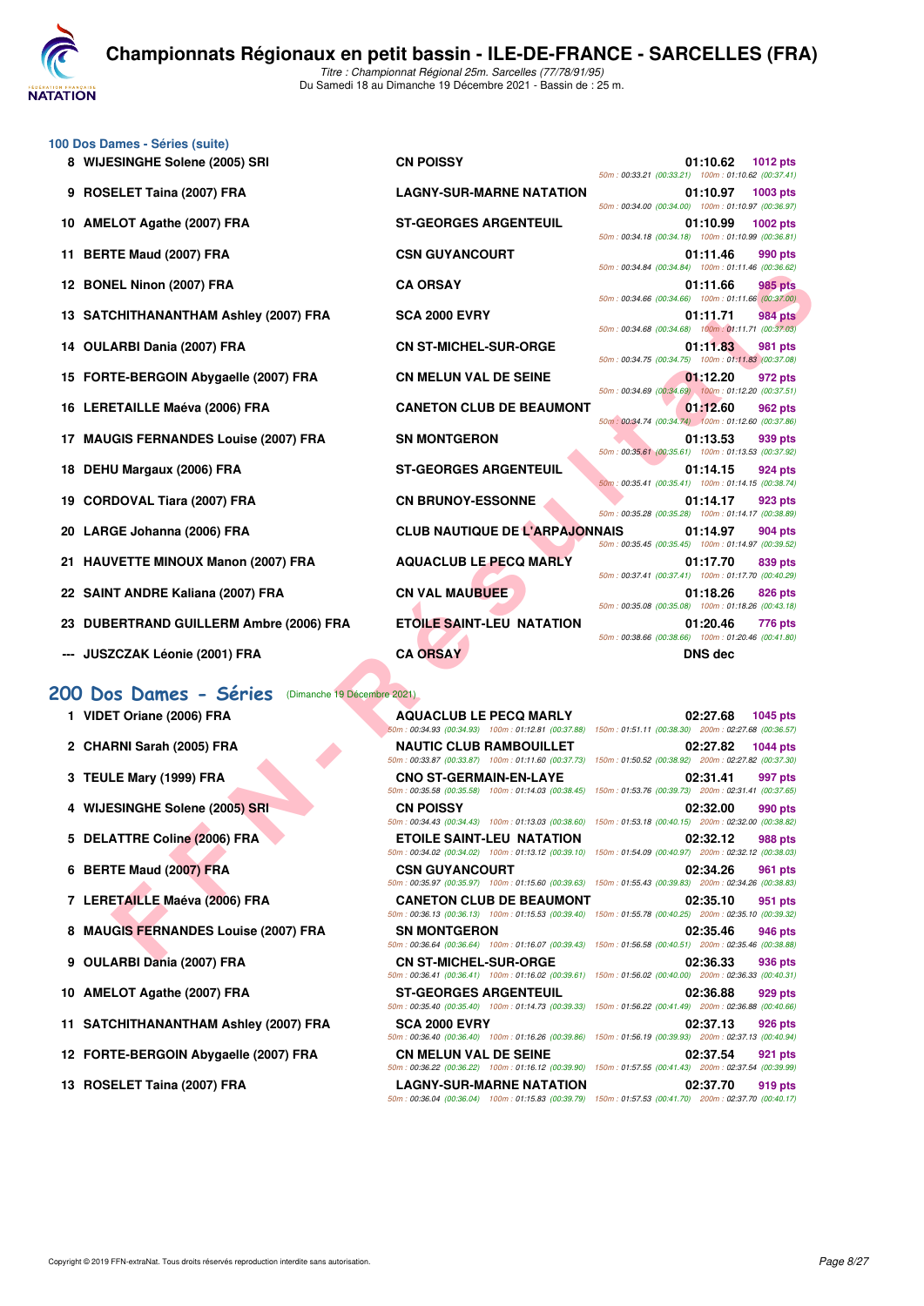# Championnats Régionaux en petit bassin - ILE-DE-FRANCE - SARCELLES (FRA)

*Titre : Championnat Régional 25m. Sarcelles (77/78/91/95)*
Du Samedi 18 au Dimanche 19 Décembre 2021 - Bassin de : 25 m.

### 100 Dos Dames - Séries (suite)

| Rang | Nageur | Club | Temps | Points | Splits |
|---|---|---|---|---|---|
| 8 | WIJESINGHE Solene (2005) SRI | CN POISSY | 01:10.62 | 1012 pts | 50m : 00:33.21 (00:33.21) 100m : 01:10.62 (00:37.41) |
| 9 | ROSELET Taina (2007) FRA | LAGNY-SUR-MARNE NATATION | 01:10.97 | 1003 pts | 50m : 00:34.00 (00:34.00) 100m : 01:10.97 (00:36.97) |
| 10 | AMELOT Agathe (2007) FRA | ST-GEORGES ARGENTEUIL | 01:10.99 | 1002 pts | 50m : 00:34.18 (00:34.18) 100m : 01:10.99 (00:36.81) |
| 11 | BERTE Maud (2007) FRA | CSN GUYANCOURT | 01:11.46 | 990 pts | 50m : 00:34.84 (00:34.84) 100m : 01:11.46 (00:36.62) |
| 12 | BONEL Ninon (2007) FRA | CA ORSAY | 01:11.66 | 985 pts | 50m : 00:34.66 (00:34.66) 100m : 01:11.66 (00:37.00) |
| 13 | SATCHITHANANTHAM Ashley (2007) FRA | SCA 2000 EVRY | 01:11.71 | 984 pts | 50m : 00:34.68 (00:34.68) 100m : 01:11.71 (00:37.03) |
| 14 | OULARBI Dania (2007) FRA | CN ST-MICHEL-SUR-ORGE | 01:11.83 | 981 pts | 50m : 00:34.75 (00:34.75) 100m : 01:11.83 (00:37.08) |
| 15 | FORTE-BERGOIN Abygaelle (2007) FRA | CN MELUN VAL DE SEINE | 01:12.20 | 972 pts | 50m : 00:34.69 (00:34.69) 100m : 01:12.20 (00:37.51) |
| 16 | LERETAILLE Maéva (2006) FRA | CANETON CLUB DE BEAUMONT | 01:12.60 | 962 pts | 50m : 00:34.74 (00:34.74) 100m : 01:12.60 (00:37.86) |
| 17 | MAUGIS FERNANDES Louise (2007) FRA | SN MONTGERON | 01:13.53 | 939 pts | 50m : 00:35.61 (00:35.61) 100m : 01:13.53 (00:37.92) |
| 18 | DEHU Margaux (2006) FRA | ST-GEORGES ARGENTEUIL | 01:14.15 | 924 pts | 50m : 00:35.41 (00:35.41) 100m : 01:14.15 (00:38.74) |
| 19 | CORDOVAL Tiara (2007) FRA | CN BRUNOY-ESSONNE | 01:14.17 | 923 pts | 50m : 00:35.28 (00:35.28) 100m : 01:14.17 (00:38.89) |
| 20 | LARGE Johanna (2006) FRA | CLUB NAUTIQUE DE L'ARPAJONNAIS | 01:14.97 | 904 pts | 50m : 00:35.45 (00:35.45) 100m : 01:14.97 (00:39.52) |
| 21 | HAUVETTE MINOUX Manon (2007) FRA | AQUACLUB LE PECQ MARLY | 01:17.70 | 839 pts | 50m : 00:37.41 (00:37.41) 100m : 01:17.70 (00:40.29) |
| 22 | SAINT ANDRE Kaliana (2007) FRA | CN VAL MAUBUEE | 01:18.26 | 826 pts | 50m : 00:35.08 (00:35.08) 100m : 01:18.26 (00:43.18) |
| 23 | DUBERTRAND GUILLERM Ambre (2006) FRA | ETOILE SAINT-LEU NATATION | 01:20.46 | 776 pts | 50m : 00:38.66 (00:38.66) 100m : 01:20.46 (00:41.80) |
| --- | JUSZCZAK Léonie (2001) FRA | CA ORSAY | DNS dec | | |

## 200 Dos Dames - Séries (Dimanche 19 Décembre 2021)

| Rang | Nageur | Club | Temps | Points | Splits |
|---|---|---|---|---|---|
| 1 | VIDET Oriane (2006) FRA | AQUACLUB LE PECQ MARLY | 02:27.68 | 1045 pts | 50m : 00:34.93 (00:34.93) 100m : 01:12.81 (00:37.88) 150m : 01:51.11 (00:38.30) 200m : 02:27.68 (00:36.57) |
| 2 | CHARNI Sarah (2005) FRA | NAUTIC CLUB RAMBOUILLET | 02:27.82 | 1044 pts | 50m : 00:33.87 (00:33.87) 100m : 01:11.60 (00:37.73) 150m : 01:50.52 (00:38.92) 200m : 02:27.82 (00:37.30) |
| 3 | TEULE Mary (1999) FRA | CNO ST-GERMAIN-EN-LAYE | 02:31.41 | 997 pts | 50m : 00:35.58 (00:35.58) 100m : 01:14.03 (00:38.45) 150m : 01:53.76 (00:39.73) 200m : 02:31.41 (00:37.65) |
| 4 | WIJESINGHE Solene (2005) SRI | CN POISSY | 02:32.00 | 990 pts | 50m : 00:34.43 (00:34.43) 100m : 01:13.03 (00:38.60) 150m : 01:53.18 (00:40.15) 200m : 02:32.00 (00:38.82) |
| 5 | DELATTRE Coline (2006) FRA | ETOILE SAINT-LEU NATATION | 02:32.12 | 988 pts | 50m : 00:34.02 (00:34.02) 100m : 01:13.12 (00:39.10) 150m : 01:54.09 (00:40.97) 200m : 02:32.12 (00:38.03) |
| 6 | BERTE Maud (2007) FRA | CSN GUYANCOURT | 02:34.26 | 961 pts | 50m : 00:35.97 (00:35.97) 100m : 01:15.60 (00:39.63) 150m : 01:55.43 (00:39.83) 200m : 02:34.26 (00:38.83) |
| 7 | LERETAILLE Maéva (2006) FRA | CANETON CLUB DE BEAUMONT | 02:35.10 | 951 pts | 50m : 00:36.13 (00:36.13) 100m : 01:15.53 (00:39.40) 150m : 01:55.78 (00:40.25) 200m : 02:35.10 (00:39.32) |
| 8 | MAUGIS FERNANDES Louise (2007) FRA | SN MONTGERON | 02:35.46 | 946 pts | 50m : 00:36.64 (00:36.64) 100m : 01:16.07 (00:39.43) 150m : 01:56.58 (00:40.51) 200m : 02:35.46 (00:38.88) |
| 9 | OULARBI Dania (2007) FRA | CN ST-MICHEL-SUR-ORGE | 02:36.33 | 936 pts | 50m : 00:36.41 (00:36.41) 100m : 01:16.02 (00:39.61) 150m : 01:56.02 (00:40.00) 200m : 02:36.33 (00:40.31) |
| 10 | AMELOT Agathe (2007) FRA | ST-GEORGES ARGENTEUIL | 02:36.88 | 929 pts | 50m : 00:35.40 (00:35.40) 100m : 01:14.73 (00:39.33) 150m : 01:56.22 (00:41.49) 200m : 02:36.88 (00:40.66) |
| 11 | SATCHITHANANTHAM Ashley (2007) FRA | SCA 2000 EVRY | 02:37.13 | 926 pts | 50m : 00:36.40 (00:36.40) 100m : 01:16.26 (00:39.86) 150m : 01:56.19 (00:39.93) 200m : 02:37.13 (00:40.94) |
| 12 | FORTE-BERGOIN Abygaelle (2007) FRA | CN MELUN VAL DE SEINE | 02:37.54 | 921 pts | 50m : 00:36.22 (00:36.22) 100m : 01:16.12 (00:39.90) 150m : 01:57.55 (00:41.43) 200m : 02:37.54 (00:39.99) |
| 13 | ROSELET Taina (2007) FRA | LAGNY-SUR-MARNE NATATION | 02:37.70 | 919 pts | 50m : 00:36.04 (00:36.04) 100m : 01:15.83 (00:39.79) 150m : 01:57.53 (00:41.70) 200m : 02:37.70 (00:40.17) |

Copyright © 2019 FFN-extraNat. Tous droits réservés reproduction interdite sans autorisation.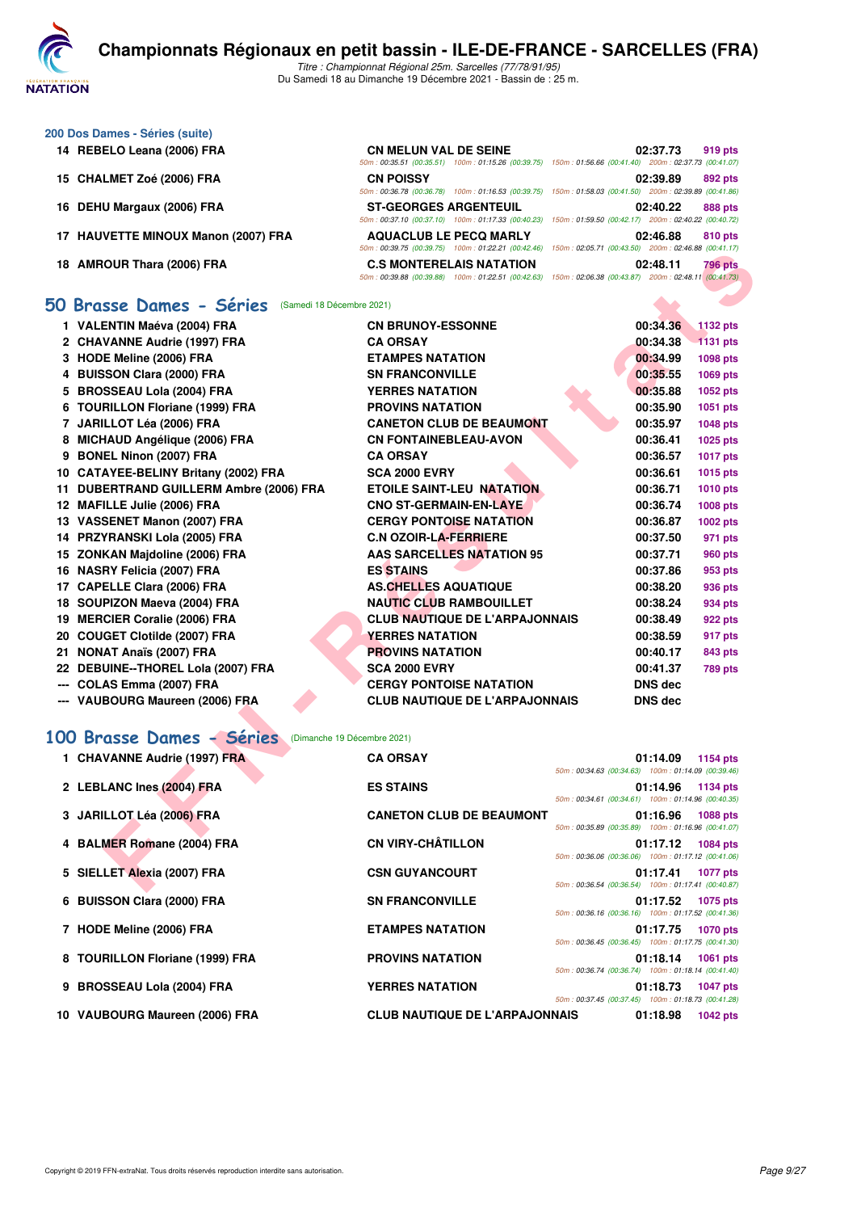## 200 Dos Dames - Séries (suite)

| Rang | Nageur | Club | Temps | Points |
|---|---|---|---|---|
| 14 | REBELO Leana (2006) FRA | CN MELUN VAL DE SEINE | 02:37.73 | 919 pts |
| | | 50m : 00:35.51 (00:35.51) 100m : 01:15.26 (00:39.75) 150m : 01:56.66 (00:41.40) 200m : 02:37.73 (00:41.07) | | |
| 15 | CHALMET Zoé (2006) FRA | CN POISSY | 02:39.89 | 892 pts |
| | | 50m : 00:36.78 (00:36.78) 100m : 01:16.53 (00:39.75) 150m : 01:58.03 (00:41.50) 200m : 02:39.89 (00:41.86) | | |
| 16 | DEHU Margaux (2006) FRA | ST-GEORGES ARGENTEUIL | 02:40.22 | 888 pts |
| | | 50m : 00:37.10 (00:37.10) 100m : 01:17.33 (00:40.23) 150m : 01:59.50 (00:42.17) 200m : 02:40.22 (00:40.72) | | |
| 17 | HAUVETTE MINOUX Manon (2007) FRA | AQUACLUB LE PECQ MARLY | 02:46.88 | 810 pts |
| | | 50m : 00:39.75 (00:39.75) 100m : 01:22.21 (00:42.46) 150m : 02:05.71 (00:43.50) 200m : 02:46.88 (00:41.17) | | |
| 18 | AMROUR Thara (2006) FRA | C.S MONTERELAIS NATATION | 02:48.11 | 796 pts |
| | | 50m : 00:39.88 (00:39.88) 100m : 01:22.51 (00:42.63) 150m : 02:06.38 (00:43.87) 200m : 02:48.11 (00:41.73) | | |

## 50 Brasse Dames - Séries (Samedi 18 Décembre 2021)

| Rang | Nageur | Club | Temps | Points |
|---|---|---|---|---|
| 1 | VALENTIN Maéva (2004) FRA | CN BRUNOY-ESSONNE | 00:34.36 | 1132 pts |
| 2 | CHAVANNE Audrie (1997) FRA | CA ORSAY | 00:34.38 | 1131 pts |
| 3 | HODE Meline (2006) FRA | ETAMPES NATATION | 00:34.99 | 1098 pts |
| 4 | BUISSON Clara (2000) FRA | SN FRANCONVILLE | 00:35.55 | 1069 pts |
| 5 | BROSSEAU Lola (2004) FRA | YERRES NATATION | 00:35.88 | 1052 pts |
| 6 | TOURILLON Floriane (1999) FRA | PROVINS NATATION | 00:35.90 | 1051 pts |
| 7 | JARILLOT Léa (2006) FRA | CANETON CLUB DE BEAUMONT | 00:35.97 | 1048 pts |
| 8 | MICHAUD Angélique (2006) FRA | CN FONTAINEBLEAU-AVON | 00:36.41 | 1025 pts |
| 9 | BONEL Ninon (2007) FRA | CA ORSAY | 00:36.57 | 1017 pts |
| 10 | CATAYEE-BELINY Britany (2002) FRA | SCA 2000 EVRY | 00:36.61 | 1015 pts |
| 11 | DUBERTRAND GUILLERM Ambre (2006) FRA | ETOILE SAINT-LEU NATATION | 00:36.71 | 1010 pts |
| 12 | MAFILLE Julie (2006) FRA | CNO ST-GERMAIN-EN-LAYE | 00:36.74 | 1008 pts |
| 13 | VASSENET Manon (2007) FRA | CERGY PONTOISE NATATION | 00:36.87 | 1002 pts |
| 14 | PRZYRANSKI Lola (2005) FRA | C.N OZOIR-LA-FERRIERE | 00:37.50 | 971 pts |
| 15 | ZONKAN Majdoline (2006) FRA | AAS SARCELLES NATATION 95 | 00:37.71 | 960 pts |
| 16 | NASRY Felicia (2007) FRA | ES STAINS | 00:37.86 | 953 pts |
| 17 | CAPELLE Clara (2006) FRA | AS.CHELLES AQUATIQUE | 00:38.20 | 936 pts |
| 18 | SOUPIZON Maeva (2004) FRA | NAUTIC CLUB RAMBOUILLET | 00:38.24 | 934 pts |
| 19 | MERCIER Coralie (2006) FRA | CLUB NAUTIQUE DE L'ARPAJONNAIS | 00:38.49 | 922 pts |
| 20 | COUGET Clotilde (2007) FRA | YERRES NATATION | 00:38.59 | 917 pts |
| 21 | NONAT Anaïs (2007) FRA | PROVINS NATATION | 00:40.17 | 843 pts |
| 22 | DEBUINE--THOREL Lola (2007) FRA | SCA 2000 EVRY | 00:41.37 | 789 pts |
| --- | COLAS Emma (2007) FRA | CERGY PONTOISE NATATION | DNS dec | |
| --- | VAUBOURG Maureen (2006) FRA | CLUB NAUTIQUE DE L'ARPAJONNAIS | DNS dec | |

## 100 Brasse Dames - Séries (Dimanche 19 Décembre 2021)

| Rang | Nageur | Club | Temps | Points |
|---|---|---|---|---|
| 1 | CHAVANNE Audrie (1997) FRA | CA ORSAY | 01:14.09 | 1154 pts |
| | | 50m : 00:34.63 (00:34.63) 100m : 01:14.09 (00:39.46) | | |
| 2 | LEBLANC Ines (2004) FRA | ES STAINS | 01:14.96 | 1134 pts |
| | | 50m : 00:34.61 (00:34.61) 100m : 01:14.96 (00:40.35) | | |
| 3 | JARILLOT Léa (2006) FRA | CANETON CLUB DE BEAUMONT | 01:16.96 | 1088 pts |
| | | 50m : 00:35.89 (00:35.89) 100m : 01:16.96 (00:41.07) | | |
| 4 | BALMER Romane (2004) FRA | CN VIRY-CHÂTILLON | 01:17.12 | 1084 pts |
| | | 50m : 00:36.06 (00:36.06) 100m : 01:17.12 (00:41.06) | | |
| 5 | SIELLET Alexia (2007) FRA | CSN GUYANCOURT | 01:17.41 | 1077 pts |
| | | 50m : 00:36.54 (00:36.54) 100m : 01:17.41 (00:40.87) | | |
| 6 | BUISSON Clara (2000) FRA | SN FRANCONVILLE | 01:17.52 | 1075 pts |
| | | 50m : 00:36.16 (00:36.16) 100m : 01:17.52 (00:41.36) | | |
| 7 | HODE Meline (2006) FRA | ETAMPES NATATION | 01:17.75 | 1070 pts |
| | | 50m : 00:36.45 (00:36.45) 100m : 01:17.75 (00:41.30) | | |
| 8 | TOURILLON Floriane (1999) FRA | PROVINS NATATION | 01:18.14 | 1061 pts |
| | | 50m : 00:36.74 (00:36.74) 100m : 01:18.14 (00:41.40) | | |
| 9 | BROSSEAU Lola (2004) FRA | YERRES NATATION | 01:18.73 | 1047 pts |
| | | 50m : 00:37.45 (00:37.45) 100m : 01:18.73 (00:41.28) | | |
| 10 | VAUBOURG Maureen (2006) FRA | CLUB NAUTIQUE DE L'ARPAJONNAIS | 01:18.98 | 1042 pts |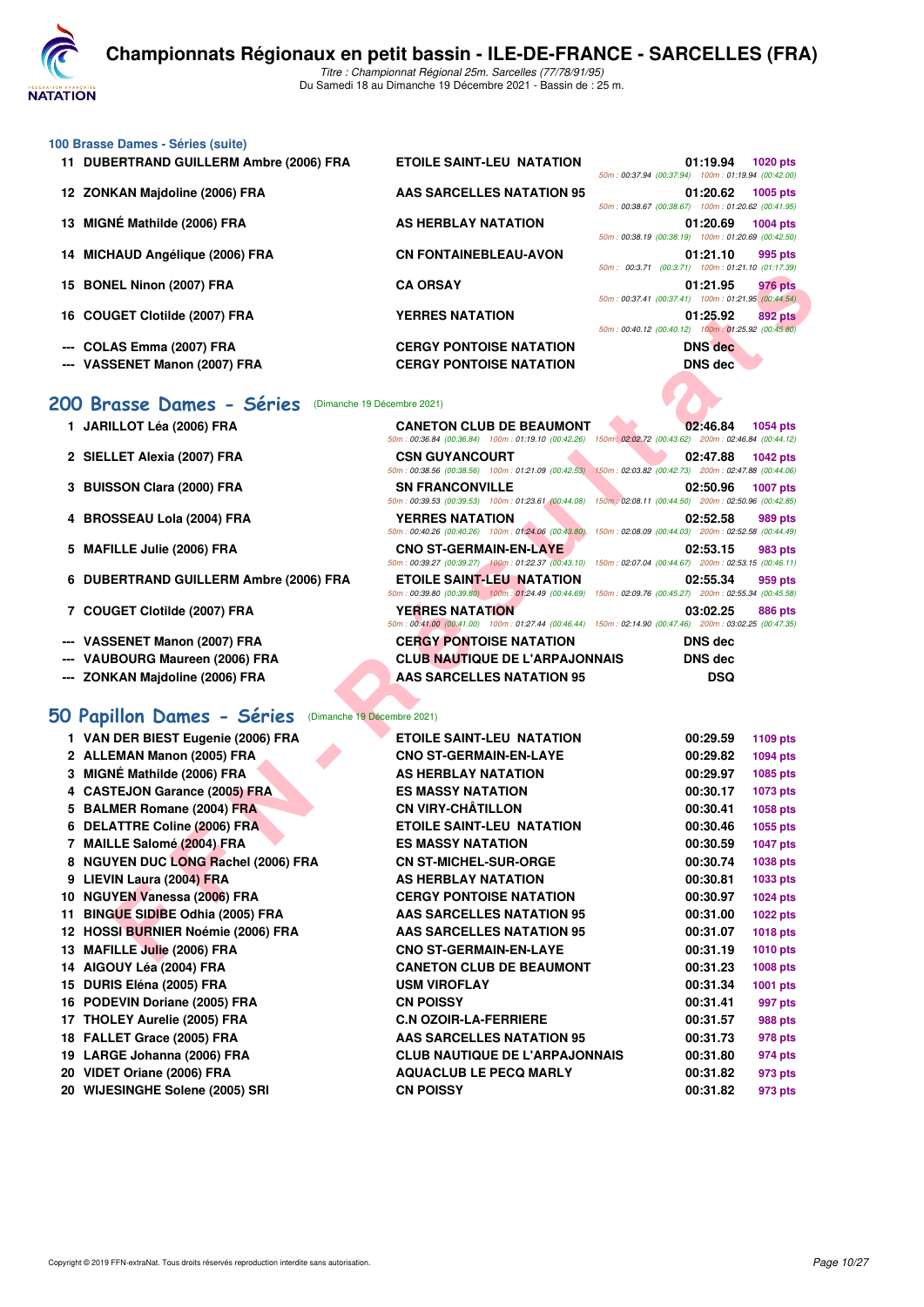# Championnats Régionaux en petit bassin - ILE-DE-FRANCE - SARCELLES (FRA)

*Titre : Championnat Régional 25m. Sarcelles (77/78/91/95)*
Du Samedi 18 au Dimanche 19 Décembre 2021 - Bassin de : 25 m.

### 100 Brasse Dames - Séries (suite)

| | Nom | Club | Temps | Points |
|---|---|---|---|---|
| 11 | DUBERTRAND GUILLERM Ambre (2006) FRA | ETOILE SAINT-LEU NATATION | 01:19.94 | 1020 pts |
| | | | 50m : 00:37.94 (00:37.94) 100m : 01:19.94 (00:42.00) | |
| 12 | ZONKAN Majdoline (2006) FRA | AAS SARCELLES NATATION 95 | 01:20.62 | 1005 pts |
| | | | 50m : 00:38.67 (00:38.67) 100m : 01:20.62 (00:41.95) | |
| 13 | MIGNÉ Mathilde (2006) FRA | AS HERBLAY NATATION | 01:20.69 | 1004 pts |
| | | | 50m : 00:38.19 (00:38.19) 100m : 01:20.69 (00:42.50) | |
| 14 | MICHAUD Angélique (2006) FRA | CN FONTAINEBLEAU-AVON | 01:21.10 | 995 pts |
| | | | 50m : 00:3.71 (00:3.71) 100m : 01:21.10 (01:17.39) | |
| 15 | BONEL Ninon (2007) FRA | CA ORSAY | 01:21.95 | 976 pts |
| | | | 50m : 00:37.41 (00:37.41) 100m : 01:21.95 (00:44.54) | |
| 16 | COUGET Clotilde (2007) FRA | YERRES NATATION | 01:25.92 | 892 pts |
| | | | 50m : 00:40.12 (00:40.12) 100m : 01:25.92 (00:45.80) | |
| --- | COLAS Emma (2007) FRA | CERGY PONTOISE NATATION | DNS dec | |
| --- | VASSENET Manon (2007) FRA | CERGY PONTOISE NATATION | DNS dec | |

## 200 Brasse Dames - Séries (Dimanche 19 Décembre 2021)

| | Nom | Club | Temps | Points |
|---|---|---|---|---|
| 1 | JARILLOT Léa (2006) FRA | CANETON CLUB DE BEAUMONT | 02:46.84 | 1054 pts |
| | | 50m : 00:36.84 (00:36.84) 100m : 01:19.10 (00:42.26) 150m : 02:02.72 (00:43.62) 200m : 02:46.84 (00:44.12) | | |
| 2 | SIELLET Alexia (2007) FRA | CSN GUYANCOURT | 02:47.88 | 1042 pts |
| | | 50m : 00:38.56 (00:38.56) 100m : 01:21.09 (00:42.53) 150m : 02:03.82 (00:42.73) 200m : 02:47.88 (00:44.06) | | |
| 3 | BUISSON Clara (2000) FRA | SN FRANCONVILLE | 02:50.96 | 1007 pts |
| | | 50m : 00:39.53 (00:39.53) 100m : 01:23.61 (00:44.08) 150m : 02:08.11 (00:44.50) 200m : 02:50.96 (00:42.85) | | |
| 4 | BROSSEAU Lola (2004) FRA | YERRES NATATION | 02:52.58 | 989 pts |
| | | 50m : 00:40.26 (00:40.26) 100m : 01:24.06 (00:43.80) 150m : 02:08.09 (00:44.03) 200m : 02:52.58 (00:44.49) | | |
| 5 | MAFILLE Julie (2006) FRA | CNO ST-GERMAIN-EN-LAYE | 02:53.15 | 983 pts |
| | | 50m : 00:39.27 (00:39.27) 100m : 01:22.37 (00:43.10) 150m : 02:07.04 (00:44.67) 200m : 02:53.15 (00:46.11) | | |
| 6 | DUBERTRAND GUILLERM Ambre (2006) FRA | ETOILE SAINT-LEU NATATION | 02:55.34 | 959 pts |
| | | 50m : 00:39.80 (00:39.80) 100m : 01:24.49 (00:44.69) 150m : 02:09.76 (00:45.27) 200m : 02:55.34 (00:45.58) | | |
| 7 | COUGET Clotilde (2007) FRA | YERRES NATATION | 03:02.25 | 886 pts |
| | | 50m : 00:41.00 (00:41.00) 100m : 01:27.44 (00:46.44) 150m : 02:14.90 (00:47.46) 200m : 03:02.25 (00:47.35) | | |
| --- | VASSENET Manon (2007) FRA | CERGY PONTOISE NATATION | DNS dec | |
| --- | VAUBOURG Maureen (2006) FRA | CLUB NAUTIQUE DE L'ARPAJONNAIS | DNS dec | |
| --- | ZONKAN Majdoline (2006) FRA | AAS SARCELLES NATATION 95 | DSQ | |

## 50 Papillon Dames - Séries (Dimanche 19 Décembre 2021)

| | Nom | Club | Temps | Points |
|---|---|---|---|---|
| 1 | VAN DER BIEST Eugenie (2006) FRA | ETOILE SAINT-LEU NATATION | 00:29.59 | 1109 pts |
| 2 | ALLEMAN Manon (2005) FRA | CNO ST-GERMAIN-EN-LAYE | 00:29.82 | 1094 pts |
| 3 | MIGNÉ Mathilde (2006) FRA | AS HERBLAY NATATION | 00:29.97 | 1085 pts |
| 4 | CASTEJON Garance (2005) FRA | ES MASSY NATATION | 00:30.17 | 1073 pts |
| 5 | BALMER Romane (2004) FRA | CN VIRY-CHÂTILLON | 00:30.41 | 1058 pts |
| 6 | DELATTRE Coline (2006) FRA | ETOILE SAINT-LEU NATATION | 00:30.46 | 1055 pts |
| 7 | MAILLE Salomé (2004) FRA | ES MASSY NATATION | 00:30.59 | 1047 pts |
| 8 | NGUYEN DUC LONG Rachel (2006) FRA | CN ST-MICHEL-SUR-ORGE | 00:30.74 | 1038 pts |
| 9 | LIEVIN Laura (2004) FRA | AS HERBLAY NATATION | 00:30.81 | 1033 pts |
| 10 | NGUYEN Vanessa (2006) FRA | CERGY PONTOISE NATATION | 00:30.97 | 1024 pts |
| 11 | BINGUE SIDIBE Odhia (2005) FRA | AAS SARCELLES NATATION 95 | 00:31.00 | 1022 pts |
| 12 | HOSSI BURNIER Noémie (2006) FRA | AAS SARCELLES NATATION 95 | 00:31.07 | 1018 pts |
| 13 | MAFILLE Julie (2006) FRA | CNO ST-GERMAIN-EN-LAYE | 00:31.19 | 1010 pts |
| 14 | AIGOUY Léa (2004) FRA | CANETON CLUB DE BEAUMONT | 00:31.23 | 1008 pts |
| 15 | DURIS Eléna (2005) FRA | USM VIROFLAY | 00:31.34 | 1001 pts |
| 16 | PODEVIN Doriane (2005) FRA | CN POISSY | 00:31.41 | 997 pts |
| 17 | THOLEY Aurelie (2005) FRA | C.N OZOIR-LA-FERRIERE | 00:31.57 | 988 pts |
| 18 | FALLET Grace (2005) FRA | AAS SARCELLES NATATION 95 | 00:31.73 | 978 pts |
| 19 | LARGE Johanna (2006) FRA | CLUB NAUTIQUE DE L'ARPAJONNAIS | 00:31.80 | 974 pts |
| 20 | VIDET Oriane (2006) FRA | AQUACLUB LE PECQ MARLY | 00:31.82 | 973 pts |
| 20 | WIJESINGHE Solene (2005) SRI | CN POISSY | 00:31.82 | 973 pts |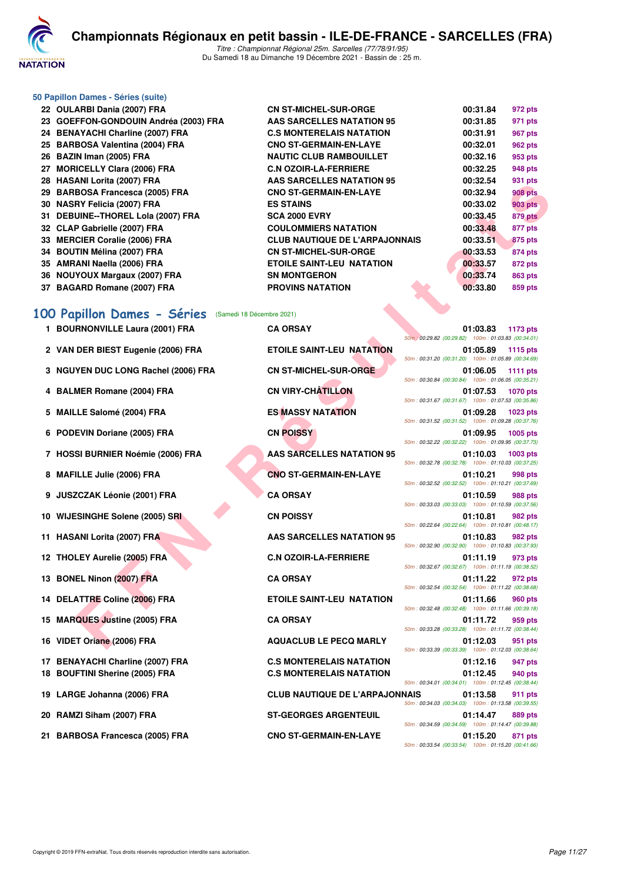### 50 Papillon Dames - Séries (suite)

| | | | | |
|---|---|---|---|---|
| 22 | OULARBI Dania (2007) FRA | CN ST-MICHEL-SUR-ORGE | 00:31.84 | 972 pts |
| 23 | GOEFFON-GONDOUIN Andréa (2003) FRA | AAS SARCELLES NATATION 95 | 00:31.85 | 971 pts |
| 24 | BENAYACHI Charline (2007) FRA | C.S MONTERELAIS NATATION | 00:31.91 | 967 pts |
| 25 | BARBOSA Valentina (2004) FRA | CNO ST-GERMAIN-EN-LAYE | 00:32.01 | 962 pts |
| 26 | BAZIN Iman (2005) FRA | NAUTIC CLUB RAMBOUILLET | 00:32.16 | 953 pts |
| 27 | MORICELLY Clara (2006) FRA | C.N OZOIR-LA-FERRIERE | 00:32.25 | 948 pts |
| 28 | HASANI Lorita (2007) FRA | AAS SARCELLES NATATION 95 | 00:32.54 | 931 pts |
| 29 | BARBOSA Francesca (2005) FRA | CNO ST-GERMAIN-EN-LAYE | 00:32.94 | 908 pts |
| 30 | NASRY Felicia (2007) FRA | ES STAINS | 00:33.02 | 903 pts |
| 31 | DEBUINE--THOREL Lola (2007) FRA | SCA 2000 EVRY | 00:33.45 | 879 pts |
| 32 | CLAP Gabrielle (2007) FRA | COULOMMIERS NATATION | 00:33.48 | 877 pts |
| 33 | MERCIER Coralie (2006) FRA | CLUB NAUTIQUE DE L'ARPAJONNAIS | 00:33.51 | 875 pts |
| 34 | BOUTIN Mélina (2007) FRA | CN ST-MICHEL-SUR-ORGE | 00:33.53 | 874 pts |
| 35 | AMRANI Naella (2006) FRA | ETOILE SAINT-LEU NATATION | 00:33.57 | 872 pts |
| 36 | NOUYOUX Margaux (2007) FRA | SN MONTGERON | 00:33.74 | 863 pts |
| 37 | BAGARD Romane (2007) FRA | PROVINS NATATION | 00:33.80 | 859 pts |

## 100 Papillon Dames - Séries (Samedi 18 Décembre 2021)

| | | | | | |
|---|---|---|---|---|---|
| 1 | BOURNONVILLE Laura (2001) FRA | CA ORSAY | 01:03.83 | 1173 pts | 50m : 00:29.82 (00:29.82) 100m : 01:03.83 (00:34.01) |
| 2 | VAN DER BIEST Eugenie (2006) FRA | ETOILE SAINT-LEU NATATION | 01:05.89 | 1115 pts | 50m : 00:31.20 (00:31.20) 100m : 01:05.89 (00:34.69) |
| 3 | NGUYEN DUC LONG Rachel (2006) FRA | CN ST-MICHEL-SUR-ORGE | 01:06.05 | 1111 pts | 50m : 00:30.84 (00:30.84) 100m : 01:06.05 (00:35.21) |
| 4 | BALMER Romane (2004) FRA | CN VIRY-CHÂTILLON | 01:07.53 | 1070 pts | 50m : 00:31.67 (00:31.67) 100m : 01:07.53 (00:35.86) |
| 5 | MAILLE Salomé (2004) FRA | ES MASSY NATATION | 01:09.28 | 1023 pts | 50m : 00:31.52 (00:31.52) 100m : 01:09.28 (00:37.76) |
| 6 | PODEVIN Doriane (2005) FRA | CN POISSY | 01:09.95 | 1005 pts | 50m : 00:32.22 (00:32.22) 100m : 01:09.95 (00:37.73) |
| 7 | HOSSI BURNIER Noémie (2006) FRA | AAS SARCELLES NATATION 95 | 01:10.03 | 1003 pts | 50m : 00:32.78 (00:32.78) 100m : 01:10.03 (00:37.25) |
| 8 | MAFILLE Julie (2006) FRA | CNO ST-GERMAIN-EN-LAYE | 01:10.21 | 998 pts | 50m : 00:32.52 (00:32.52) 100m : 01:10.21 (00:37.69) |
| 9 | JUSZCZAK Léonie (2001) FRA | CA ORSAY | 01:10.59 | 988 pts | 50m : 00:33.03 (00:33.03) 100m : 01:10.59 (00:37.56) |
| 10 | WIJESINGHE Solene (2005) SRI | CN POISSY | 01:10.81 | 982 pts | 50m : 00:22.64 (00:22.64) 100m : 01:10.81 (00:48.17) |
| 11 | HASANI Lorita (2007) FRA | AAS SARCELLES NATATION 95 | 01:10.83 | 982 pts | 50m : 00:32.90 (00:32.90) 100m : 01:10.83 (00:37.93) |
| 12 | THOLEY Aurelie (2005) FRA | C.N OZOIR-LA-FERRIERE | 01:11.19 | 973 pts | 50m : 00:32.67 (00:32.67) 100m : 01:11.19 (00:38.52) |
| 13 | BONEL Ninon (2007) FRA | CA ORSAY | 01:11.22 | 972 pts | 50m : 00:32.54 (00:32.54) 100m : 01:11.22 (00:38.68) |
| 14 | DELATTRE Coline (2006) FRA | ETOILE SAINT-LEU NATATION | 01:11.66 | 960 pts | 50m : 00:32.48 (00:32.48) 100m : 01:11.66 (00:39.18) |
| 15 | MARQUES Justine (2005) FRA | CA ORSAY | 01:11.72 | 959 pts | 50m : 00:33.28 (00:33.28) 100m : 01:11.72 (00:38.44) |
| 16 | VIDET Oriane (2006) FRA | AQUACLUB LE PECQ MARLY | 01:12.03 | 951 pts | 50m : 00:33.39 (00:33.39) 100m : 01:12.03 (00:38.64) |
| 17 | BENAYACHI Charline (2007) FRA | C.S MONTERELAIS NATATION | 01:12.16 | 947 pts | |
| 18 | BOUFTINI Sherine (2005) FRA | C.S MONTERELAIS NATATION | 01:12.45 | 940 pts | 50m : 00:34.01 (00:34.01) 100m : 01:12.45 (00:38.44) |
| 19 | LARGE Johanna (2006) FRA | CLUB NAUTIQUE DE L'ARPAJONNAIS | 01:13.58 | 911 pts | 50m : 00:34.03 (00:34.03) 100m : 01:13.58 (00:39.55) |
| 20 | RAMZI Siham (2007) FRA | ST-GEORGES ARGENTEUIL | 01:14.47 | 889 pts | 50m : 00:34.59 (00:34.59) 100m : 01:14.47 (00:39.88) |
| 21 | BARBOSA Francesca (2005) FRA | CNO ST-GERMAIN-EN-LAYE | 01:15.20 | 871 pts | 50m : 00:33.54 (00:33.54) 100m : 01:15.20 (00:41.66) |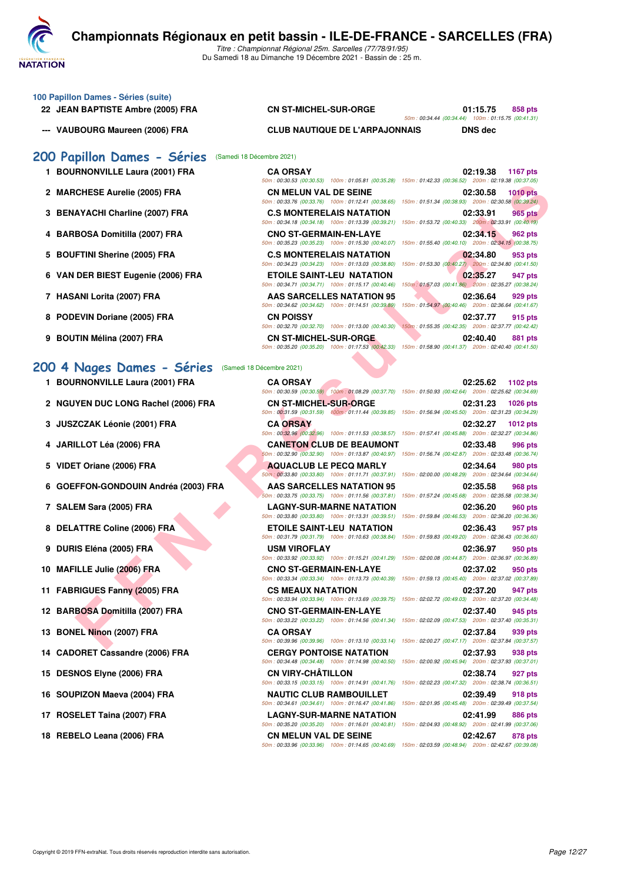# Championnats Régionaux en petit bassin - ILE-DE-FRANCE - SARCELLES (FRA)

*Titre : Championnat Régional 25m. Sarcelles (77/78/91/95)*
Du Samedi 18 au Dimanche 19 Décembre 2021 - Bassin de : 25 m.

### 100 Papillon Dames - Séries (suite)

| Rang | Nom | Club | Temps | Points | Intermédiaires |
|---|---|---|---|---|---|
| 22 | JEAN BAPTISTE Ambre (2005) FRA | CN ST-MICHEL-SUR-ORGE | 01:15.75 | 858 pts | 50m : 00:34.44 (00:34.44) 100m : 01:15.75 (00:41.31) |
| --- | VAUBOURG Maureen (2006) FRA | CLUB NAUTIQUE DE L'ARPAJONNAIS | DNS dec | | |

## 200 Papillon Dames - Séries (Samedi 18 Décembre 2021)

| Rang | Nom | Club | Temps | Points | Intermédiaires |
|---|---|---|---|---|---|
| 1 | BOURNONVILLE Laura (2001) FRA | CA ORSAY | 02:19.38 | 1167 pts | 50m : 00:30.53 (00:30.53) 100m : 01:05.81 (00:35.28) 150m : 01:42.33 (00:36.52) 200m : 02:19.38 (00:37.05) |
| 2 | MARCHESE Aurelie (2005) FRA | CN MELUN VAL DE SEINE | 02:30.58 | 1010 pts | 50m : 00:33.76 (00:33.76) 100m : 01:12.41 (00:38.65) 150m : 01:51.34 (00:38.93) 200m : 02:30.58 (00:39.24) |
| 3 | BENAYACHI Charline (2007) FRA | C.S MONTERELAIS NATATION | 02:33.91 | 965 pts | 50m : 00:34.18 (00:34.18) 100m : 01:13.39 (00:39.21) 150m : 01:53.72 (00:40.33) 200m : 02:33.91 (00:40.19) |
| 4 | BARBOSA Domitilla (2007) FRA | CNO ST-GERMAIN-EN-LAYE | 02:34.15 | 962 pts | 50m : 00:35.23 (00:35.23) 100m : 01:15.30 (00:40.07) 150m : 01:55.40 (00:40.10) 200m : 02:34.15 (00:38.75) |
| 5 | BOUFTINI Sherine (2005) FRA | C.S MONTERELAIS NATATION | 02:34.80 | 953 pts | 50m : 00:34.23 (00:34.23) 100m : 01:13.03 (00:38.80) 150m : 01:53.30 (00:40.27) 200m : 02:34.80 (00:41.50) |
| 6 | VAN DER BIEST Eugenie (2006) FRA | ETOILE SAINT-LEU NATATION | 02:35.27 | 947 pts | 50m : 00:34.71 (00:34.71) 100m : 01:15.17 (00:40.46) 150m : 01:57.03 (00:41.86) 200m : 02:35.27 (00:38.24) |
| 7 | HASANI Lorita (2007) FRA | AAS SARCELLES NATATION 95 | 02:36.64 | 929 pts | 50m : 00:34.62 (00:34.62) 100m : 01:14.51 (00:39.89) 150m : 01:54.97 (00:40.46) 200m : 02:36.64 (00:41.67) |
| 8 | PODEVIN Doriane (2005) FRA | CN POISSY | 02:37.77 | 915 pts | 50m : 00:32.70 (00:32.70) 100m : 01:13.00 (00:40.30) 150m : 01:55.35 (00:42.35) 200m : 02:37.77 (00:42.42) |
| 9 | BOUTIN Mélina (2007) FRA | CN ST-MICHEL-SUR-ORGE | 02:40.40 | 881 pts | 50m : 00:35.20 (00:35.20) 100m : 01:17.53 (00:42.33) 150m : 01:58.90 (00:41.37) 200m : 02:40.40 (00:41.50) |

## 200 4 Nages Dames - Séries (Samedi 18 Décembre 2021)

| Rang | Nom | Club | Temps | Points | Intermédiaires |
|---|---|---|---|---|---|
| 1 | BOURNONVILLE Laura (2001) FRA | CA ORSAY | 02:25.62 | 1102 pts | 50m : 00:30.59 (00:30.59) 100m : 01:08.29 (00:37.70) 150m : 01:50.93 (00:42.64) 200m : 02:25.62 (00:34.69) |
| 2 | NGUYEN DUC LONG Rachel (2006) FRA | CN ST-MICHEL-SUR-ORGE | 02:31.23 | 1026 pts | 50m : 00:31.59 (00:31.59) 100m : 01:11.44 (00:39.85) 150m : 01:56.94 (00:45.50) 200m : 02:31.23 (00:34.29) |
| 3 | JUSZCZAK Léonie (2001) FRA | CA ORSAY | 02:32.27 | 1012 pts | 50m : 00:32.96 (00:32.96) 100m : 01:11.53 (00:38.57) 150m : 01:57.41 (00:45.88) 200m : 02:32.27 (00:34.86) |
| 4 | JARILLOT Léa (2006) FRA | CANETON CLUB DE BEAUMONT | 02:33.48 | 996 pts | 50m : 00:32.90 (00:32.90) 100m : 01:13.87 (00:40.97) 150m : 01:56.74 (00:42.87) 200m : 02:33.48 (00:36.74) |
| 5 | VIDET Oriane (2006) FRA | AQUACLUB LE PECQ MARLY | 02:34.64 | 980 pts | 50m : 00:33.80 (00:33.80) 100m : 01:11.71 (00:37.91) 150m : 02:00.00 (00:48.29) 200m : 02:34.64 (00:34.64) |
| 6 | GOEFFON-GONDOUIN Andréa (2003) FRA | AAS SARCELLES NATATION 95 | 02:35.58 | 968 pts | 50m : 00:33.75 (00:33.75) 100m : 01:11.56 (00:37.81) 150m : 01:57.24 (00:45.68) 200m : 02:35.58 (00:38.34) |
| 7 | SALEM Sara (2005) FRA | LAGNY-SUR-MARNE NATATION | 02:36.20 | 960 pts | 50m : 00:33.80 (00:33.80) 100m : 01:13.31 (00:39.51) 150m : 01:59.84 (00:46.53) 200m : 02:36.20 (00:36.36) |
| 8 | DELATTRE Coline (2006) FRA | ETOILE SAINT-LEU NATATION | 02:36.43 | 957 pts | 50m : 00:31.79 (00:31.79) 100m : 01:10.63 (00:38.84) 150m : 01:59.83 (00:49.20) 200m : 02:36.43 (00:36.60) |
| 9 | DURIS Eléna (2005) FRA | USM VIROFLAY | 02:36.97 | 950 pts | 50m : 00:33.92 (00:33.92) 100m : 01:15.21 (00:41.29) 150m : 02:00.08 (00:44.87) 200m : 02:36.97 (00:36.89) |
| 10 | MAFILLE Julie (2006) FRA | CNO ST-GERMAIN-EN-LAYE | 02:37.02 | 950 pts | 50m : 00:33.34 (00:33.34) 100m : 01:13.73 (00:40.39) 150m : 01:59.13 (00:45.40) 200m : 02:37.02 (00:37.89) |
| 11 | FABRIGUES Fanny (2005) FRA | CS MEAUX NATATION | 02:37.20 | 947 pts | 50m : 00:33.94 (00:33.94) 100m : 01:13.69 (00:39.75) 150m : 02:02.72 (00:49.03) 200m : 02:37.20 (00:34.48) |
| 12 | BARBOSA Domitilla (2007) FRA | CNO ST-GERMAIN-EN-LAYE | 02:37.40 | 945 pts | 50m : 00:33.22 (00:33.22) 100m : 01:14.56 (00:41.34) 150m : 02:02.09 (00:47.53) 200m : 02:37.40 (00:35.31) |
| 13 | BONEL Ninon (2007) FRA | CA ORSAY | 02:37.84 | 939 pts | 50m : 00:39.96 (00:39.96) 100m : 01:13.10 (00:33.14) 150m : 02:00.27 (00:47.17) 200m : 02:37.84 (00:37.57) |
| 14 | CADORET Cassandre (2006) FRA | CERGY PONTOISE NATATION | 02:37.93 | 938 pts | 50m : 00:34.48 (00:34.48) 100m : 01:14.98 (00:40.50) 150m : 02:00.92 (00:45.94) 200m : 02:37.93 (00:37.01) |
| 15 | DESNOS Elyne (2006) FRA | CN VIRY-CHÂTILLON | 02:38.74 | 927 pts | 50m : 00:33.15 (00:33.15) 100m : 01:14.91 (00:41.76) 150m : 02:02.23 (00:47.32) 200m : 02:38.74 (00:36.51) |
| 16 | SOUPIZON Maeva (2004) FRA | NAUTIC CLUB RAMBOUILLET | 02:39.49 | 918 pts | 50m : 00:34.61 (00:34.61) 100m : 01:16.47 (00:41.86) 150m : 02:01.95 (00:45.48) 200m : 02:39.49 (00:37.54) |
| 17 | ROSELET Taina (2007) FRA | LAGNY-SUR-MARNE NATATION | 02:41.99 | 886 pts | 50m : 00:35.20 (00:35.20) 100m : 01:16.01 (00:40.81) 150m : 02:04.93 (00:48.92) 200m : 02:41.99 (00:37.06) |
| 18 | REBELO Leana (2006) FRA | CN MELUN VAL DE SEINE | 02:42.67 | 878 pts | 50m : 00:33.96 (00:33.96) 100m : 01:14.65 (00:40.69) 150m : 02:03.59 (00:48.94) 200m : 02:42.67 (00:39.08) |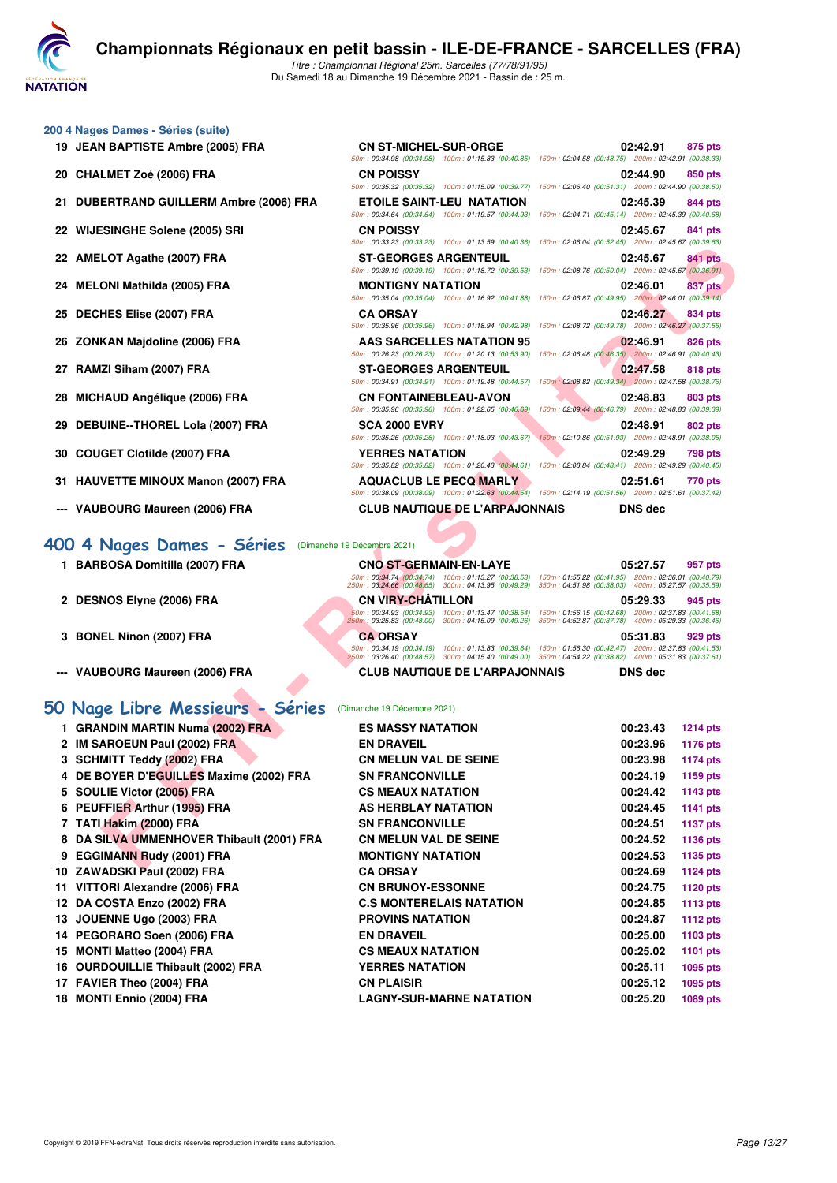# Championnats Régionaux en petit bassin - ILE-DE-FRANCE - SARCELLES (FRA)

*Titre : Championnat Régional 25m. Sarcelles (77/78/91/95)*
Du Samedi 18 au Dimanche 19 Décembre 2021 - Bassin de : 25 m.

## 200 4 Nages Dames - Séries (suite)

| Rang | Nom | Club | Temps | Points |
|---|---|---|---|---|
| 19 | JEAN BAPTISTE Ambre (2005) FRA | CN ST-MICHEL-SUR-ORGE | 02:42.91 | 875 pts |
| | | 50m : 00:34.98 (00:34.98) 100m : 01:15.83 (00:40.85) 150m : 02:04.58 (00:48.75) 200m : 02:42.91 (00:38.33) | | |
| 20 | CHALMET Zoé (2006) FRA | CN POISSY | 02:44.90 | 850 pts |
| | | 50m : 00:35.32 (00:35.32) 100m : 01:15.09 (00:39.77) 150m : 02:06.40 (00:51.31) 200m : 02:44.90 (00:38.50) | | |
| 21 | DUBERTRAND GUILLERM Ambre (2006) FRA | ETOILE SAINT-LEU NATATION | 02:45.39 | 844 pts |
| | | 50m : 00:34.64 (00:34.64) 100m : 01:19.57 (00:44.93) 150m : 02:04.71 (00:45.14) 200m : 02:45.39 (00:40.68) | | |
| 22 | WIJESINGHE Solene (2005) SRI | CN POISSY | 02:45.67 | 841 pts |
| | | 50m : 00:33.23 (00:33.23) 100m : 01:13.59 (00:40.36) 150m : 02:06.04 (00:52.45) 200m : 02:45.67 (00:39.63) | | |
| 22 | AMELOT Agathe (2007) FRA | ST-GEORGES ARGENTEUIL | 02:45.67 | 841 pts |
| | | 50m : 00:39.19 (00:39.19) 100m : 01:18.72 (00:39.53) 150m : 02:08.76 (00:50.04) 200m : 02:45.67 (00:36.91) | | |
| 24 | MELONI Mathilda (2005) FRA | MONTIGNY NATATION | 02:46.01 | 837 pts |
| | | 50m : 00:35.04 (00:35.04) 100m : 01:16.92 (00:41.88) 150m : 02:06.87 (00:49.95) 200m : 02:46.01 (00:39.14) | | |
| 25 | DECHES Elise (2007) FRA | CA ORSAY | 02:46.27 | 834 pts |
| | | 50m : 00:35.96 (00:35.96) 100m : 01:18.94 (00:42.98) 150m : 02:08.72 (00:49.78) 200m : 02:46.27 (00:37.55) | | |
| 26 | ZONKAN Majdoline (2006) FRA | AAS SARCELLES NATATION 95 | 02:46.91 | 826 pts |
| | | 50m : 00:26.23 (00:26.23) 100m : 01:20.13 (00:53.90) 150m : 02:06.48 (00:46.35) 200m : 02:46.91 (00:40.43) | | |
| 27 | RAMZI Siham (2007) FRA | ST-GEORGES ARGENTEUIL | 02:47.58 | 818 pts |
| | | 50m : 00:34.91 (00:34.91) 100m : 01:19.48 (00:44.57) 150m : 02:08.82 (00:49.34) 200m : 02:47.58 (00:38.76) | | |
| 28 | MICHAUD Angélique (2006) FRA | CN FONTAINEBLEAU-AVON | 02:48.83 | 803 pts |
| | | 50m : 00:35.96 (00:35.96) 100m : 01:22.65 (00:46.69) 150m : 02:09.44 (00:46.79) 200m : 02:48.83 (00:39.39) | | |
| 29 | DEBUINE--THOREL Lola (2007) FRA | SCA 2000 EVRY | 02:48.91 | 802 pts |
| | | 50m : 00:35.26 (00:35.26) 100m : 01:18.93 (00:43.67) 150m : 02:10.86 (00:51.93) 200m : 02:48.91 (00:38.05) | | |
| 30 | COUGET Clotilde (2007) FRA | YERRES NATATION | 02:49.29 | 798 pts |
| | | 50m : 00:35.82 (00:35.82) 100m : 01:20.43 (00:44.61) 150m : 02:08.84 (00:48.41) 200m : 02:49.29 (00:40.45) | | |
| 31 | HAUVETTE MINOUX Manon (2007) FRA | AQUACLUB LE PECQ MARLY | 02:51.61 | 770 pts |
| | | 50m : 00:38.09 (00:38.09) 100m : 01:22.63 (00:44.54) 150m : 02:14.19 (00:51.56) 200m : 02:51.61 (00:37.42) | | |
| --- | VAUBOURG Maureen (2006) FRA | CLUB NAUTIQUE DE L'ARPAJONNAIS | DNS dec | |

## 400 4 Nages Dames - Séries (Dimanche 19 Décembre 2021)

| Rang | Nom | Club | Temps | Points |
|---|---|---|---|---|
| 1 | BARBOSA Domitilla (2007) FRA | CNO ST-GERMAIN-EN-LAYE | 05:27.57 | 957 pts |
| | | 50m : 00:34.74 (00:34.74) 100m : 01:13.27 (00:38.53) 150m : 01:55.22 (00:41.95) 200m : 02:36.01 (00:40.79) 250m : 03:24.66 (00:48.65) 300m : 04:13.95 (00:49.29) 350m : 04:51.98 (00:38.03) 400m : 05:27.57 (00:35.59) | | |
| 2 | DESNOS Elyne (2006) FRA | CN VIRY-CHÂTILLON | 05:29.33 | 945 pts |
| | | 50m : 00:34.93 (00:34.93) 100m : 01:13.47 (00:38.54) 150m : 01:56.15 (00:42.68) 200m : 02:37.83 (00:41.68) 250m : 03:25.83 (00:48.00) 300m : 04:15.09 (00:49.26) 350m : 04:52.87 (00:37.78) 400m : 05:29.33 (00:36.46) | | |
| 3 | BONEL Ninon (2007) FRA | CA ORSAY | 05:31.83 | 929 pts |
| | | 50m : 00:34.19 (00:34.19) 100m : 01:13.83 (00:39.64) 150m : 01:56.30 (00:42.47) 200m : 02:37.83 (00:41.53) 250m : 03:26.40 (00:48.57) 300m : 04:15.40 (00:49.00) 350m : 04:54.22 (00:38.82) 400m : 05:31.83 (00:37.61) | | |
| --- | VAUBOURG Maureen (2006) FRA | CLUB NAUTIQUE DE L'ARPAJONNAIS | DNS dec | |

## 50 Nage Libre Messieurs - Séries (Dimanche 19 Décembre 2021)

| Rang | Nom | Club | Temps | Points |
|---|---|---|---|---|
| 1 | GRANDIN MARTIN Numa (2002) FRA | ES MASSY NATATION | 00:23.43 | 1214 pts |
| 2 | IM SAROEUN Paul (2002) FRA | EN DRAVEIL | 00:23.96 | 1176 pts |
| 3 | SCHMITT Teddy (2002) FRA | CN MELUN VAL DE SEINE | 00:23.98 | 1174 pts |
| 4 | DE BOYER D'EGUILLES Maxime (2002) FRA | SN FRANCONVILLE | 00:24.19 | 1159 pts |
| 5 | SOULIE Victor (2005) FRA | CS MEAUX NATATION | 00:24.42 | 1143 pts |
| 6 | PEUFFIER Arthur (1995) FRA | AS HERBLAY NATATION | 00:24.45 | 1141 pts |
| 7 | TATI Hakim (2000) FRA | SN FRANCONVILLE | 00:24.51 | 1137 pts |
| 8 | DA SILVA UMMENHOVER Thibault (2001) FRA | CN MELUN VAL DE SEINE | 00:24.52 | 1136 pts |
| 9 | EGGIMANN Rudy (2001) FRA | MONTIGNY NATATION | 00:24.53 | 1135 pts |
| 10 | ZAWADSKI Paul (2002) FRA | CA ORSAY | 00:24.69 | 1124 pts |
| 11 | VITTORI Alexandre (2006) FRA | CN BRUNOY-ESSONNE | 00:24.75 | 1120 pts |
| 12 | DA COSTA Enzo (2002) FRA | C.S MONTERELAIS NATATION | 00:24.85 | 1113 pts |
| 13 | JOUENNE Ugo (2003) FRA | PROVINS NATATION | 00:24.87 | 1112 pts |
| 14 | PEGORARO Soen (2006) FRA | EN DRAVEIL | 00:25.00 | 1103 pts |
| 15 | MONTI Matteo (2004) FRA | CS MEAUX NATATION | 00:25.02 | 1101 pts |
| 16 | OURDOUILLIE Thibault (2002) FRA | YERRES NATATION | 00:25.11 | 1095 pts |
| 17 | FAVIER Theo (2004) FRA | CN PLAISIR | 00:25.12 | 1095 pts |
| 18 | MONTI Ennio (2004) FRA | LAGNY-SUR-MARNE NATATION | 00:25.20 | 1089 pts |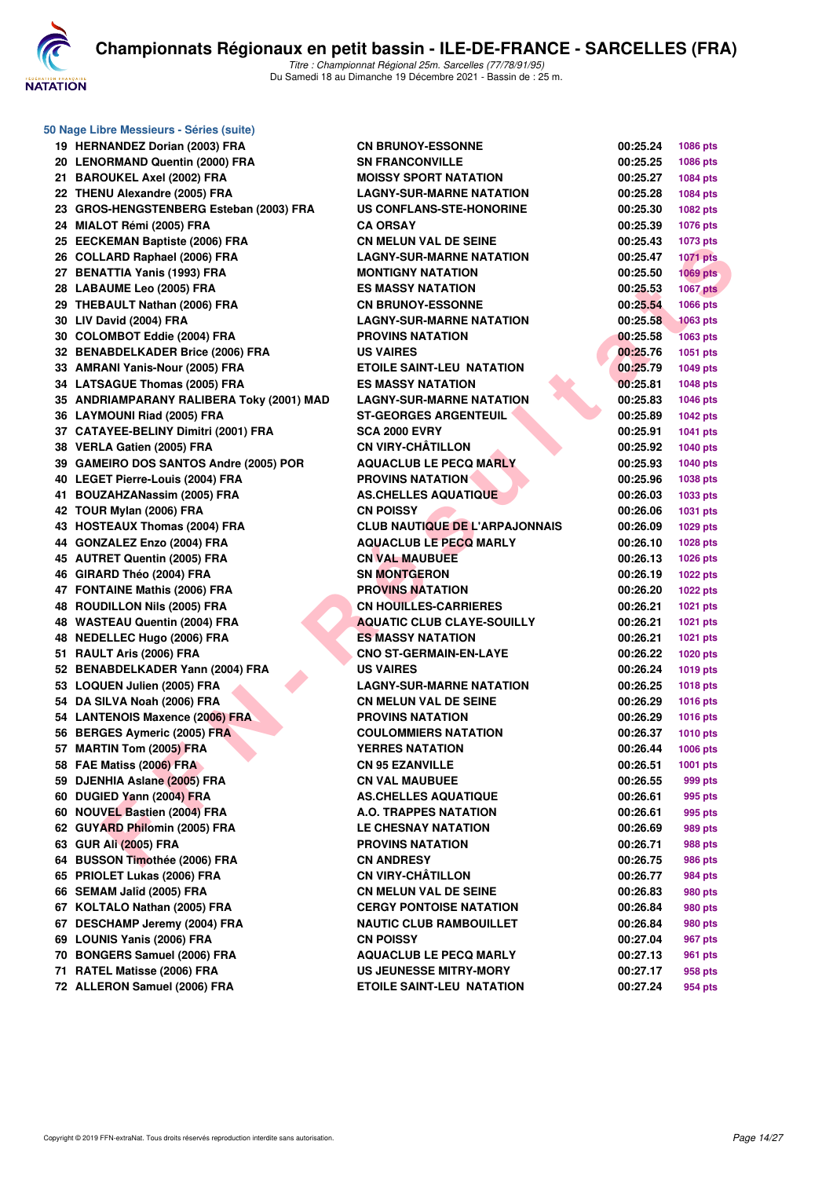# Championnats Régionaux en petit bassin - ILE-DE-FRANCE - SARCELLES (FRA)

*Titre : Championnat Régional 25m. Sarcelles (77/78/91/95)*
Du Samedi 18 au Dimanche 19 Décembre 2021 - Bassin de : 25 m.

## 50 Nage Libre Messieurs - Séries (suite)

| | | | | |
|---|---|---|---|---|
| 19 | HERNANDEZ Dorian (2003) FRA | CN BRUNOY-ESSONNE | 00:25.24 | 1086 pts |
| 20 | LENORMAND Quentin (2000) FRA | SN FRANCONVILLE | 00:25.25 | 1086 pts |
| 21 | BAROUKEL Axel (2002) FRA | MOISSY SPORT NATATION | 00:25.27 | 1084 pts |
| 22 | THENU Alexandre (2005) FRA | LAGNY-SUR-MARNE NATATION | 00:25.28 | 1084 pts |
| 23 | GROS-HENGSTENBERG Esteban (2003) FRA | US CONFLANS-STE-HONORINE | 00:25.30 | 1082 pts |
| 24 | MIALOT Rémi (2005) FRA | CA ORSAY | 00:25.39 | 1076 pts |
| 25 | EECKEMAN Baptiste (2006) FRA | CN MELUN VAL DE SEINE | 00:25.43 | 1073 pts |
| 26 | COLLARD Raphael (2006) FRA | LAGNY-SUR-MARNE NATATION | 00:25.47 | 1071 pts |
| 27 | BENATTIA Yanis (1993) FRA | MONTIGNY NATATION | 00:25.50 | 1069 pts |
| 28 | LABAUME Leo (2005) FRA | ES MASSY NATATION | 00:25.53 | 1067 pts |
| 29 | THEBAULT Nathan (2006) FRA | CN BRUNOY-ESSONNE | 00:25.54 | 1066 pts |
| 30 | LIV David (2004) FRA | LAGNY-SUR-MARNE NATATION | 00:25.58 | 1063 pts |
| 30 | COLOMBOT Eddie (2004) FRA | PROVINS NATATION | 00:25.58 | 1063 pts |
| 32 | BENABDELKADER Brice (2006) FRA | US VAIRES | 00:25.76 | 1051 pts |
| 33 | AMRANI Yanis-Nour (2005) FRA | ETOILE SAINT-LEU NATATION | 00:25.79 | 1049 pts |
| 34 | LATSAGUE Thomas (2005) FRA | ES MASSY NATATION | 00:25.81 | 1048 pts |
| 35 | ANDRIAMPARANY RALIBERA Toky (2001) MAD | LAGNY-SUR-MARNE NATATION | 00:25.83 | 1046 pts |
| 36 | LAYMOUNI Riad (2005) FRA | ST-GEORGES ARGENTEUIL | 00:25.89 | 1042 pts |
| 37 | CATAYEE-BELINY Dimitri (2001) FRA | SCA 2000 EVRY | 00:25.91 | 1041 pts |
| 38 | VERLA Gatien (2005) FRA | CN VIRY-CHÂTILLON | 00:25.92 | 1040 pts |
| 39 | GAMEIRO DOS SANTOS Andre (2005) POR | AQUACLUB LE PECQ MARLY | 00:25.93 | 1040 pts |
| 40 | LEGET Pierre-Louis (2004) FRA | PROVINS NATATION | 00:25.96 | 1038 pts |
| 41 | BOUZAHZANassim (2005) FRA | AS.CHELLES AQUATIQUE | 00:26.03 | 1033 pts |
| 42 | TOUR Mylan (2006) FRA | CN POISSY | 00:26.06 | 1031 pts |
| 43 | HOSTEAUX Thomas (2004) FRA | CLUB NAUTIQUE DE L'ARPAJONNAIS | 00:26.09 | 1029 pts |
| 44 | GONZALEZ Enzo (2004) FRA | AQUACLUB LE PECQ MARLY | 00:26.10 | 1028 pts |
| 45 | AUTRET Quentin (2005) FRA | CN VAL MAUBUEE | 00:26.13 | 1026 pts |
| 46 | GIRARD Théo (2004) FRA | SN MONTGERON | 00:26.19 | 1022 pts |
| 47 | FONTAINE Mathis (2006) FRA | PROVINS NATATION | 00:26.20 | 1022 pts |
| 48 | ROUDILLON Nils (2005) FRA | CN HOUILLES-CARRIERES | 00:26.21 | 1021 pts |
| 48 | WASTEAU Quentin (2004) FRA | AQUATIC CLUB CLAYE-SOUILLY | 00:26.21 | 1021 pts |
| 48 | NEDELLEC Hugo (2006) FRA | ES MASSY NATATION | 00:26.21 | 1021 pts |
| 51 | RAULT Aris (2006) FRA | CNO ST-GERMAIN-EN-LAYE | 00:26.22 | 1020 pts |
| 52 | BENABDELKADER Yann (2004) FRA | US VAIRES | 00:26.24 | 1019 pts |
| 53 | LOQUEN Julien (2005) FRA | LAGNY-SUR-MARNE NATATION | 00:26.25 | 1018 pts |
| 54 | DA SILVA Noah (2006) FRA | CN MELUN VAL DE SEINE | 00:26.29 | 1016 pts |
| 54 | LANTENOIS Maxence (2006) FRA | PROVINS NATATION | 00:26.29 | 1016 pts |
| 56 | BERGES Aymeric (2005) FRA | COULOMMIERS NATATION | 00:26.37 | 1010 pts |
| 57 | MARTIN Tom (2005) FRA | YERRES NATATION | 00:26.44 | 1006 pts |
| 58 | FAE Matiss (2006) FRA | CN 95 EZANVILLE | 00:26.51 | 1001 pts |
| 59 | DJENHIA Aslane (2005) FRA | CN VAL MAUBUEE | 00:26.55 | 999 pts |
| 60 | DUGIED Yann (2004) FRA | AS.CHELLES AQUATIQUE | 00:26.61 | 995 pts |
| 60 | NOUVEL Bastien (2004) FRA | A.O. TRAPPES NATATION | 00:26.61 | 995 pts |
| 62 | GUYARD Philomin (2005) FRA | LE CHESNAY NATATION | 00:26.69 | 989 pts |
| 63 | GUR Ali (2005) FRA | PROVINS NATATION | 00:26.71 | 988 pts |
| 64 | BUSSON Timothée (2006) FRA | CN ANDRESY | 00:26.75 | 986 pts |
| 65 | PRIOLET Lukas (2006) FRA | CN VIRY-CHÂTILLON | 00:26.77 | 984 pts |
| 66 | SEMAM Jalîd (2005) FRA | CN MELUN VAL DE SEINE | 00:26.83 | 980 pts |
| 67 | KOLTALO Nathan (2005) FRA | CERGY PONTOISE NATATION | 00:26.84 | 980 pts |
| 67 | DESCHAMP Jeremy (2004) FRA | NAUTIC CLUB RAMBOUILLET | 00:26.84 | 980 pts |
| 69 | LOUNIS Yanis (2006) FRA | CN POISSY | 00:27.04 | 967 pts |
| 70 | BONGERS Samuel (2006) FRA | AQUACLUB LE PECQ MARLY | 00:27.13 | 961 pts |
| 71 | RATEL Matisse (2006) FRA | US JEUNESSE MITRY-MORY | 00:27.17 | 958 pts |
| 72 | ALLERON Samuel (2006) FRA | ETOILE SAINT-LEU NATATION | 00:27.24 | 954 pts |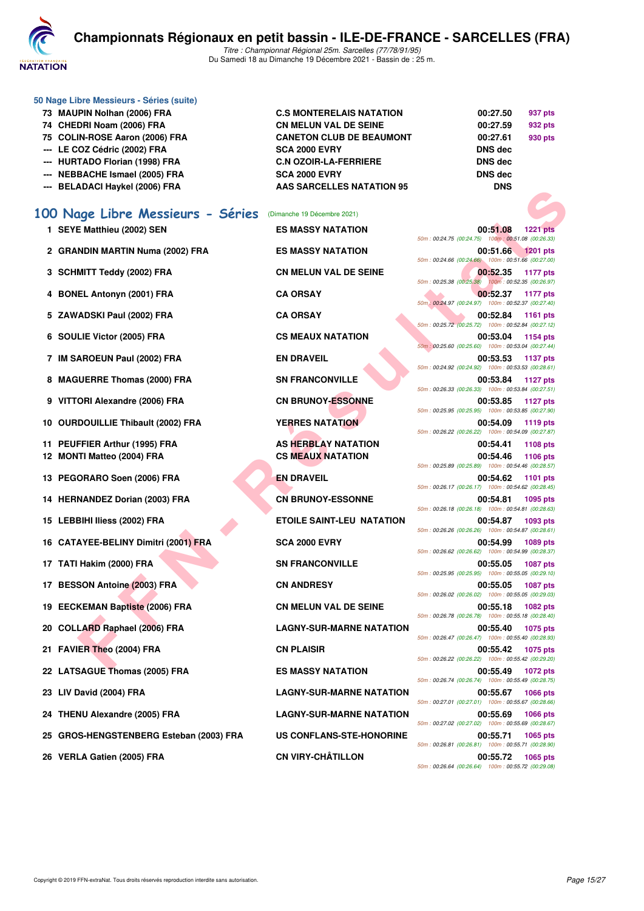### 50 Nage Libre Messieurs - Séries (suite)

| Rang | Nom | Club | Temps | Points |
|---|---|---|---|---|
| 73 | MAUPIN Nolhan (2006) FRA | C.S MONTERELAIS NATATION | 00:27.50 | 937 pts |
| 74 | CHEDRI Noam (2006) FRA | CN MELUN VAL DE SEINE | 00:27.59 | 932 pts |
| 75 | COLIN-ROSE Aaron (2006) FRA | CANETON CLUB DE BEAUMONT | 00:27.61 | 930 pts |
| --- | LE COZ Cédric (2002) FRA | SCA 2000 EVRY | DNS dec | |
| --- | HURTADO Florian (1998) FRA | C.N OZOIR-LA-FERRIERE | DNS dec | |
| --- | NEBBACHE Ismael (2005) FRA | SCA 2000 EVRY | DNS dec | |
| --- | BELADACI Haykel (2006) FRA | AAS SARCELLES NATATION 95 | DNS | |

## 100 Nage Libre Messieurs - Séries (Dimanche 19 Décembre 2021)

| Rang | Nom | Club | Temps | Points | Splits |
|---|---|---|---|---|---|
| 1 | SEYE Matthieu (2002) SEN | ES MASSY NATATION | 00:51.08 | 1221 pts | 50m : 00:24.75 (00:24.75) 100m : 00:51.08 (00:26.33) |
| 2 | GRANDIN MARTIN Numa (2002) FRA | ES MASSY NATATION | 00:51.66 | 1201 pts | 50m : 00:24.66 (00:24.66) 100m : 00:51.66 (00:27.00) |
| 3 | SCHMITT Teddy (2002) FRA | CN MELUN VAL DE SEINE | 00:52.35 | 1177 pts | 50m : 00:25.38 (00:25.38) 100m : 00:52.35 (00:26.97) |
| 4 | BONEL Antonyn (2001) FRA | CA ORSAY | 00:52.37 | 1177 pts | 50m : 00:24.97 (00:24.97) 100m : 00:52.37 (00:27.40) |
| 5 | ZAWADSKI Paul (2002) FRA | CA ORSAY | 00:52.84 | 1161 pts | 50m : 00:25.72 (00:25.72) 100m : 00:52.84 (00:27.12) |
| 6 | SOULIE Victor (2005) FRA | CS MEAUX NATATION | 00:53.04 | 1154 pts | 50m : 00:25.60 (00:25.60) 100m : 00:53.04 (00:27.44) |
| 7 | IM SAROEUN Paul (2002) FRA | EN DRAVEIL | 00:53.53 | 1137 pts | 50m : 00:24.92 (00:24.92) 100m : 00:53.53 (00:28.61) |
| 8 | MAGUERRE Thomas (2000) FRA | SN FRANCONVILLE | 00:53.84 | 1127 pts | 50m : 00:26.33 (00:26.33) 100m : 00:53.84 (00:27.51) |
| 9 | VITTORI Alexandre (2006) FRA | CN BRUNOY-ESSONNE | 00:53.85 | 1127 pts | 50m : 00:25.95 (00:25.95) 100m : 00:53.85 (00:27.90) |
| 10 | OURDOUILLIE Thibault (2002) FRA | YERRES NATATION | 00:54.09 | 1119 pts | 50m : 00:26.22 (00:26.22) 100m : 00:54.09 (00:27.87) |
| 11 | PEUFFIER Arthur (1995) FRA | AS HERBLAY NATATION | 00:54.41 | 1108 pts | |
| 12 | MONTI Matteo (2004) FRA | CS MEAUX NATATION | 00:54.46 | 1106 pts | 50m : 00:25.89 (00:25.89) 100m : 00:54.46 (00:28.57) |
| 13 | PEGORARO Soen (2006) FRA | EN DRAVEIL | 00:54.62 | 1101 pts | 50m : 00:26.17 (00:26.17) 100m : 00:54.62 (00:28.45) |
| 14 | HERNANDEZ Dorian (2003) FRA | CN BRUNOY-ESSONNE | 00:54.81 | 1095 pts | 50m : 00:26.18 (00:26.18) 100m : 00:54.81 (00:28.63) |
| 15 | LEBBIHI Iliess (2002) FRA | ETOILE SAINT-LEU NATATION | 00:54.87 | 1093 pts | 50m : 00:26.26 (00:26.26) 100m : 00:54.87 (00:28.61) |
| 16 | CATAYEE-BELINY Dimitri (2001) FRA | SCA 2000 EVRY | 00:54.99 | 1089 pts | 50m : 00:26.62 (00:26.62) 100m : 00:54.99 (00:28.37) |
| 17 | TATI Hakim (2000) FRA | SN FRANCONVILLE | 00:55.05 | 1087 pts | 50m : 00:25.95 (00:25.95) 100m : 00:55.05 (00:29.10) |
| 17 | BESSON Antoine (2003) FRA | CN ANDRESY | 00:55.05 | 1087 pts | 50m : 00:26.02 (00:26.02) 100m : 00:55.05 (00:29.03) |
| 19 | EECKEMAN Baptiste (2006) FRA | CN MELUN VAL DE SEINE | 00:55.18 | 1082 pts | 50m : 00:26.78 (00:26.78) 100m : 00:55.18 (00:28.40) |
| 20 | COLLARD Raphael (2006) FRA | LAGNY-SUR-MARNE NATATION | 00:55.40 | 1075 pts | 50m : 00:26.47 (00:26.47) 100m : 00:55.40 (00:28.93) |
| 21 | FAVIER Theo (2004) FRA | CN PLAISIR | 00:55.42 | 1075 pts | 50m : 00:26.22 (00:26.22) 100m : 00:55.42 (00:29.20) |
| 22 | LATSAGUE Thomas (2005) FRA | ES MASSY NATATION | 00:55.49 | 1072 pts | 50m : 00:26.74 (00:26.74) 100m : 00:55.49 (00:28.75) |
| 23 | LIV David (2004) FRA | LAGNY-SUR-MARNE NATATION | 00:55.67 | 1066 pts | 50m : 00:27.01 (00:27.01) 100m : 00:55.67 (00:28.66) |
| 24 | THENU Alexandre (2005) FRA | LAGNY-SUR-MARNE NATATION | 00:55.69 | 1066 pts | 50m : 00:27.02 (00:27.02) 100m : 00:55.69 (00:28.67) |
| 25 | GROS-HENGSTENBERG Esteban (2003) FRA | US CONFLANS-STE-HONORINE | 00:55.71 | 1065 pts | 50m : 00:26.81 (00:26.81) 100m : 00:55.71 (00:28.90) |
| 26 | VERLA Gatien (2005) FRA | CN VIRY-CHÂTILLON | 00:55.72 | 1065 pts | 50m : 00:26.64 (00:26.64) 100m : 00:55.72 (00:29.08) |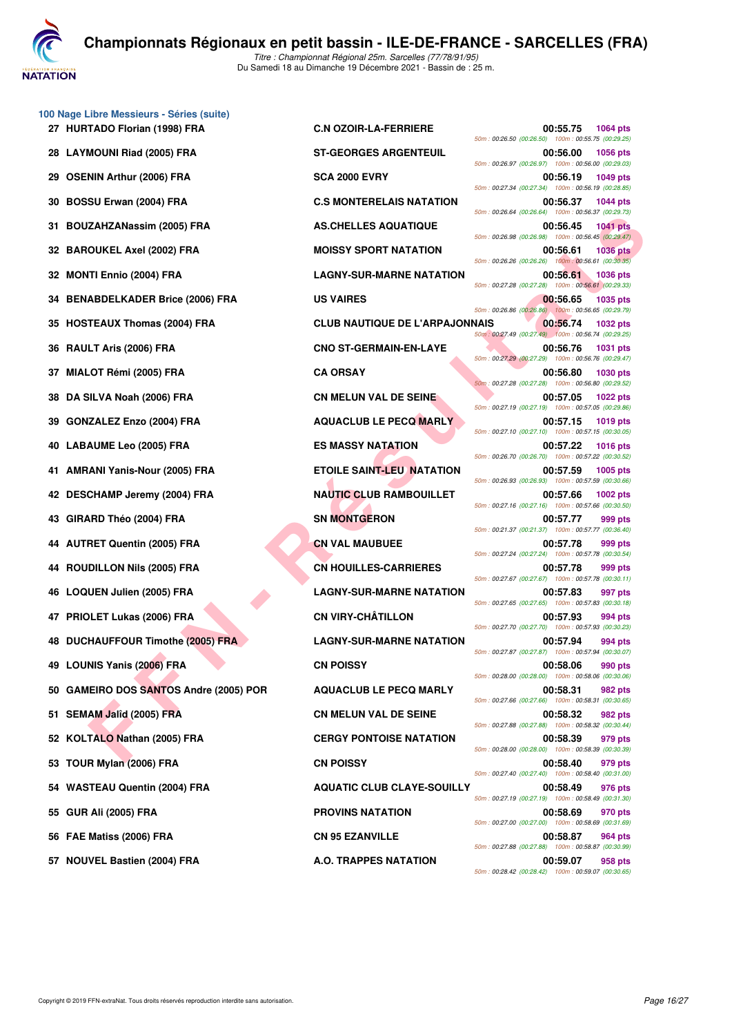# Championnats Régionaux en petit bassin - ILE-DE-FRANCE - SARCELLES (FRA)

*Titre : Championnat Régional 25m. Sarcelles (77/78/91/95)*
Du Samedi 18 au Dimanche 19 Décembre 2021 - Bassin de : 25 m.

## 100 Nage Libre Messieurs - Séries (suite)

| Rang | Nom | Club | Temps | Points | Splits |
|---|---|---|---|---|---|
| 27 | HURTADO Florian (1998) FRA | C.N OZOIR-LA-FERRIERE | 00:55.75 | 1064 pts | 50m : 00:26.50 (00:26.50) 100m : 00:55.75 (00:29.25) |
| 28 | LAYMOUNI Riad (2005) FRA | ST-GEORGES ARGENTEUIL | 00:56.00 | 1056 pts | 50m : 00:26.97 (00:26.97) 100m : 00:56.00 (00:29.03) |
| 29 | OSENIN Arthur (2006) FRA | SCA 2000 EVRY | 00:56.19 | 1049 pts | 50m : 00:27.34 (00:27.34) 100m : 00:56.19 (00:28.85) |
| 30 | BOSSU Erwan (2004) FRA | C.S MONTERELAIS NATATION | 00:56.37 | 1044 pts | 50m : 00:26.64 (00:26.64) 100m : 00:56.37 (00:29.73) |
| 31 | BOUZAHZANassim (2005) FRA | AS.CHELLES AQUATIQUE | 00:56.45 | 1041 pts | 50m : 00:26.98 (00:26.98) 100m : 00:56.45 (00:29.47) |
| 32 | BAROUKEL Axel (2002) FRA | MOISSY SPORT NATATION | 00:56.61 | 1036 pts | 50m : 00:26.26 (00:26.26) 100m : 00:56.61 (00:30.35) |
| 32 | MONTI Ennio (2004) FRA | LAGNY-SUR-MARNE NATATION | 00:56.61 | 1036 pts | 50m : 00:27.28 (00:27.28) 100m : 00:56.61 (00:29.33) |
| 34 | BENABDELKADER Brice (2006) FRA | US VAIRES | 00:56.65 | 1035 pts | 50m : 00:26.86 (00:26.86) 100m : 00:56.65 (00:29.79) |
| 35 | HOSTEAUX Thomas (2004) FRA | CLUB NAUTIQUE DE L'ARPAJONNAIS | 00:56.74 | 1032 pts | 50m : 00:27.49 (00:27.49) 100m : 00:56.74 (00:29.25) |
| 36 | RAULT Aris (2006) FRA | CNO ST-GERMAIN-EN-LAYE | 00:56.76 | 1031 pts | 50m : 00:27.29 (00:27.29) 100m : 00:56.76 (00:29.47) |
| 37 | MIALOT Rémi (2005) FRA | CA ORSAY | 00:56.80 | 1030 pts | 50m : 00:27.28 (00:27.28) 100m : 00:56.80 (00:29.52) |
| 38 | DA SILVA Noah (2006) FRA | CN MELUN VAL DE SEINE | 00:57.05 | 1022 pts | 50m : 00:27.19 (00:27.19) 100m : 00:57.05 (00:29.86) |
| 39 | GONZALEZ Enzo (2004) FRA | AQUACLUB LE PECQ MARLY | 00:57.15 | 1019 pts | 50m : 00:27.10 (00:27.10) 100m : 00:57.15 (00:30.05) |
| 40 | LABAUME Leo (2005) FRA | ES MASSY NATATION | 00:57.22 | 1016 pts | 50m : 00:26.70 (00:26.70) 100m : 00:57.22 (00:30.52) |
| 41 | AMRANI Yanis-Nour (2005) FRA | ETOILE SAINT-LEU NATATION | 00:57.59 | 1005 pts | 50m : 00:26.93 (00:26.93) 100m : 00:57.59 (00:30.66) |
| 42 | DESCHAMP Jeremy (2004) FRA | NAUTIC CLUB RAMBOUILLET | 00:57.66 | 1002 pts | 50m : 00:27.16 (00:27.16) 100m : 00:57.66 (00:30.50) |
| 43 | GIRARD Théo (2004) FRA | SN MONTGERON | 00:57.77 | 999 pts | 50m : 00:21.37 (00:21.37) 100m : 00:57.77 (00:36.40) |
| 44 | AUTRET Quentin (2005) FRA | CN VAL MAUBUEE | 00:57.78 | 999 pts | 50m : 00:27.24 (00:27.24) 100m : 00:57.78 (00:30.54) |
| 44 | ROUDILLON Nils (2005) FRA | CN HOUILLES-CARRIERES | 00:57.78 | 999 pts | 50m : 00:27.67 (00:27.67) 100m : 00:57.78 (00:30.11) |
| 46 | LOQUEN Julien (2005) FRA | LAGNY-SUR-MARNE NATATION | 00:57.83 | 997 pts | 50m : 00:27.65 (00:27.65) 100m : 00:57.83 (00:30.18) |
| 47 | PRIOLET Lukas (2006) FRA | CN VIRY-CHÂTILLON | 00:57.93 | 994 pts | 50m : 00:27.70 (00:27.70) 100m : 00:57.93 (00:30.23) |
| 48 | DUCHAUFFOUR Timothe (2005) FRA | LAGNY-SUR-MARNE NATATION | 00:57.94 | 994 pts | 50m : 00:27.87 (00:27.87) 100m : 00:57.94 (00:30.07) |
| 49 | LOUNIS Yanis (2006) FRA | CN POISSY | 00:58.06 | 990 pts | 50m : 00:28.00 (00:28.00) 100m : 00:58.06 (00:30.06) |
| 50 | GAMEIRO DOS SANTOS Andre (2005) POR | AQUACLUB LE PECQ MARLY | 00:58.31 | 982 pts | 50m : 00:27.66 (00:27.66) 100m : 00:58.31 (00:30.65) |
| 51 | SEMAM Jaïd (2005) FRA | CN MELUN VAL DE SEINE | 00:58.32 | 982 pts | 50m : 00:27.88 (00:27.88) 100m : 00:58.32 (00:30.44) |
| 52 | KOLTALO Nathan (2005) FRA | CERGY PONTOISE NATATION | 00:58.39 | 979 pts | 50m : 00:28.00 (00:28.00) 100m : 00:58.39 (00:30.39) |
| 53 | TOUR Mylan (2006) FRA | CN POISSY | 00:58.40 | 979 pts | 50m : 00:27.40 (00:27.40) 100m : 00:58.40 (00:31.00) |
| 54 | WASTEAU Quentin (2004) FRA | AQUATIC CLUB CLAYE-SOUILLY | 00:58.49 | 976 pts | 50m : 00:27.19 (00:27.19) 100m : 00:58.49 (00:31.30) |
| 55 | GUR Ali (2005) FRA | PROVINS NATATION | 00:58.69 | 970 pts | 50m : 00:27.00 (00:27.00) 100m : 00:58.69 (00:31.69) |
| 56 | FAE Matiss (2006) FRA | CN 95 EZANVILLE | 00:58.87 | 964 pts | 50m : 00:27.88 (00:27.88) 100m : 00:58.87 (00:30.99) |
| 57 | NOUVEL Bastien (2004) FRA | A.O. TRAPPES NATATION | 00:59.07 | 958 pts | 50m : 00:28.42 (00:28.42) 100m : 00:59.07 (00:30.65) |

Copyright © 2019 FFN-extraNat. Tous droits réservés reproduction interdite sans autorisation.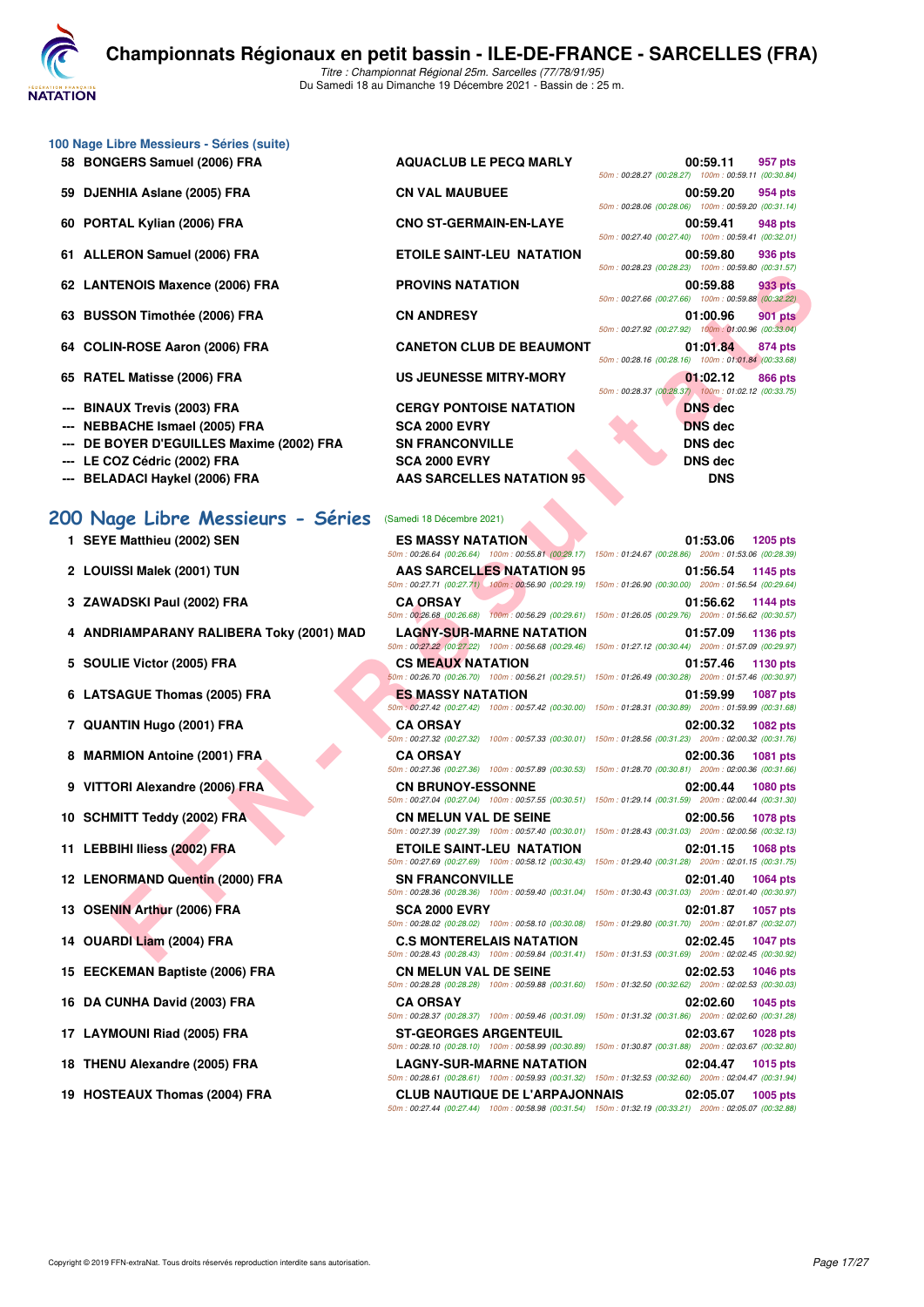# Championnats Régionaux en petit bassin - ILE-DE-FRANCE - SARCELLES (FRA)

*Titre : Championnat Régional 25m. Sarcelles (77/78/91/95)*
Du Samedi 18 au Dimanche 19 Décembre 2021 - Bassin de : 25 m.

## 100 Nage Libre Messieurs - Séries (suite)

| Rang | Nom | Club | Temps | Points |
|---|---|---|---|---|
| 58 | BONGERS Samuel (2006) FRA | AQUACLUB LE PECQ MARLY | 00:59.11 | 957 pts |
| | | | 50m : 00:28.27 (00:28.27) 100m : 00:59.11 (00:30.84) | |
| 59 | DJENHIA Aslane (2005) FRA | CN VAL MAUBUEE | 00:59.20 | 954 pts |
| | | | 50m : 00:28.06 (00:28.06) 100m : 00:59.20 (00:31.14) | |
| 60 | PORTAL Kylian (2006) FRA | CNO ST-GERMAIN-EN-LAYE | 00:59.41 | 948 pts |
| | | | 50m : 00:27.40 (00:27.40) 100m : 00:59.41 (00:32.01) | |
| 61 | ALLERON Samuel (2006) FRA | ETOILE SAINT-LEU NATATION | 00:59.80 | 936 pts |
| | | | 50m : 00:28.23 (00:28.23) 100m : 00:59.80 (00:31.57) | |
| 62 | LANTENOIS Maxence (2006) FRA | PROVINS NATATION | 00:59.88 | 933 pts |
| | | | 50m : 00:27.66 (00:27.66) 100m : 00:59.88 (00:32.22) | |
| 63 | BUSSON Timothée (2006) FRA | CN ANDRESY | 01:00.96 | 901 pts |
| | | | 50m : 00:27.92 (00:27.92) 100m : 01:00.96 (00:33.04) | |
| 64 | COLIN-ROSE Aaron (2006) FRA | CANETON CLUB DE BEAUMONT | 01:01.84 | 874 pts |
| | | | 50m : 00:28.16 (00:28.16) 100m : 01:01.84 (00:33.68) | |
| 65 | RATEL Matisse (2006) FRA | US JEUNESSE MITRY-MORY | 01:02.12 | 866 pts |
| | | | 50m : 00:28.37 (00:28.37) 100m : 01:02.12 (00:33.75) | |
| --- | BINAUX Trevis (2003) FRA | CERGY PONTOISE NATATION | DNS dec | |
| --- | NEBBACHE Ismael (2005) FRA | SCA 2000 EVRY | DNS dec | |
| --- | DE BOYER D'EGUILLES Maxime (2002) FRA | SN FRANCONVILLE | DNS dec | |
| --- | LE COZ Cédric (2002) FRA | SCA 2000 EVRY | DNS dec | |
| --- | BELADACI Haykel (2006) FRA | AAS SARCELLES NATATION 95 | DNS | |

## 200 Nage Libre Messieurs - Séries (Samedi 18 Décembre 2021)

| Rang | Nom | Club | Temps | Points |
|---|---|---|---|---|
| 1 | SEYE Matthieu (2002) SEN | ES MASSY NATATION | 01:53.06 | 1205 pts |
| | | 50m : 00:26.64 (00:26.64) 100m : 00:55.81 (00:29.17) 150m : 01:24.67 (00:28.86) 200m : 01:53.06 (00:28.39) | | |
| 2 | LOUISSI Malek (2001) TUN | AAS SARCELLES NATATION 95 | 01:56.54 | 1145 pts |
| | | 50m : 00:27.71 (00:27.71) 100m : 00:56.90 (00:29.19) 150m : 01:26.90 (00:30.00) 200m : 01:56.54 (00:29.64) | | |
| 3 | ZAWADSKI Paul (2002) FRA | CA ORSAY | 01:56.62 | 1144 pts |
| | | 50m : 00:26.68 (00:26.68) 100m : 00:56.29 (00:29.61) 150m : 01:26.05 (00:29.76) 200m : 01:56.62 (00:30.57) | | |
| 4 | ANDRIAMPARANY RALIBERA Toky (2001) MAD | LAGNY-SUR-MARNE NATATION | 01:57.09 | 1136 pts |
| | | 50m : 00:27.22 (00:27.22) 100m : 00:56.68 (00:29.46) 150m : 01:27.12 (00:30.44) 200m : 01:57.09 (00:29.97) | | |
| 5 | SOULIE Victor (2005) FRA | CS MEAUX NATATION | 01:57.46 | 1130 pts |
| | | 50m : 00:26.70 (00:26.70) 100m : 00:56.21 (00:29.51) 150m : 01:26.49 (00:30.28) 200m : 01:57.46 (00:30.97) | | |
| 6 | LATSAGUE Thomas (2005) FRA | ES MASSY NATATION | 01:59.99 | 1087 pts |
| | | 50m : 00:27.42 (00:27.42) 100m : 00:57.42 (00:30.00) 150m : 01:28.31 (00:30.89) 200m : 01:59.99 (00:31.68) | | |
| 7 | QUANTIN Hugo (2001) FRA | CA ORSAY | 02:00.32 | 1082 pts |
| | | 50m : 00:27.32 (00:27.32) 100m : 00:57.33 (00:30.01) 150m : 01:28.56 (00:31.23) 200m : 02:00.32 (00:31.76) | | |
| 8 | MARMION Antoine (2001) FRA | CA ORSAY | 02:00.36 | 1081 pts |
| | | 50m : 00:27.36 (00:27.36) 100m : 00:57.89 (00:30.53) 150m : 01:28.70 (00:30.81) 200m : 02:00.36 (00:31.66) | | |
| 9 | VITTORI Alexandre (2006) FRA | CN BRUNOY-ESSONNE | 02:00.44 | 1080 pts |
| | | 50m : 00:27.04 (00:27.04) 100m : 00:57.55 (00:30.51) 150m : 01:29.14 (00:31.59) 200m : 02:00.44 (00:31.30) | | |
| 10 | SCHMITT Teddy (2002) FRA | CN MELUN VAL DE SEINE | 02:00.56 | 1078 pts |
| | | 50m : 00:27.39 (00:27.39) 100m : 00:57.40 (00:30.01) 150m : 01:28.43 (00:31.03) 200m : 02:00.56 (00:32.13) | | |
| 11 | LEBBIHI Iliess (2002) FRA | ETOILE SAINT-LEU NATATION | 02:01.15 | 1068 pts |
| | | 50m : 00:27.69 (00:27.69) 100m : 00:58.12 (00:30.43) 150m : 01:29.40 (00:31.28) 200m : 02:01.15 (00:31.75) | | |
| 12 | LENORMAND Quentin (2000) FRA | SN FRANCONVILLE | 02:01.40 | 1064 pts |
| | | 50m : 00:28.36 (00:28.36) 100m : 00:59.40 (00:31.04) 150m : 01:30.43 (00:31.03) 200m : 02:01.40 (00:30.97) | | |
| 13 | OSENIN Arthur (2006) FRA | SCA 2000 EVRY | 02:01.87 | 1057 pts |
| | | 50m : 00:28.02 (00:28.02) 100m : 00:58.10 (00:30.08) 150m : 01:29.80 (00:31.70) 200m : 02:01.87 (00:32.07) | | |
| 14 | OUARDI Liam (2004) FRA | C.S MONTERELAIS NATATION | 02:02.45 | 1047 pts |
| | | 50m : 00:28.43 (00:28.43) 100m : 00:59.84 (00:31.41) 150m : 01:31.53 (00:31.69) 200m : 02:02.45 (00:30.92) | | |
| 15 | EECKEMAN Baptiste (2006) FRA | CN MELUN VAL DE SEINE | 02:02.53 | 1046 pts |
| | | 50m : 00:28.28 (00:28.28) 100m : 00:59.88 (00:31.60) 150m : 01:32.50 (00:32.62) 200m : 02:02.53 (00:30.03) | | |
| 16 | DA CUNHA David (2003) FRA | CA ORSAY | 02:02.60 | 1045 pts |
| | | 50m : 00:28.37 (00:28.37) 100m : 00:59.46 (00:31.09) 150m : 01:31.32 (00:31.86) 200m : 02:02.60 (00:31.28) | | |
| 17 | LAYMOUNI Riad (2005) FRA | ST-GEORGES ARGENTEUIL | 02:03.67 | 1028 pts |
| | | 50m : 00:28.10 (00:28.10) 100m : 00:58.99 (00:30.89) 150m : 01:30.87 (00:31.88) 200m : 02:03.67 (00:32.80) | | |
| 18 | THENU Alexandre (2005) FRA | LAGNY-SUR-MARNE NATATION | 02:04.47 | 1015 pts |
| | | 50m : 00:28.61 (00:28.61) 100m : 00:59.93 (00:31.32) 150m : 01:32.53 (00:32.60) 200m : 02:04.47 (00:31.94) | | |
| 19 | HOSTEAUX Thomas (2004) FRA | CLUB NAUTIQUE DE L'ARPAJONNAIS | 02:05.07 | 1005 pts |
| | | 50m : 00:27.44 (00:27.44) 100m : 00:58.98 (00:31.54) 150m : 01:32.19 (00:33.21) 200m : 02:05.07 (00:32.88) | | |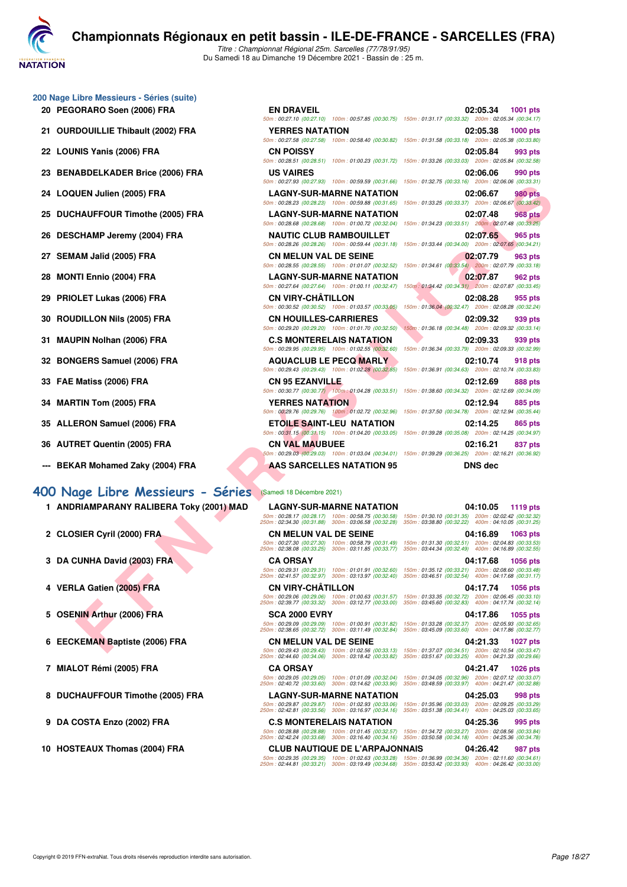### 200 Nage Libre Messieurs - Séries (suite)

| Place | Nom | Club | Temps | Points |
|---|---|---|---|---|
| 20 | PEGORARO Soen (2006) FRA | EN DRAVEIL | 02:05.34 | 1001 pts |
| | | 50m : 00:27.10 (00:27.10) 100m : 00:57.85 (00:30.75) 150m : 01:31.17 (00:33.32) 200m : 02:05.34 (00:34.17) | | |
| 21 | OURDOUILLIE Thibault (2002) FRA | YERRES NATATION | 02:05.38 | 1000 pts |
| | | 50m : 00:27.58 (00:27.58) 100m : 00:58.40 (00:30.82) 150m : 01:31.58 (00:33.18) 200m : 02:05.38 (00:33.80) | | |
| 22 | LOUNIS Yanis (2006) FRA | CN POISSY | 02:05.84 | 993 pts |
| | | 50m : 00:28.51 (00:28.51) 100m : 01:00.23 (00:31.72) 150m : 01:33.26 (00:33.03) 200m : 02:05.84 (00:32.58) | | |
| 23 | BENABDELKADER Brice (2006) FRA | US VAIRES | 02:06.06 | 990 pts |
| | | 50m : 00:27.93 (00:27.93) 100m : 00:59.59 (00:31.66) 150m : 01:32.75 (00:33.16) 200m : 02:06.06 (00:33.31) | | |
| 24 | LOQUEN Julien (2005) FRA | LAGNY-SUR-MARNE NATATION | 02:06.67 | 980 pts |
| | | 50m : 00:28.23 (00:28.23) 100m : 00:59.88 (00:31.65) 150m : 01:33.25 (00:33.37) 200m : 02:06.67 (00:33.42) | | |
| 25 | DUCHAUFFOUR Timothe (2005) FRA | LAGNY-SUR-MARNE NATATION | 02:07.48 | 968 pts |
| | | 50m : 00:28.68 (00:28.68) 100m : 01:00.72 (00:32.04) 150m : 01:34.23 (00:33.51) 200m : 02:07.48 (00:33.25) | | |
| 26 | DESCHAMP Jeremy (2004) FRA | NAUTIC CLUB RAMBOUILLET | 02:07.65 | 965 pts |
| | | 50m : 00:28.26 (00:28.26) 100m : 00:59.44 (00:31.18) 150m : 01:33.44 (00:34.00) 200m : 02:07.65 (00:34.21) | | |
| 27 | SEMAM Jalîd (2005) FRA | CN MELUN VAL DE SEINE | 02:07.79 | 963 pts |
| | | 50m : 00:28.55 (00:28.55) 100m : 01:01.07 (00:32.52) 150m : 01:34.61 (00:33.54) 200m : 02:07.79 (00:33.18) | | |
| 28 | MONTI Ennio (2004) FRA | LAGNY-SUR-MARNE NATATION | 02:07.87 | 962 pts |
| | | 50m : 00:27.64 (00:27.64) 100m : 01:00.11 (00:32.47) 150m : 01:34.42 (00:34.31) 200m : 02:07.87 (00:33.45) | | |
| 29 | PRIOLET Lukas (2006) FRA | CN VIRY-CHÂTILLON | 02:08.28 | 955 pts |
| | | 50m : 00:30.52 (00:30.52) 100m : 01:03.57 (00:33.05) 150m : 01:36.04 (00:32.47) 200m : 02:08.28 (00:32.24) | | |
| 30 | ROUDILLON Nils (2005) FRA | CN HOUILLES-CARRIERES | 02:09.32 | 939 pts |
| | | 50m : 00:29.20 (00:29.20) 100m : 01:01.70 (00:32.50) 150m : 01:36.18 (00:34.48) 200m : 02:09.32 (00:33.14) | | |
| 31 | MAUPIN Nolhan (2006) FRA | C.S MONTERELAIS NATATION | 02:09.33 | 939 pts |
| | | 50m : 00:29.95 (00:29.95) 100m : 01:02.55 (00:32.60) 150m : 01:36.34 (00:33.79) 200m : 02:09.33 (00:32.99) | | |
| 32 | BONGERS Samuel (2006) FRA | AQUACLUB LE PECQ MARLY | 02:10.74 | 918 pts |
| | | 50m : 00:29.43 (00:29.43) 100m : 01:02.28 (00:32.85) 150m : 01:36.91 (00:34.63) 200m : 02:10.74 (00:33.83) | | |
| 33 | FAE Matiss (2006) FRA | CN 95 EZANVILLE | 02:12.69 | 888 pts |
| | | 50m : 00:30.77 (00:30.77) 100m : 01:04.28 (00:33.51) 150m : 01:38.60 (00:34.32) 200m : 02:12.69 (00:34.09) | | |
| 34 | MARTIN Tom (2005) FRA | YERRES NATATION | 02:12.94 | 885 pts |
| | | 50m : 00:29.76 (00:29.76) 100m : 01:02.72 (00:32.96) 150m : 01:37.50 (00:34.78) 200m : 02:12.94 (00:35.44) | | |
| 35 | ALLERON Samuel (2006) FRA | ETOILE SAINT-LEU NATATION | 02:14.25 | 865 pts |
| | | 50m : 00:31.15 (00:31.15) 100m : 01:04.20 (00:33.05) 150m : 01:39.28 (00:35.08) 200m : 02:14.25 (00:34.97) | | |
| 36 | AUTRET Quentin (2005) FRA | CN VAL MAUBUEE | 02:16.21 | 837 pts |
| | | 50m : 00:29.03 (00:29.03) 100m : 01:03.04 (00:34.01) 150m : 01:39.29 (00:36.25) 200m : 02:16.21 (00:36.92) | | |
| --- | BEKAR Mohamed Zaky (2004) FRA | AAS SARCELLES NATATION 95 | DNS dec | |

## 400 Nage Libre Messieurs - Séries

(Samedi 18 Décembre 2021)

| Place | Nom | Club | Temps | Points |
|---|---|---|---|---|
| 1 | ANDRIAMPARANY RALIBERA Toky (2001) MAD | LAGNY-SUR-MARNE NATATION | 04:10.05 | 1119 pts |
| | | 50m : 00:28.17 (00:28.17) 100m : 00:58.75 (00:30.58) 150m : 01:30.10 (00:31.35) 200m : 02:02.42 (00:32.32) 250m : 02:34.30 (00:31.88) 300m : 03:06.58 (00:32.28) 350m : 03:38.80 (00:32.22) 400m : 04:10.05 (00:31.25) | | |
| 2 | CLOSIER Cyril (2000) FRA | CN MELUN VAL DE SEINE | 04:16.89 | 1063 pts |
| | | 50m : 00:27.30 (00:27.30) 100m : 00:58.79 (00:31.49) 150m : 01:31.30 (00:32.51) 200m : 02:04.83 (00:33.53) 250m : 02:38.08 (00:33.25) 300m : 03:11.85 (00:33.77) 350m : 03:44.34 (00:32.49) 400m : 04:16.89 (00:32.55) | | |
| 3 | DA CUNHA David (2003) FRA | CA ORSAY | 04:17.68 | 1056 pts |
| | | 50m : 00:29.31 (00:29.31) 100m : 01:01.91 (00:32.60) 150m : 01:35.12 (00:33.21) 200m : 02:08.60 (00:33.48) 250m : 02:41.57 (00:32.97) 300m : 03:13.97 (00:32.40) 350m : 03:46.51 (00:32.54) 400m : 04:17.68 (00:31.17) | | |
| 4 | VERLA Gatien (2005) FRA | CN VIRY-CHÂTILLON | 04:17.74 | 1056 pts |
| | | 50m : 00:29.06 (00:29.06) 100m : 01:00.63 (00:31.57) 150m : 01:33.35 (00:32.72) 200m : 02:06.45 (00:33.10) 250m : 02:39.77 (00:33.32) 300m : 03:12.77 (00:33.00) 350m : 03:45.60 (00:32.83) 400m : 04:17.74 (00:32.14) | | |
| 5 | OSENIN Arthur (2006) FRA | SCA 2000 EVRY | 04:17.86 | 1055 pts |
| | | 50m : 00:29.09 (00:29.09) 100m : 01:00.91 (00:31.82) 150m : 01:33.28 (00:32.37) 200m : 02:05.93 (00:32.65) 250m : 02:38.65 (00:32.72) 300m : 03:11.49 (00:32.84) 350m : 03:45.09 (00:33.60) 400m : 04:17.86 (00:32.77) | | |
| 6 | EECKEMAN Baptiste (2006) FRA | CN MELUN VAL DE SEINE | 04:21.33 | 1027 pts |
| | | 50m : 00:29.43 (00:29.43) 100m : 01:02.56 (00:33.13) 150m : 01:37.07 (00:34.51) 200m : 02:10.54 (00:33.47) 250m : 02:44.60 (00:34.06) 300m : 03:18.42 (00:33.82) 350m : 03:51.67 (00:33.25) 400m : 04:21.33 (00:29.66) | | |
| 7 | MIALOT Rémi (2005) FRA | CA ORSAY | 04:21.47 | 1026 pts |
| | | 50m : 00:29.05 (00:29.05) 100m : 01:01.09 (00:32.04) 150m : 01:34.05 (00:32.96) 200m : 02:07.12 (00:33.07) 250m : 02:40.72 (00:33.60) 300m : 03:14.62 (00:33.90) 350m : 03:48.59 (00:33.97) 400m : 04:21.47 (00:32.88) | | |
| 8 | DUCHAUFFOUR Timothe (2005) FRA | LAGNY-SUR-MARNE NATATION | 04:25.03 | 998 pts |
| | | 50m : 00:29.87 (00:29.87) 100m : 01:02.93 (00:33.06) 150m : 01:35.96 (00:33.03) 200m : 02:09.25 (00:33.29) 250m : 02:42.81 (00:33.56) 300m : 03:16.97 (00:34.16) 350m : 03:51.38 (00:34.41) 400m : 04:25.03 (00:33.65) | | |
| 9 | DA COSTA Enzo (2002) FRA | C.S MONTERELAIS NATATION | 04:25.36 | 995 pts |
| | | 50m : 00:28.88 (00:28.88) 100m : 01:01.45 (00:32.57) 150m : 01:34.72 (00:33.27) 200m : 02:08.56 (00:33.84) 250m : 02:42.24 (00:33.68) 300m : 03:16.40 (00:34.16) 350m : 03:50.58 (00:34.18) 400m : 04:25.36 (00:34.78) | | |
| 10 | HOSTEAUX Thomas (2004) FRA | CLUB NAUTIQUE DE L'ARPAJONNAIS | 04:26.42 | 987 pts |
| | | 50m : 00:29.35 (00:29.35) 100m : 01:02.63 (00:33.28) 150m : 01:36.99 (00:34.36) 200m : 02:11.60 (00:34.61) 250m : 02:44.81 (00:33.21) 300m : 03:19.49 (00:34.68) 350m : 03:53.42 (00:33.93) 400m : 04:26.42 (00:33.00) | | |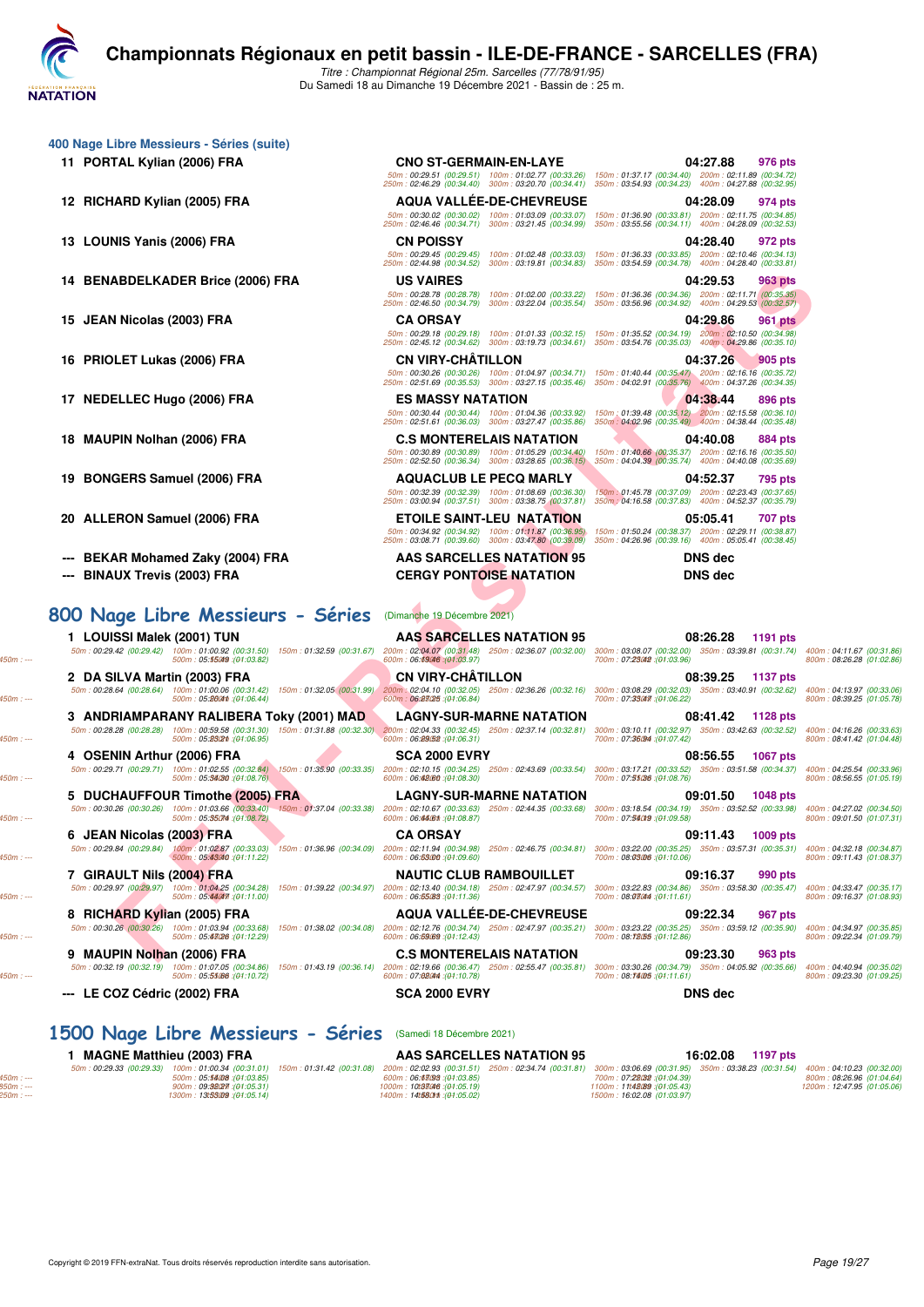# Championnats Régionaux en petit bassin - ILE-DE-FRANCE - SARCELLES (FRA)

*Titre : Championnat Régional 25m. Sarcelles (77/78/91/95)*

Du Samedi 18 au Dimanche 19 Décembre 2021 - Bassin de : 25 m.

## 400 Nage Libre Messieurs - Séries (suite)

| Rang | Nom | Club | Temps | Points |
|---|---|---|---|---|
| 11 | PORTAL Kylian (2006) FRA | CNO ST-GERMAIN-EN-LAYE | 04:27.88 | 976 pts |
| | 50m : 00:29.51 (00:29.51) 100m : 01:02.77 (00:33.26) 150m : 01:37.17 (00:34.40) 200m : 02:11.89 (00:34.72) 250m : 02:46.29 (00:34.40) 300m : 03:20.70 (00:34.41) 350m : 03:54.93 (00:34.23) 400m : 04:27.88 (00:32.95) | | | |
| 12 | RICHARD Kylian (2005) FRA | AQUA VALLÉE-DE-CHEVREUSE | 04:28.09 | 974 pts |
| | 50m : 00:30.02 (00:30.02) 100m : 01:03.09 (00:33.07) 150m : 01:36.90 (00:33.81) 200m : 02:11.75 (00:34.85) 250m : 02:46.46 (00:34.71) 300m : 03:21.45 (00:34.99) 350m : 03:55.56 (00:34.11) 400m : 04:28.09 (00:32.53) | | | |
| 13 | LOUNIS Yanis (2006) FRA | CN POISSY | 04:28.40 | 972 pts |
| | 50m : 00:29.45 (00:29.45) 100m : 01:02.48 (00:33.03) 150m : 01:36.33 (00:33.85) 200m : 02:10.46 (00:34.13) 250m : 02:44.98 (00:34.52) 300m : 03:19.81 (00:34.83) 350m : 03:54.59 (00:34.78) 400m : 04:28.40 (00:33.81) | | | |
| 14 | BENABDELKADER Brice (2006) FRA | US VAIRES | 04:29.53 | 963 pts |
| | 50m : 00:28.78 (00:28.78) 100m : 01:02.00 (00:33.22) 150m : 01:36.36 (00:34.36) 200m : 02:11.71 (00:35.35) 250m : 02:46.50 (00:34.79) 300m : 03:22.04 (00:35.54) 350m : 03:56.96 (00:34.92) 400m : 04:29.53 (00:32.57) | | | |
| 15 | JEAN Nicolas (2003) FRA | CA ORSAY | 04:29.86 | 961 pts |
| | 50m : 00:29.18 (00:29.18) 100m : 01:01.33 (00:32.15) 150m : 01:35.52 (00:34.19) 200m : 02:10.50 (00:34.98) 250m : 02:45.12 (00:34.62) 300m : 03:19.73 (00:34.61) 350m : 03:54.76 (00:35.03) 400m : 04:29.86 (00:35.10) | | | |
| 16 | PRIOLET Lukas (2006) FRA | CN VIRY-CHÂTILLON | 04:37.26 | 905 pts |
| | 50m : 00:30.26 (00:30.26) 100m : 01:04.97 (00:34.71) 150m : 01:40.44 (00:35.47) 200m : 02:16.16 (00:35.72) 250m : 02:51.69 (00:35.53) 300m : 03:27.15 (00:35.46) 350m : 04:02.91 (00:35.76) 400m : 04:37.26 (00:34.35) | | | |
| 17 | NEDELLEC Hugo (2006) FRA | ES MASSY NATATION | 04:38.44 | 896 pts |
| | 50m : 00:30.44 (00:30.44) 100m : 01:04.36 (00:33.92) 150m : 01:39.48 (00:35.12) 200m : 02:15.58 (00:36.10) 250m : 02:51.61 (00:36.03) 300m : 03:27.47 (00:35.86) 350m : 04:02.96 (00:35.49) 400m : 04:38.44 (00:35.48) | | | |
| 18 | MAUPIN Nolhan (2006) FRA | C.S MONTERELAIS NATATION | 04:40.08 | 884 pts |
| | 50m : 00:30.89 (00:30.89) 100m : 01:05.29 (00:34.40) 150m : 01:40.66 (00:35.37) 200m : 02:16.16 (00:35.50) 250m : 02:52.50 (00:36.34) 300m : 03:28.65 (00:36.15) 350m : 04:04.39 (00:35.74) 400m : 04:40.08 (00:35.69) | | | |
| 19 | BONGERS Samuel (2006) FRA | AQUACLUB LE PECQ MARLY | 04:52.37 | 795 pts |
| | 50m : 00:32.39 (00:32.39) 100m : 01:08.69 (00:36.30) 150m : 01:45.78 (00:37.09) 200m : 02:23.43 (00:37.65) 250m : 03:00.94 (00:37.51) 300m : 03:38.75 (00:37.81) 350m : 04:16.58 (00:37.83) 400m : 04:52.37 (00:35.79) | | | |
| 20 | ALLERON Samuel (2006) FRA | ETOILE SAINT-LEU NATATION | 05:05.41 | 707 pts |
| | 50m : 00:34.92 (00:34.92) 100m : 01:11.87 (00:36.95) 150m : 01:50.24 (00:38.37) 200m : 02:29.11 (00:38.87) 250m : 03:08.71 (00:39.60) 300m : 03:47.80 (00:39.09) 350m : 04:26.96 (00:39.16) 400m : 05:05.41 (00:38.45) | | | |
| --- | BEKAR Mohamed Zaky (2004) FRA | AAS SARCELLES NATATION 95 | DNS dec | |
| --- | BINAUX Trevis (2003) FRA | CERGY PONTOISE NATATION | DNS dec | |

## 800 Nage Libre Messieurs - Séries (Dimanche 19 Décembre 2021)

| Rang | Nom | Club | Temps | Points |
|---|---|---|---|---|
| 1 | LOUISSI Malek (2001) TUN | AAS SARCELLES NATATION 95 | 08:26.28 | 1191 pts |
| | 50m : 00:29.42 (00:29.42) 100m : 01:00.92 (00:31.50) 150m : 01:32.59 (00:31.67) 200m : 02:04.07 (00:31.48) 250m : 02:36.07 (00:32.00) 300m : 03:08.07 (00:32.00) 350m : 03:39.81 (00:31.74) 400m : 04:11.67 (00:31.86) 450m : --- 500m : 05:15.49 (01:03.82) 600m : 06:19.46 (01:03.97) 700m : 07:23.42 (01:03.96) 800m : 08:26.28 (01:02.86) | | | |
| 2 | DA SILVA Martin (2003) FRA | CN VIRY-CHÂTILLON | 08:39.25 | 1137 pts |
| | 50m : 00:28.64 (00:28.64) 100m : 01:00.06 (00:31.42) 150m : 01:32.05 (00:31.99) 200m : 02:04.10 (00:32.05) 250m : 02:36.26 (00:32.16) 300m : 03:08.29 (00:32.03) 350m : 03:40.91 (00:32.62) 400m : 04:13.97 (00:33.06) 450m : --- 500m : 05:20.41 (01:06.44) 600m : 06:27.25 (01:06.84) 700m : 07:33.47 (01:06.22) 800m : 08:39.25 (01:05.78) | | | |
| 3 | ANDRIAMPARANY RALIBERA Toky (2001) MAD | LAGNY-SUR-MARNE NATATION | 08:41.42 | 1128 pts |
| | 50m : 00:28.28 (00:28.28) 100m : 00:59.58 (00:31.30) 150m : 01:31.88 (00:32.30) 200m : 02:04.33 (00:32.45) 250m : 02:37.14 (00:32.81) 300m : 03:10.11 (00:32.97) 350m : 03:42.63 (00:32.52) 400m : 04:16.26 (00:33.63) 450m : --- 500m : 05:23.21 (01:06.95) 600m : 06:29.52 (01:06.31) 700m : 07:36.94 (01:07.42) 800m : 08:41.42 (01:04.48) | | | |
| 4 | OSENIN Arthur (2006) FRA | SCA 2000 EVRY | 08:56.55 | 1067 pts |
| | 50m : 00:29.71 (00:29.71) 100m : 01:02.55 (00:32.84) 150m : 01:35.90 (00:33.35) 200m : 02:10.15 (00:34.25) 250m : 02:43.69 (00:33.54) 300m : 03:17.21 (00:33.52) 350m : 03:51.58 (00:34.37) 400m : 04:25.54 (00:33.96) 450m : --- 500m : 05:34.30 (01:08.76) 600m : 06:42.60 (01:08.30) 700m : 07:51.36 (01:08.76) 800m : 08:56.55 (01:05.19) | | | |
| 5 | DUCHAUFFOUR Timothe (2005) FRA | LAGNY-SUR-MARNE NATATION | 09:01.50 | 1048 pts |
| | 50m : 00:30.26 (00:30.26) 100m : 01:03.66 (00:33.40) 150m : 01:37.04 (00:33.38) 200m : 02:10.67 (00:33.63) 250m : 02:44.35 (00:33.68) 300m : 03:18.54 (00:34.19) 350m : 03:52.52 (00:33.98) 400m : 04:27.02 (00:34.50) 450m : --- 500m : 05:35.74 (01:08.72) 600m : 06:44.61 (01:08.87) 700m : 07:54.19 (01:09.58) 800m : 09:01.50 (01:07.31) | | | |
| 6 | JEAN Nicolas (2003) FRA | CA ORSAY | 09:11.43 | 1009 pts |
| | 50m : 00:29.84 (00:29.84) 100m : 01:02.87 (00:33.03) 150m : 01:36.96 (00:34.09) 200m : 02:11.94 (00:34.98) 250m : 02:46.75 (00:34.81) 300m : 03:22.00 (00:35.25) 350m : 03:57.31 (00:35.31) 400m : 04:32.18 (00:34.87) 450m : --- 500m : 05:43.40 (01:11.22) 600m : 06:53.00 (01:09.60) 700m : 08:03.06 (01:10.06) 800m : 09:11.43 (01:08.37) | | | |
| 7 | GIRAULT Nils (2004) FRA | NAUTIC CLUB RAMBOUILLET | 09:16.37 | 990 pts |
| | 50m : 00:29.97 (00:29.97) 100m : 01:04.25 (00:34.28) 150m : 01:39.22 (00:34.97) 200m : 02:13.40 (00:34.18) 250m : 02:47.97 (00:34.57) 300m : 03:22.83 (00:34.86) 350m : 03:58.30 (00:35.47) 400m : 04:33.47 (00:35.17) 450m : --- 500m : 05:44.47 (01:11.00) 600m : 06:55.83 (01:11.36) 700m : 08:07.44 (01:11.61) 800m : 09:16.37 (01:08.93) | | | |
| 8 | RICHARD Kylian (2005) FRA | AQUA VALLÉE-DE-CHEVREUSE | 09:22.34 | 967 pts |
| | 50m : 00:30.26 (00:30.26) 100m : 01:03.94 (00:33.68) 150m : 01:38.02 (00:34.08) 200m : 02:12.76 (00:34.74) 250m : 02:47.97 (00:35.21) 300m : 03:23.22 (00:35.25) 350m : 03:59.12 (00:35.90) 400m : 04:34.97 (00:35.85) 450m : --- 500m : 05:47.26 (01:12.29) 600m : 06:59.69 (01:12.43) 700m : 08:12.55 (01:12.86) 800m : 09:22.34 (01:09.79) | | | |
| 9 | MAUPIN Nolhan (2006) FRA | C.S MONTERELAIS NATATION | 09:23.30 | 963 pts |
| | 50m : 00:32.19 (00:32.19) 100m : 01:07.05 (00:34.86) 150m : 01:43.19 (00:36.14) 200m : 02:19.66 (00:36.47) 250m : 02:55.47 (00:35.81) 300m : 03:30.26 (00:34.79) 350m : 04:05.92 (00:35.66) 400m : 04:40.94 (00:35.02) 450m : --- 500m : 05:51.66 (01:10.72) 600m : 07:02.44 (01:10.78) 700m : 08:14.05 (01:11.61) 800m : 09:23.30 (01:09.25) | | | |
| --- | LE COZ Cédric (2002) FRA | SCA 2000 EVRY | DNS dec | |

## 1500 Nage Libre Messieurs - Séries (Samedi 18 Décembre 2021)

| Rang | Nom | Club | Temps | Points |
|---|---|---|---|---|
| 1 | MAGNE Matthieu (2003) FRA | AAS SARCELLES NATATION 95 | 16:02.08 | 1197 pts |
| | 50m : 00:29.33 (00:29.33) 100m : 01:00.34 (00:31.01) 150m : 01:31.42 (00:31.08) 200m : 02:02.93 (00:31.51) 250m : 02:34.74 (00:31.81) 300m : 03:06.69 (00:31.95) 350m : 03:38.23 (00:31.54) 400m : 04:10.23 (00:32.00) 450m : --- 500m : 05:14.08 (01:03.85) 600m : 06:17.93 (01:03.85) 700m : 07:22.32 (01:04.39) 800m : 08:26.96 (01:04.64) 850m : --- 900m : 09:32.27 (01:05.31) 1000m : 10:37.46 (01:05.19) 1100m : 11:42.89 (01:05.43) 1200m : 12:47.95 (01:05.06) 1250m : --- 1300m : 13:53.09 (01:05.14) 1400m : 14:58.11 (01:05.02) 1500m : 16:02.08 (01:03.97) | | | |

Copyright © 2019 FFN-extraNat. Tous droits réservés reproduction interdite sans autorisation.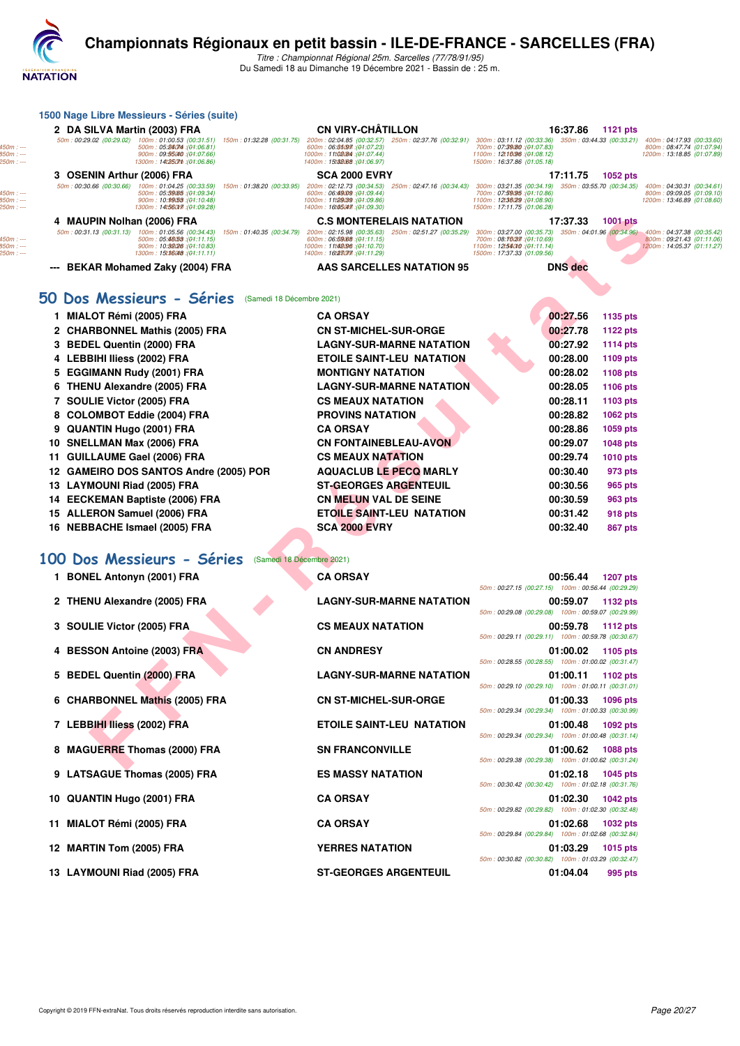# Championnats Régionaux en petit bassin - ILE-DE-FRANCE - SARCELLES (FRA)

*Titre : Championnat Régional 25m. Sarcelles (77/78/91/95)*
Du Samedi 18 au Dimanche 19 Décembre 2021 - Bassin de : 25 m.

## 1500 Nage Libre Messieurs - Séries (suite)

**2 DA SILVA Martin (2003) FRA** — CN VIRY-CHÂTILLON — 16:37.86 — 1121 pts
50m : 00:29.02 (00:29.02) 100m : 01:00.53 (00:31.51) 150m : 01:32.28 (00:31.75) 200m : 02:04.85 (00:32.57) 250m : 02:37.76 (00:32.91) 300m : 03:11.12 (00:33.36) 350m : 03:44.33 (00:33.21) 400m : 04:17.93 (00:33.60)
500m : 05:24.74 (01:06.81) 600m : 06:31.97 (01:07.23) 700m : 07:39.80 (01:07.83) 800m : 08:47.74 (01:07.94)
900m : 09:55.40 (01:07.66) 1000m : 11:02.84 (01:07.44) 1100m : 12:10.96 (01:08.12) 1200m : 13:18.85 (01:07.89)
1300m : 14:25.71 (01:06.86) 1400m : 15:32.68 (01:06.97) 1500m : 16:37.86 (01:05.18)

**3 OSENIN Arthur (2006) FRA** — SCA 2000 EVRY — 17:11.75 — 1052 pts
50m : 00:30.66 (00:30.66) 100m : 01:04.25 (00:33.59) 150m : 01:38.20 (00:33.95) 200m : 02:12.73 (00:34.53) 250m : 02:47.16 (00:34.43) 300m : 03:21.35 (00:34.19) 350m : 03:55.70 (00:34.35) 400m : 04:30.31 (00:34.61)
500m : 05:39.65 (01:09.34) 600m : 06:49.09 (01:09.44) 700m : 07:59.95 (01:10.86) 800m : 09:09.05 (01:09.10)
900m : 10:19.53 (01:10.48) 1000m : 11:29.39 (01:09.86) 1100m : 12:38.29 (01:08.90) 1200m : 13:46.89 (01:08.60)
1300m : 14:56.17 (01:09.28) 1400m : 16:05.47 (01:09.30) 1500m : 17:11.75 (01:06.28)

**4 MAUPIN Nolhan (2006) FRA** — C.S MONTERELAIS NATATION — 17:37.33 — 1001 pts
50m : 00:31.13 (00:31.13) 100m : 01:05.56 (00:34.43) 150m : 01:40.35 (00:34.79) 200m : 02:15.98 (00:35.63) 250m : 02:51.27 (00:35.29) 300m : 03:27.00 (00:35.73) 350m : 04:01.96 (00:34.96) 400m : 04:37.38 (00:35.42)
500m : 05:48.53 (01:11.15) 600m : 06:59.68 (01:11.15) 700m : 08:10.37 (01:10.69) 800m : 09:21.43 (01:11.06)
900m : 10:32.26 (01:10.83) 1000m : 11:42.96 (01:10.70) 1100m : 12:54.10 (01:11.14) 1200m : 14:05.37 (01:11.27)
1300m : 15:16.48 (01:11.11) 1400m : 16:27.77 (01:11.29) 1500m : 17:37.33 (01:09.56)

**--- BEKAR Mohamed Zaky (2004) FRA** — AAS SARCELLES NATATION 95 — DNS dec

## 50 Dos Messieurs - Séries (Samedi 18 Décembre 2021)

| Rang | Nom | Club | Temps | Points |
|---|---|---|---|---|
| 1 | MIALOT Rémi (2005) FRA | CA ORSAY | 00:27.56 | 1135 pts |
| 2 | CHARBONNEL Mathis (2005) FRA | CN ST-MICHEL-SUR-ORGE | 00:27.78 | 1122 pts |
| 3 | BEDEL Quentin (2000) FRA | LAGNY-SUR-MARNE NATATION | 00:27.92 | 1114 pts |
| 4 | LEBBIHI Iliess (2002) FRA | ETOILE SAINT-LEU NATATION | 00:28.00 | 1109 pts |
| 5 | EGGIMANN Rudy (2001) FRA | MONTIGNY NATATION | 00:28.02 | 1108 pts |
| 6 | THENU Alexandre (2005) FRA | LAGNY-SUR-MARNE NATATION | 00:28.05 | 1106 pts |
| 7 | SOULIE Victor (2005) FRA | CS MEAUX NATATION | 00:28.11 | 1103 pts |
| 8 | COLOMBOT Eddie (2004) FRA | PROVINS NATATION | 00:28.82 | 1062 pts |
| 9 | QUANTIN Hugo (2001) FRA | CA ORSAY | 00:28.86 | 1059 pts |
| 10 | SNELLMAN Max (2006) FRA | CN FONTAINEBLEAU-AVON | 00:29.07 | 1048 pts |
| 11 | GUILLAUME Gael (2006) FRA | CS MEAUX NATATION | 00:29.74 | 1010 pts |
| 12 | GAMEIRO DOS SANTOS Andre (2005) POR | AQUACLUB LE PECQ MARLY | 00:30.40 | 973 pts |
| 13 | LAYMOUNI Riad (2005) FRA | ST-GEORGES ARGENTEUIL | 00:30.56 | 965 pts |
| 14 | EECKEMAN Baptiste (2006) FRA | CN MELUN VAL DE SEINE | 00:30.59 | 963 pts |
| 15 | ALLERON Samuel (2006) FRA | ETOILE SAINT-LEU NATATION | 00:31.42 | 918 pts |
| 16 | NEBBACHE Ismael (2005) FRA | SCA 2000 EVRY | 00:32.40 | 867 pts |

## 100 Dos Messieurs - Séries (Samedi 18 Décembre 2021)

| Rang | Nom | Club | Temps | Points | Splits |
|---|---|---|---|---|---|
| 1 | BONEL Antonyn (2001) FRA | CA ORSAY | 00:56.44 | 1207 pts | 50m : 00:27.15 (00:27.15) 100m : 00:56.44 (00:29.29) |
| 2 | THENU Alexandre (2005) FRA | LAGNY-SUR-MARNE NATATION | 00:59.07 | 1132 pts | 50m : 00:29.08 (00:29.08) 100m : 00:59.07 (00:29.99) |
| 3 | SOULIE Victor (2005) FRA | CS MEAUX NATATION | 00:59.78 | 1112 pts | 50m : 00:29.11 (00:29.11) 100m : 00:59.78 (00:30.67) |
| 4 | BESSON Antoine (2003) FRA | CN ANDRESY | 01:00.02 | 1105 pts | 50m : 00:28.55 (00:28.55) 100m : 01:00.02 (00:31.47) |
| 5 | BEDEL Quentin (2000) FRA | LAGNY-SUR-MARNE NATATION | 01:00.11 | 1102 pts | 50m : 00:29.10 (00:29.10) 100m : 01:00.11 (00:31.01) |
| 6 | CHARBONNEL Mathis (2005) FRA | CN ST-MICHEL-SUR-ORGE | 01:00.33 | 1096 pts | 50m : 00:29.34 (00:29.34) 100m : 01:00.33 (00:30.99) |
| 7 | LEBBIHI Iliess (2002) FRA | ETOILE SAINT-LEU NATATION | 01:00.48 | 1092 pts | 50m : 00:29.34 (00:29.34) 100m : 01:00.48 (00:31.14) |
| 8 | MAGUERRE Thomas (2000) FRA | SN FRANCONVILLE | 01:00.62 | 1088 pts | 50m : 00:29.38 (00:29.38) 100m : 01:00.62 (00:31.24) |
| 9 | LATSAGUE Thomas (2005) FRA | ES MASSY NATATION | 01:02.18 | 1045 pts | 50m : 00:30.42 (00:30.42) 100m : 01:02.18 (00:31.76) |
| 10 | QUANTIN Hugo (2001) FRA | CA ORSAY | 01:02.30 | 1042 pts | 50m : 00:29.82 (00:29.82) 100m : 01:02.30 (00:32.48) |
| 11 | MIALOT Rémi (2005) FRA | CA ORSAY | 01:02.68 | 1032 pts | 50m : 00:29.84 (00:29.84) 100m : 01:02.68 (00:32.84) |
| 12 | MARTIN Tom (2005) FRA | YERRES NATATION | 01:03.29 | 1015 pts | 50m : 00:30.82 (00:30.82) 100m : 01:03.29 (00:32.47) |
| 13 | LAYMOUNI Riad (2005) FRA | ST-GEORGES ARGENTEUIL | 01:04.04 | 995 pts | |

Copyright © 2019 FFN-extraNat. Tous droits réservés reproduction interdite sans autorisation.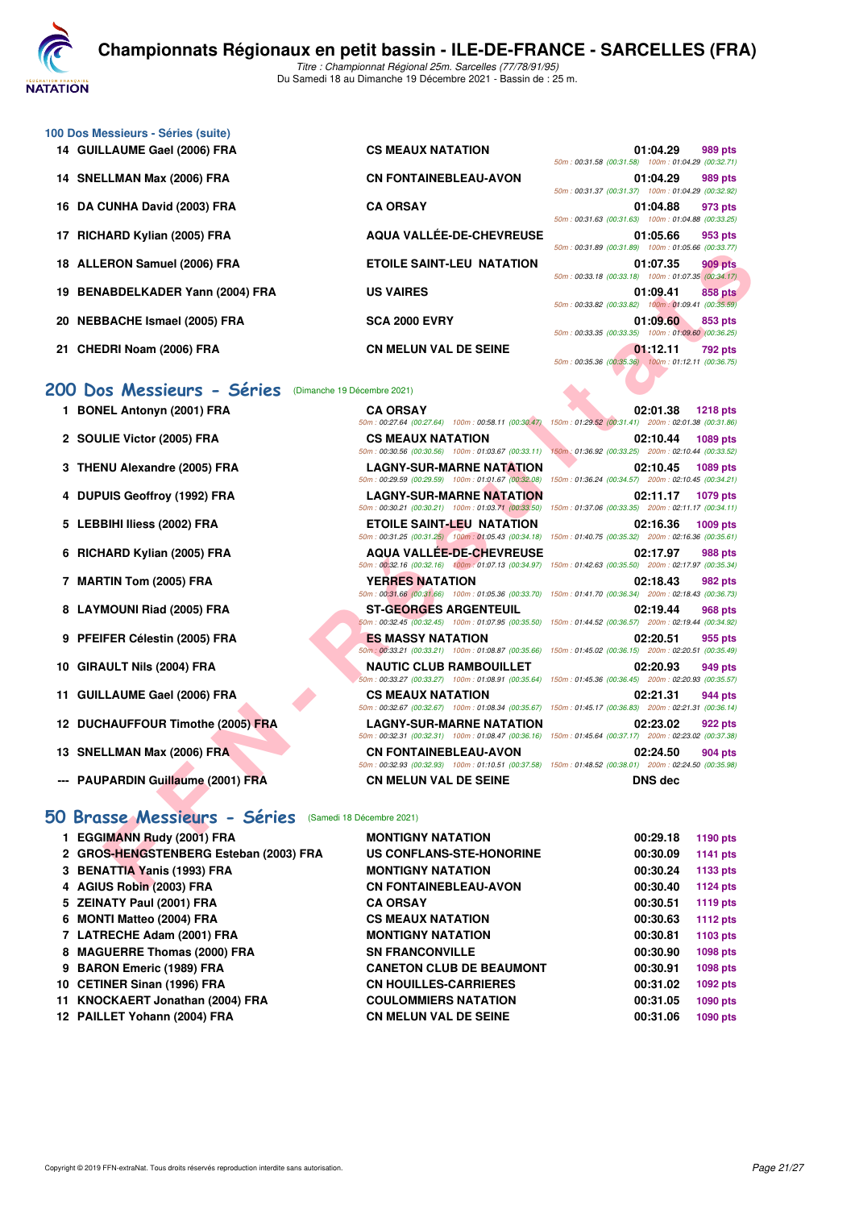# Championnats Régionaux en petit bassin - ILE-DE-FRANCE - SARCELLES (FRA)

*Titre : Championnat Régional 25m. Sarcelles (77/78/91/95)*
Du Samedi 18 au Dimanche 19 Décembre 2021 - Bassin de : 25 m.

## 100 Dos Messieurs - Séries (suite)

| Rang | Nom | Club | Temps | Points | Splits |
|---|---|---|---|---|---|
| 14 | GUILLAUME Gael (2006) FRA | CS MEAUX NATATION | 01:04.29 | 989 pts | 50m : 00:31.58 (00:31.58) 100m : 01:04.29 (00:32.71) |
| 14 | SNELLMAN Max (2006) FRA | CN FONTAINEBLEAU-AVON | 01:04.29 | 989 pts | 50m : 00:31.37 (00:31.37) 100m : 01:04.29 (00:32.92) |
| 16 | DA CUNHA David (2003) FRA | CA ORSAY | 01:04.88 | 973 pts | 50m : 00:31.63 (00:31.63) 100m : 01:04.88 (00:33.25) |
| 17 | RICHARD Kylian (2005) FRA | AQUA VALLÉE-DE-CHEVREUSE | 01:05.66 | 953 pts | 50m : 00:31.89 (00:31.89) 100m : 01:05.66 (00:33.77) |
| 18 | ALLERON Samuel (2006) FRA | ETOILE SAINT-LEU NATATION | 01:07.35 | 909 pts | 50m : 00:33.18 (00:33.18) 100m : 01:07.35 (00:34.17) |
| 19 | BENABDELKADER Yann (2004) FRA | US VAIRES | 01:09.41 | 858 pts | 50m : 00:33.82 (00:33.82) 100m : 01:09.41 (00:35.59) |
| 20 | NEBBACHE Ismael (2005) FRA | SCA 2000 EVRY | 01:09.60 | 853 pts | 50m : 00:33.35 (00:33.35) 100m : 01:09.60 (00:36.25) |
| 21 | CHEDRI Noam (2006) FRA | CN MELUN VAL DE SEINE | 01:12.11 | 792 pts | 50m : 00:35.36 (00:35.36) 100m : 01:12.11 (00:36.75) |

## 200 Dos Messieurs - Séries (Dimanche 19 Décembre 2021)

| Rang | Nom | Club | Temps | Points | Splits |
|---|---|---|---|---|---|
| 1 | BONEL Antonyn (2001) FRA | CA ORSAY | 02:01.38 | 1218 pts | 50m : 00:27.64 (00:27.64) 100m : 00:58.11 (00:30.47) 150m : 01:29.52 (00:31.41) 200m : 02:01.38 (00:31.86) |
| 2 | SOULIE Victor (2005) FRA | CS MEAUX NATATION | 02:10.44 | 1089 pts | 50m : 00:30.56 (00:30.56) 100m : 01:03.67 (00:33.11) 150m : 01:36.92 (00:33.25) 200m : 02:10.44 (00:33.52) |
| 3 | THENU Alexandre (2005) FRA | LAGNY-SUR-MARNE NATATION | 02:10.45 | 1089 pts | 50m : 00:29.59 (00:29.59) 100m : 01:01.67 (00:32.08) 150m : 01:36.24 (00:34.57) 200m : 02:10.45 (00:34.21) |
| 4 | DUPUIS Geoffroy (1992) FRA | LAGNY-SUR-MARNE NATATION | 02:11.17 | 1079 pts | 50m : 00:30.21 (00:30.21) 100m : 01:03.71 (00:33.50) 150m : 01:37.06 (00:33.35) 200m : 02:11.17 (00:34.11) |
| 5 | LEBBIHI Iliess (2002) FRA | ETOILE SAINT-LEU NATATION | 02:16.36 | 1009 pts | 50m : 00:31.25 (00:31.25) 100m : 01:05.43 (00:34.18) 150m : 01:40.75 (00:35.32) 200m : 02:16.36 (00:35.61) |
| 6 | RICHARD Kylian (2005) FRA | AQUA VALLÉE-DE-CHEVREUSE | 02:17.97 | 988 pts | 50m : 00:32.16 (00:32.16) 100m : 01:07.13 (00:34.97) 150m : 01:42.63 (00:35.50) 200m : 02:17.97 (00:35.34) |
| 7 | MARTIN Tom (2005) FRA | YERRES NATATION | 02:18.43 | 982 pts | 50m : 00:31.66 (00:31.66) 100m : 01:05.36 (00:33.70) 150m : 01:41.70 (00:36.34) 200m : 02:18.43 (00:36.73) |
| 8 | LAYMOUNI Riad (2005) FRA | ST-GEORGES ARGENTEUIL | 02:19.44 | 968 pts | 50m : 00:32.45 (00:32.45) 100m : 01:07.95 (00:35.50) 150m : 01:44.52 (00:36.57) 200m : 02:19.44 (00:34.92) |
| 9 | PFEIFER Célestin (2005) FRA | ES MASSY NATATION | 02:20.51 | 955 pts | 50m : 00:33.21 (00:33.21) 100m : 01:08.87 (00:35.66) 150m : 01:45.02 (00:36.15) 200m : 02:20.51 (00:35.49) |
| 10 | GIRAULT Nils (2004) FRA | NAUTIC CLUB RAMBOUILLET | 02:20.93 | 949 pts | 50m : 00:33.27 (00:33.27) 100m : 01:08.91 (00:35.64) 150m : 01:45.36 (00:36.45) 200m : 02:20.93 (00:35.57) |
| 11 | GUILLAUME Gael (2006) FRA | CS MEAUX NATATION | 02:21.31 | 944 pts | 50m : 00:32.67 (00:32.67) 100m : 01:08.34 (00:35.67) 150m : 01:45.17 (00:36.83) 200m : 02:21.31 (00:36.14) |
| 12 | DUCHAUFFOUR Timothe (2005) FRA | LAGNY-SUR-MARNE NATATION | 02:23.02 | 922 pts | 50m : 00:32.31 (00:32.31) 100m : 01:08.47 (00:36.16) 150m : 01:45.64 (00:37.17) 200m : 02:23.02 (00:37.38) |
| 13 | SNELLMAN Max (2006) FRA | CN FONTAINEBLEAU-AVON | 02:24.50 | 904 pts | 50m : 00:32.93 (00:32.93) 100m : 01:10.51 (00:37.58) 150m : 01:48.52 (00:38.01) 200m : 02:24.50 (00:35.98) |
| --- | PAUPARDIN Guillaume (2001) FRA | CN MELUN VAL DE SEINE | DNS dec | | |

## 50 Brasse Messieurs - Séries (Samedi 18 Décembre 2021)

| Rang | Nom | Club | Temps | Points |
|---|---|---|---|---|
| 1 | EGGIMANN Rudy (2001) FRA | MONTIGNY NATATION | 00:29.18 | 1190 pts |
| 2 | GROS-HENGSTENBERG Esteban (2003) FRA | US CONFLANS-STE-HONORINE | 00:30.09 | 1141 pts |
| 3 | BENATTIA Yanis (1993) FRA | MONTIGNY NATATION | 00:30.24 | 1133 pts |
| 4 | AGIUS Robin (2003) FRA | CN FONTAINEBLEAU-AVON | 00:30.40 | 1124 pts |
| 5 | ZEINATY Paul (2001) FRA | CA ORSAY | 00:30.51 | 1119 pts |
| 6 | MONTI Matteo (2004) FRA | CS MEAUX NATATION | 00:30.63 | 1112 pts |
| 7 | LATRECHE Adam (2001) FRA | MONTIGNY NATATION | 00:30.81 | 1103 pts |
| 8 | MAGUERRE Thomas (2000) FRA | SN FRANCONVILLE | 00:30.90 | 1098 pts |
| 9 | BARON Emeric (1989) FRA | CANETON CLUB DE BEAUMONT | 00:30.91 | 1098 pts |
| 10 | CETINER Sinan (1996) FRA | CN HOUILLES-CARRIERES | 00:31.02 | 1092 pts |
| 11 | KNOCKAERT Jonathan (2004) FRA | COULOMMIERS NATATION | 00:31.05 | 1090 pts |
| 12 | PAILLET Yohann (2004) FRA | CN MELUN VAL DE SEINE | 00:31.06 | 1090 pts |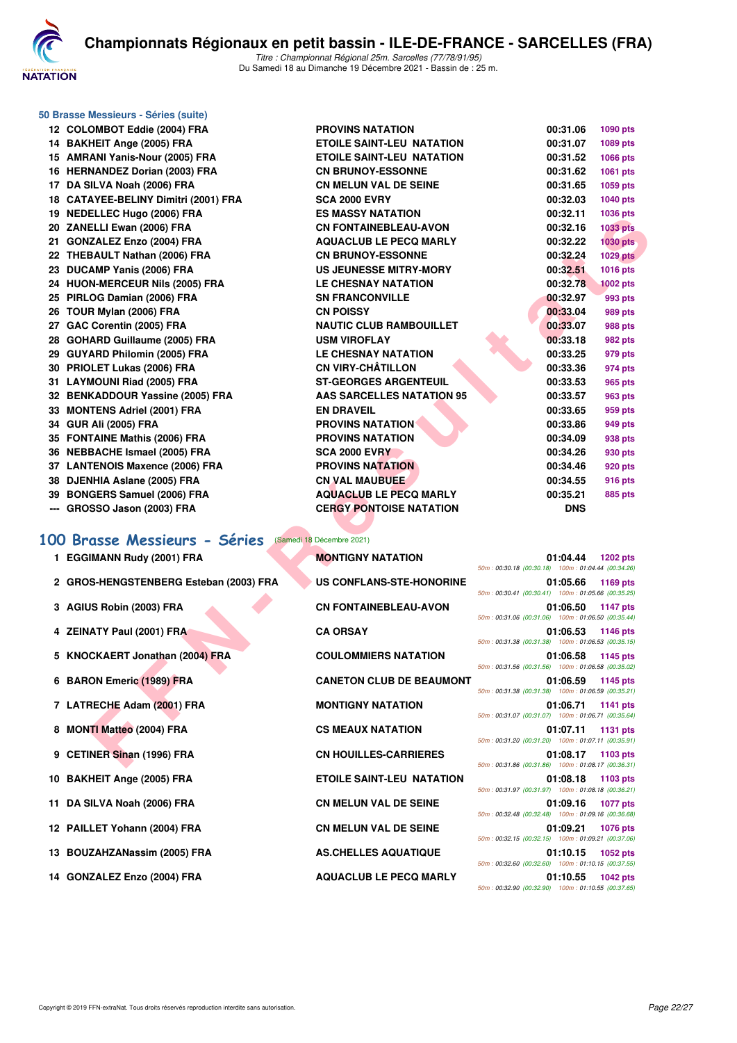# Championnats Régionaux en petit bassin - ILE-DE-FRANCE - SARCELLES (FRA)

*Titre : Championnat Régional 25m. Sarcelles (77/78/91/95)*
Du Samedi 18 au Dimanche 19 Décembre 2021 - Bassin de : 25 m.

### 50 Brasse Messieurs - Séries (suite)

| Rang | Nom | Club | Temps | Points |
|---|---|---|---|---|
| 12 | COLOMBOT Eddie (2004) FRA | PROVINS NATATION | 00:31.06 | 1090 pts |
| 14 | BAKHEIT Ange (2005) FRA | ETOILE SAINT-LEU NATATION | 00:31.07 | 1089 pts |
| 15 | AMRANI Yanis-Nour (2005) FRA | ETOILE SAINT-LEU NATATION | 00:31.52 | 1066 pts |
| 16 | HERNANDEZ Dorian (2003) FRA | CN BRUNOY-ESSONNE | 00:31.62 | 1061 pts |
| 17 | DA SILVA Noah (2006) FRA | CN MELUN VAL DE SEINE | 00:31.65 | 1059 pts |
| 18 | CATAYEE-BELINY Dimitri (2001) FRA | SCA 2000 EVRY | 00:32.03 | 1040 pts |
| 19 | NEDELLEC Hugo (2006) FRA | ES MASSY NATATION | 00:32.11 | 1036 pts |
| 20 | ZANELLI Ewan (2006) FRA | CN FONTAINEBLEAU-AVON | 00:32.16 | 1033 pts |
| 21 | GONZALEZ Enzo (2004) FRA | AQUACLUB LE PECQ MARLY | 00:32.22 | 1030 pts |
| 22 | THEBAULT Nathan (2006) FRA | CN BRUNOY-ESSONNE | 00:32.24 | 1029 pts |
| 23 | DUCAMP Yanis (2006) FRA | US JEUNESSE MITRY-MORY | 00:32.51 | 1016 pts |
| 24 | HUON-MERCEUR Nils (2005) FRA | LE CHESNAY NATATION | 00:32.78 | 1002 pts |
| 25 | PIRLOG Damian (2006) FRA | SN FRANCONVILLE | 00:32.97 | 993 pts |
| 26 | TOUR Mylan (2006) FRA | CN POISSY | 00:33.04 | 989 pts |
| 27 | GAC Corentin (2005) FRA | NAUTIC CLUB RAMBOUILLET | 00:33.07 | 988 pts |
| 28 | GOHARD Guillaume (2005) FRA | USM VIROFLAY | 00:33.18 | 982 pts |
| 29 | GUYARD Philomin (2005) FRA | LE CHESNAY NATATION | 00:33.25 | 979 pts |
| 30 | PRIOLET Lukas (2006) FRA | CN VIRY-CHÂTILLON | 00:33.36 | 974 pts |
| 31 | LAYMOUNI Riad (2005) FRA | ST-GEORGES ARGENTEUIL | 00:33.53 | 965 pts |
| 32 | BENKADDOUR Yassine (2005) FRA | AAS SARCELLES NATATION 95 | 00:33.57 | 963 pts |
| 33 | MONTENS Adriel (2001) FRA | EN DRAVEIL | 00:33.65 | 959 pts |
| 34 | GUR Ali (2005) FRA | PROVINS NATATION | 00:33.86 | 949 pts |
| 35 | FONTAINE Mathis (2006) FRA | PROVINS NATATION | 00:34.09 | 938 pts |
| 36 | NEBBACHE Ismael (2005) FRA | SCA 2000 EVRY | 00:34.26 | 930 pts |
| 37 | LANTENOIS Maxence (2006) FRA | PROVINS NATATION | 00:34.46 | 920 pts |
| 38 | DJENHIA Aslane (2005) FRA | CN VAL MAUBUEE | 00:34.55 | 916 pts |
| 39 | BONGERS Samuel (2006) FRA | AQUACLUB LE PECQ MARLY | 00:35.21 | 885 pts |
| --- | GROSSO Jason (2003) FRA | CERGY PONTOISE NATATION | DNS | |

## 100 Brasse Messieurs - Séries (Samedi 18 Décembre 2021)

| Rang | Nom | Club | Temps | Points | Intermédiaires |
|---|---|---|---|---|---|
| 1 | EGGIMANN Rudy (2001) FRA | MONTIGNY NATATION | 01:04.44 | 1202 pts | 50m : 00:30.18 (00:30.18) 100m : 01:04.44 (00:34.26) |
| 2 | GROS-HENGSTENBERG Esteban (2003) FRA | US CONFLANS-STE-HONORINE | 01:05.66 | 1169 pts | 50m : 00:30.41 (00:30.41) 100m : 01:05.66 (00:35.25) |
| 3 | AGIUS Robin (2003) FRA | CN FONTAINEBLEAU-AVON | 01:06.50 | 1147 pts | 50m : 00:31.06 (00:31.06) 100m : 01:06.50 (00:35.44) |
| 4 | ZEINATY Paul (2001) FRA | CA ORSAY | 01:06.53 | 1146 pts | 50m : 00:31.38 (00:31.38) 100m : 01:06.53 (00:35.15) |
| 5 | KNOCKAERT Jonathan (2004) FRA | COULOMMIERS NATATION | 01:06.58 | 1145 pts | 50m : 00:31.56 (00:31.56) 100m : 01:06.58 (00:35.02) |
| 6 | BARON Emeric (1989) FRA | CANETON CLUB DE BEAUMONT | 01:06.59 | 1145 pts | 50m : 00:31.38 (00:31.38) 100m : 01:06.59 (00:35.21) |
| 7 | LATRECHE Adam (2001) FRA | MONTIGNY NATATION | 01:06.71 | 1141 pts | 50m : 00:31.07 (00:31.07) 100m : 01:06.71 (00:35.64) |
| 8 | MONTI Matteo (2004) FRA | CS MEAUX NATATION | 01:07.11 | 1131 pts | 50m : 00:31.20 (00:31.20) 100m : 01:07.11 (00:35.91) |
| 9 | CETINER Sinan (1996) FRA | CN HOUILLES-CARRIERES | 01:08.17 | 1103 pts | 50m : 00:31.86 (00:31.86) 100m : 01:08.17 (00:36.31) |
| 10 | BAKHEIT Ange (2005) FRA | ETOILE SAINT-LEU NATATION | 01:08.18 | 1103 pts | 50m : 00:31.97 (00:31.97) 100m : 01:08.18 (00:36.21) |
| 11 | DA SILVA Noah (2006) FRA | CN MELUN VAL DE SEINE | 01:09.16 | 1077 pts | 50m : 00:32.48 (00:32.48) 100m : 01:09.16 (00:36.68) |
| 12 | PAILLET Yohann (2004) FRA | CN MELUN VAL DE SEINE | 01:09.21 | 1076 pts | 50m : 00:32.15 (00:32.15) 100m : 01:09.21 (00:37.06) |
| 13 | BOUZAHZANassim (2005) FRA | AS.CHELLES AQUATIQUE | 01:10.15 | 1052 pts | 50m : 00:32.60 (00:32.60) 100m : 01:10.15 (00:37.55) |
| 14 | GONZALEZ Enzo (2004) FRA | AQUACLUB LE PECQ MARLY | 01:10.55 | 1042 pts | 50m : 00:32.90 (00:32.90) 100m : 01:10.55 (00:37.65) |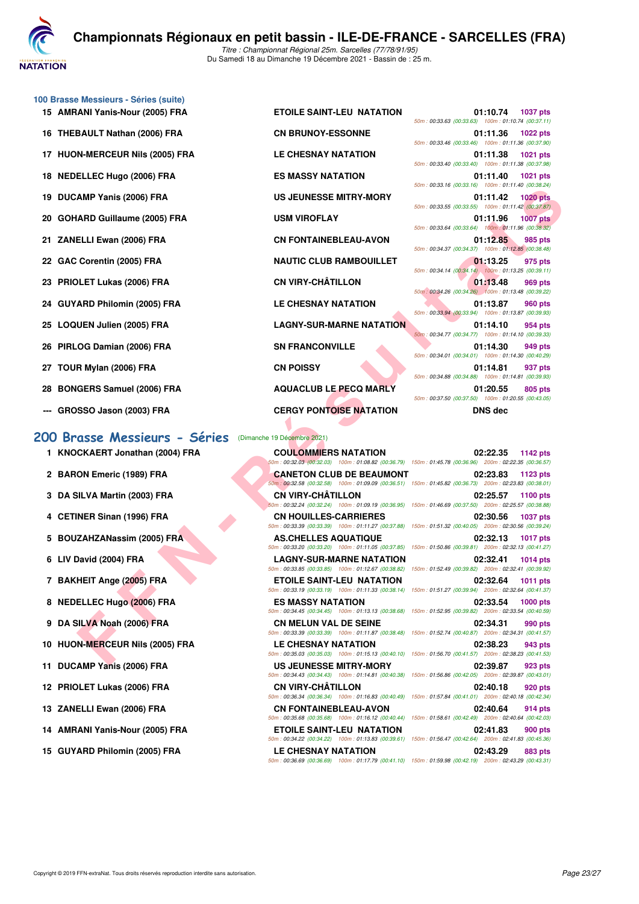## 100 Brasse Messieurs - Séries (suite)

| Rang | Nom | Club | Temps | Points | Splits |
|---|---|---|---|---|---|
| 15 | AMRANI Yanis-Nour (2005) FRA | ETOILE SAINT-LEU NATATION | 01:10.74 | 1037 pts | 50m : 00:33.63 (00:33.63) 100m : 01:10.74 (00:37.11) |
| 16 | THEBAULT Nathan (2006) FRA | CN BRUNOY-ESSONNE | 01:11.36 | 1022 pts | 50m : 00:33.46 (00:33.46) 100m : 01:11.36 (00:37.90) |
| 17 | HUON-MERCEUR Nils (2005) FRA | LE CHESNAY NATATION | 01:11.38 | 1021 pts | 50m : 00:33.40 (00:33.40) 100m : 01:11.38 (00:37.98) |
| 18 | NEDELLEC Hugo (2006) FRA | ES MASSY NATATION | 01:11.40 | 1021 pts | 50m : 00:33.16 (00:33.16) 100m : 01:11.40 (00:38.24) |
| 19 | DUCAMP Yanis (2006) FRA | US JEUNESSE MITRY-MORY | 01:11.42 | 1020 pts | 50m : 00:33.55 (00:33.55) 100m : 01:11.42 (00:37.87) |
| 20 | GOHARD Guillaume (2005) FRA | USM VIROFLAY | 01:11.96 | 1007 pts | 50m : 00:33.64 (00:33.64) 100m : 01:11.96 (00:38.32) |
| 21 | ZANELLI Ewan (2006) FRA | CN FONTAINEBLEAU-AVON | 01:12.85 | 985 pts | 50m : 00:34.37 (00:34.37) 100m : 01:12.85 (00:38.48) |
| 22 | GAC Corentin (2005) FRA | NAUTIC CLUB RAMBOUILLET | 01:13.25 | 975 pts | 50m : 00:34.14 (00:34.14) 100m : 01:13.25 (00:39.11) |
| 23 | PRIOLET Lukas (2006) FRA | CN VIRY-CHÂTILLON | 01:13.48 | 969 pts | 50m : 00:34.26 (00:34.26) 100m : 01:13.48 (00:39.22) |
| 24 | GUYARD Philomin (2005) FRA | LE CHESNAY NATATION | 01:13.87 | 960 pts | 50m : 00:33.94 (00:33.94) 100m : 01:13.87 (00:39.93) |
| 25 | LOQUEN Julien (2005) FRA | LAGNY-SUR-MARNE NATATION | 01:14.10 | 954 pts | 50m : 00:34.77 (00:34.77) 100m : 01:14.10 (00:39.33) |
| 26 | PIRLOG Damian (2006) FRA | SN FRANCONVILLE | 01:14.30 | 949 pts | 50m : 00:34.01 (00:34.01) 100m : 01:14.30 (00:40.29) |
| 27 | TOUR Mylan (2006) FRA | CN POISSY | 01:14.81 | 937 pts | 50m : 00:34.88 (00:34.88) 100m : 01:14.81 (00:39.93) |
| 28 | BONGERS Samuel (2006) FRA | AQUACLUB LE PECQ MARLY | 01:20.55 | 805 pts | 50m : 00:37.50 (00:37.50) 100m : 01:20.55 (00:43.05) |
| --- | GROSSO Jason (2003) FRA | CERGY PONTOISE NATATION | DNS dec | | |

## 200 Brasse Messieurs - Séries (Dimanche 19 Décembre 2021)

| Rang | Nom | Club | Temps | Points | Splits |
|---|---|---|---|---|---|
| 1 | KNOCKAERT Jonathan (2004) FRA | COULOMMIERS NATATION | 02:22.35 | 1142 pts | 50m : 00:32.03 (00:32.03) 100m : 01:08.82 (00:36.79) 150m : 01:45.78 (00:36.96) 200m : 02:22.35 (00:36.57) |
| 2 | BARON Emeric (1989) FRA | CANETON CLUB DE BEAUMONT | 02:23.83 | 1123 pts | 50m : 00:32.58 (00:32.58) 100m : 01:09.09 (00:36.51) 150m : 01:45.82 (00:36.73) 200m : 02:23.83 (00:38.01) |
| 3 | DA SILVA Martin (2003) FRA | CN VIRY-CHÂTILLON | 02:25.57 | 1100 pts | 50m : 00:32.24 (00:32.24) 100m : 01:09.19 (00:36.95) 150m : 01:46.69 (00:37.50) 200m : 02:25.57 (00:38.88) |
| 4 | CETINER Sinan (1996) FRA | CN HOUILLES-CARRIERES | 02:30.56 | 1037 pts | 50m : 00:33.39 (00:33.39) 100m : 01:11.27 (00:37.88) 150m : 01:51.32 (00:40.05) 200m : 02:30.56 (00:39.24) |
| 5 | BOUZAHZANassim (2005) FRA | AS.CHELLES AQUATIQUE | 02:32.13 | 1017 pts | 50m : 00:33.20 (00:33.20) 100m : 01:11.05 (00:37.85) 150m : 01:50.86 (00:39.81) 200m : 02:32.13 (00:41.27) |
| 6 | LIV David (2004) FRA | LAGNY-SUR-MARNE NATATION | 02:32.41 | 1014 pts | 50m : 00:33.85 (00:33.85) 100m : 01:12.67 (00:38.82) 150m : 01:52.49 (00:39.82) 200m : 02:32.41 (00:39.92) |
| 7 | BAKHEIT Ange (2005) FRA | ETOILE SAINT-LEU NATATION | 02:32.64 | 1011 pts | 50m : 00:33.19 (00:33.19) 100m : 01:11.33 (00:38.14) 150m : 01:51.27 (00:39.94) 200m : 02:32.64 (00:41.37) |
| 8 | NEDELLEC Hugo (2006) FRA | ES MASSY NATATION | 02:33.54 | 1000 pts | 50m : 00:34.45 (00:34.45) 100m : 01:13.13 (00:38.68) 150m : 01:52.95 (00:39.82) 200m : 02:33.54 (00:40.59) |
| 9 | DA SILVA Noah (2006) FRA | CN MELUN VAL DE SEINE | 02:34.31 | 990 pts | 50m : 00:33.39 (00:33.39) 100m : 01:11.87 (00:38.48) 150m : 01:52.74 (00:40.87) 200m : 02:34.31 (00:41.57) |
| 10 | HUON-MERCEUR Nils (2005) FRA | LE CHESNAY NATATION | 02:38.23 | 943 pts | 50m : 00:35.03 (00:35.03) 100m : 01:15.13 (00:40.10) 150m : 01:56.70 (00:41.57) 200m : 02:38.23 (00:41.53) |
| 11 | DUCAMP Yanis (2006) FRA | US JEUNESSE MITRY-MORY | 02:39.87 | 923 pts | 50m : 00:34.43 (00:34.43) 100m : 01:14.81 (00:40.38) 150m : 01:56.86 (00:42.05) 200m : 02:39.87 (00:43.01) |
| 12 | PRIOLET Lukas (2006) FRA | CN VIRY-CHÂTILLON | 02:40.18 | 920 pts | 50m : 00:36.34 (00:36.34) 100m : 01:16.83 (00:40.49) 150m : 01:57.84 (00:41.01) 200m : 02:40.18 (00:42.34) |
| 13 | ZANELLI Ewan (2006) FRA | CN FONTAINEBLEAU-AVON | 02:40.64 | 914 pts | 50m : 00:35.68 (00:35.68) 100m : 01:16.12 (00:40.44) 150m : 01:58.61 (00:42.49) 200m : 02:40.64 (00:42.03) |
| 14 | AMRANI Yanis-Nour (2005) FRA | ETOILE SAINT-LEU NATATION | 02:41.83 | 900 pts | 50m : 00:34.22 (00:34.22) 100m : 01:13.83 (00:39.61) 150m : 01:56.47 (00:42.64) 200m : 02:41.83 (00:45.36) |
| 15 | GUYARD Philomin (2005) FRA | LE CHESNAY NATATION | 02:43.29 | 883 pts | 50m : 00:36.69 (00:36.69) 100m : 01:17.79 (00:41.10) 150m : 01:59.98 (00:42.19) 200m : 02:43.29 (00:43.31) |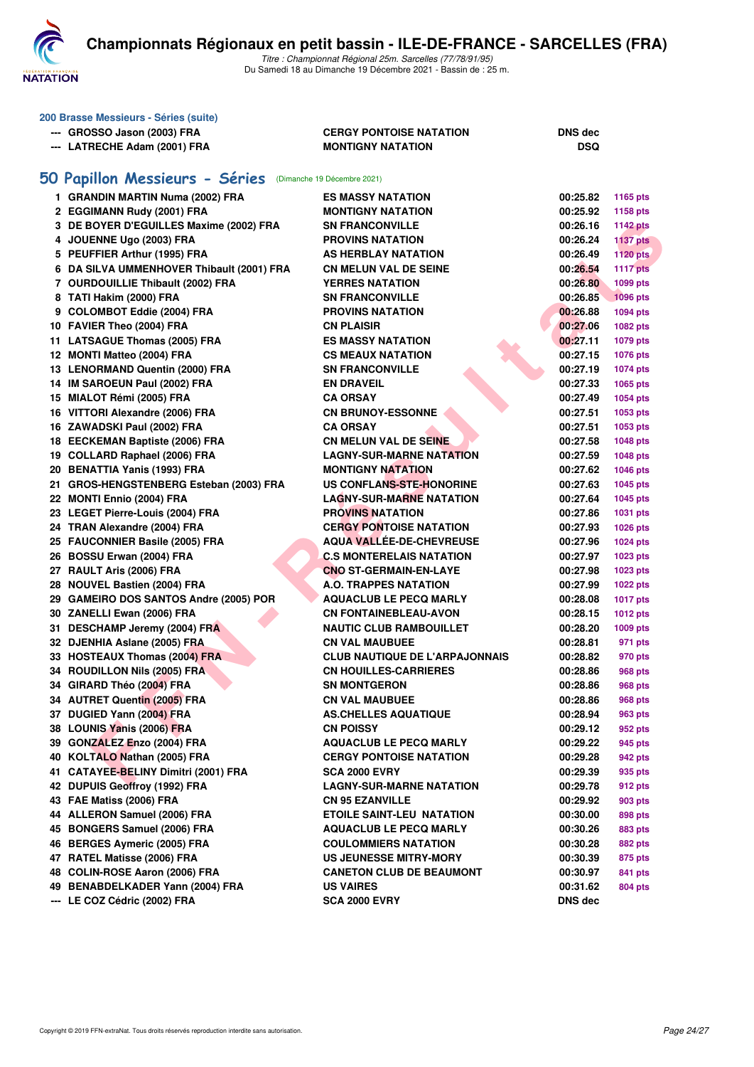**200 Brasse Messieurs - Séries (suite)**

| | | | |
|---|---|---|---|
| --- | GROSSO Jason (2003) FRA | CERGY PONTOISE NATATION | DNS dec |
| --- | LATRECHE Adam (2001) FRA | MONTIGNY NATATION | DSQ |

## 50 Papillon Messieurs - Séries (Dimanche 19 Décembre 2021)

| | | | | |
|---|---|---|---|---|
| 1 | GRANDIN MARTIN Numa (2002) FRA | ES MASSY NATATION | 00:25.82 | 1165 pts |
| 2 | EGGIMANN Rudy (2001) FRA | MONTIGNY NATATION | 00:25.92 | 1158 pts |
| 3 | DE BOYER D'EGUILLES Maxime (2002) FRA | SN FRANCONVILLE | 00:26.16 | 1142 pts |
| 4 | JOUENNE Ugo (2003) FRA | PROVINS NATATION | 00:26.24 | 1137 pts |
| 5 | PEUFFIER Arthur (1995) FRA | AS HERBLAY NATATION | 00:26.49 | 1120 pts |
| 6 | DA SILVA UMMENHOVER Thibault (2001) FRA | CN MELUN VAL DE SEINE | 00:26.54 | 1117 pts |
| 7 | OURDOUILLIE Thibault (2002) FRA | YERRES NATATION | 00:26.80 | 1099 pts |
| 8 | TATI Hakim (2000) FRA | SN FRANCONVILLE | 00:26.85 | 1096 pts |
| 9 | COLOMBOT Eddie (2004) FRA | PROVINS NATATION | 00:26.88 | 1094 pts |
| 10 | FAVIER Theo (2004) FRA | CN PLAISIR | 00:27.06 | 1082 pts |
| 11 | LATSAGUE Thomas (2005) FRA | ES MASSY NATATION | 00:27.11 | 1079 pts |
| 12 | MONTI Matteo (2004) FRA | CS MEAUX NATATION | 00:27.15 | 1076 pts |
| 13 | LENORMAND Quentin (2000) FRA | SN FRANCONVILLE | 00:27.19 | 1074 pts |
| 14 | IM SAROEUN Paul (2002) FRA | EN DRAVEIL | 00:27.33 | 1065 pts |
| 15 | MIALOT Rémi (2005) FRA | CA ORSAY | 00:27.49 | 1054 pts |
| 16 | VITTORI Alexandre (2006) FRA | CN BRUNOY-ESSONNE | 00:27.51 | 1053 pts |
| 16 | ZAWADSKI Paul (2002) FRA | CA ORSAY | 00:27.51 | 1053 pts |
| 18 | EECKEMAN Baptiste (2006) FRA | CN MELUN VAL DE SEINE | 00:27.58 | 1048 pts |
| 19 | COLLARD Raphael (2006) FRA | LAGNY-SUR-MARNE NATATION | 00:27.59 | 1048 pts |
| 20 | BENATTIA Yanis (1993) FRA | MONTIGNY NATATION | 00:27.62 | 1046 pts |
| 21 | GROS-HENGSTENBERG Esteban (2003) FRA | US CONFLANS-STE-HONORINE | 00:27.63 | 1045 pts |
| 22 | MONTI Ennio (2004) FRA | LAGNY-SUR-MARNE NATATION | 00:27.64 | 1045 pts |
| 23 | LEGET Pierre-Louis (2004) FRA | PROVINS NATATION | 00:27.86 | 1031 pts |
| 24 | TRAN Alexandre (2004) FRA | CERGY PONTOISE NATATION | 00:27.93 | 1026 pts |
| 25 | FAUCONNIER Basile (2005) FRA | AQUA VALLÉE-DE-CHEVREUSE | 00:27.96 | 1024 pts |
| 26 | BOSSU Erwan (2004) FRA | C.S MONTERELAIS NATATION | 00:27.97 | 1023 pts |
| 27 | RAULT Aris (2006) FRA | CNO ST-GERMAIN-EN-LAYE | 00:27.98 | 1023 pts |
| 28 | NOUVEL Bastien (2004) FRA | A.O. TRAPPES NATATION | 00:27.99 | 1022 pts |
| 29 | GAMEIRO DOS SANTOS Andre (2005) POR | AQUACLUB LE PECQ MARLY | 00:28.08 | 1017 pts |
| 30 | ZANELLI Ewan (2006) FRA | CN FONTAINEBLEAU-AVON | 00:28.15 | 1012 pts |
| 31 | DESCHAMP Jeremy (2004) FRA | NAUTIC CLUB RAMBOUILLET | 00:28.20 | 1009 pts |
| 32 | DJENHIA Aslane (2005) FRA | CN VAL MAUBUEE | 00:28.81 | 971 pts |
| 33 | HOSTEAUX Thomas (2004) FRA | CLUB NAUTIQUE DE L'ARPAJONNAIS | 00:28.82 | 970 pts |
| 34 | ROUDILLON Nils (2005) FRA | CN HOUILLES-CARRIERES | 00:28.86 | 968 pts |
| 34 | GIRARD Théo (2004) FRA | SN MONTGERON | 00:28.86 | 968 pts |
| 34 | AUTRET Quentin (2005) FRA | CN VAL MAUBUEE | 00:28.86 | 968 pts |
| 37 | DUGIED Yann (2004) FRA | AS.CHELLES AQUATIQUE | 00:28.94 | 963 pts |
| 38 | LOUNIS Yanis (2006) FRA | CN POISSY | 00:29.12 | 952 pts |
| 39 | GONZALEZ Enzo (2004) FRA | AQUACLUB LE PECQ MARLY | 00:29.22 | 945 pts |
| 40 | KOLTALO Nathan (2005) FRA | CERGY PONTOISE NATATION | 00:29.28 | 942 pts |
| 41 | CATAYEE-BELINY Dimitri (2001) FRA | SCA 2000 EVRY | 00:29.39 | 935 pts |
| 42 | DUPUIS Geoffroy (1992) FRA | LAGNY-SUR-MARNE NATATION | 00:29.78 | 912 pts |
| 43 | FAE Matiss (2006) FRA | CN 95 EZANVILLE | 00:29.92 | 903 pts |
| 44 | ALLERON Samuel (2006) FRA | ETOILE SAINT-LEU NATATION | 00:30.00 | 898 pts |
| 45 | BONGERS Samuel (2006) FRA | AQUACLUB LE PECQ MARLY | 00:30.26 | 883 pts |
| 46 | BERGES Aymeric (2005) FRA | COULOMMIERS NATATION | 00:30.28 | 882 pts |
| 47 | RATEL Matisse (2006) FRA | US JEUNESSE MITRY-MORY | 00:30.39 | 875 pts |
| 48 | COLIN-ROSE Aaron (2006) FRA | CANETON CLUB DE BEAUMONT | 00:30.97 | 841 pts |
| 49 | BENABDELKADER Yann (2004) FRA | US VAIRES | 00:31.62 | 804 pts |
| --- | LE COZ Cédric (2002) FRA | SCA 2000 EVRY | DNS dec | |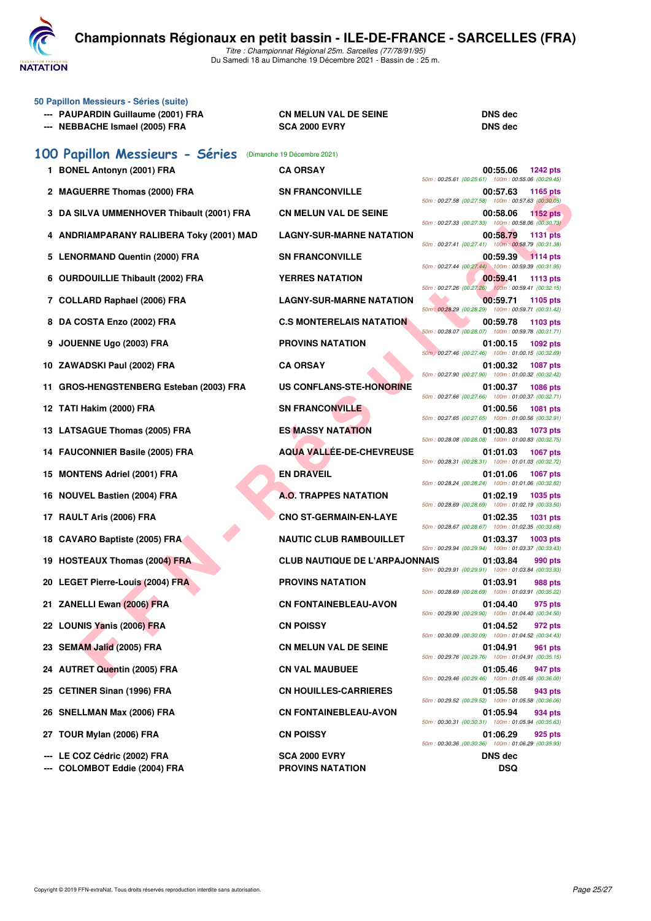# Championnats Régionaux en petit bassin - ILE-DE-FRANCE - SARCELLES (FRA)

*Titre : Championnat Régional 25m. Sarcelles (77/78/91/95)*
Du Samedi 18 au Dimanche 19 Décembre 2021 - Bassin de : 25 m.

### 50 Papillon Messieurs - Séries (suite)

| | | | |
|---|---|---|---|
| --- | PAUPARDIN Guillaume (2001) FRA | CN MELUN VAL DE SEINE | DNS dec |
| --- | NEBBACHE Ismael (2005) FRA | SCA 2000 EVRY | DNS dec |

## 100 Papillon Messieurs - Séries (Dimanche 19 Décembre 2021)

| Rg | Nom | Club | Temps | Points | Splits |
|---|---|---|---|---|---|
| 1 | BONEL Antonyn (2001) FRA | CA ORSAY | 00:55.06 | 1242 pts | 50m : 00:25.61 (00:25.61) 100m : 00:55.06 (00:29.45) |
| 2 | MAGUERRE Thomas (2000) FRA | SN FRANCONVILLE | 00:57.63 | 1165 pts | 50m : 00:27.58 (00:27.58) 100m : 00:57.63 (00:30.05) |
| 3 | DA SILVA UMMENHOVER Thibault (2001) FRA | CN MELUN VAL DE SEINE | 00:58.06 | 1152 pts | 50m : 00:27.33 (00:27.33) 100m : 00:58.06 (00:30.73) |
| 4 | ANDRIAMPARANY RALIBERA Toky (2001) MAD | LAGNY-SUR-MARNE NATATION | 00:58.79 | 1131 pts | 50m : 00:27.41 (00:27.41) 100m : 00:58.79 (00:31.38) |
| 5 | LENORMAND Quentin (2000) FRA | SN FRANCONVILLE | 00:59.39 | 1114 pts | 50m : 00:27.44 (00:27.44) 100m : 00:59.39 (00:31.95) |
| 6 | OURDOUILLIE Thibault (2002) FRA | YERRES NATATION | 00:59.41 | 1113 pts | 50m : 00:27.26 (00:27.26) 100m : 00:59.41 (00:32.15) |
| 7 | COLLARD Raphael (2006) FRA | LAGNY-SUR-MARNE NATATION | 00:59.71 | 1105 pts | 50m : 00:28.29 (00:28.29) 100m : 00:59.71 (00:31.42) |
| 8 | DA COSTA Enzo (2002) FRA | C.S MONTERELAIS NATATION | 00:59.78 | 1103 pts | 50m : 00:28.07 (00:28.07) 100m : 00:59.78 (00:31.71) |
| 9 | JOUENNE Ugo (2003) FRA | PROVINS NATATION | 01:00.15 | 1092 pts | 50m : 00:27.46 (00:27.46) 100m : 01:00.15 (00:32.69) |
| 10 | ZAWADSKI Paul (2002) FRA | CA ORSAY | 01:00.32 | 1087 pts | 50m : 00:27.90 (00:27.90) 100m : 01:00.32 (00:32.42) |
| 11 | GROS-HENGSTENBERG Esteban (2003) FRA | US CONFLANS-STE-HONORINE | 01:00.37 | 1086 pts | 50m : 00:27.66 (00:27.66) 100m : 01:00.37 (00:32.71) |
| 12 | TATI Hakim (2000) FRA | SN FRANCONVILLE | 01:00.56 | 1081 pts | 50m : 00:27.65 (00:27.65) 100m : 01:00.56 (00:32.91) |
| 13 | LATSAGUE Thomas (2005) FRA | ES MASSY NATATION | 01:00.83 | 1073 pts | 50m : 00:28.08 (00:28.08) 100m : 01:00.83 (00:32.75) |
| 14 | FAUCONNIER Basile (2005) FRA | AQUA VALLÉE-DE-CHEVREUSE | 01:01.03 | 1067 pts | 50m : 00:28.31 (00:28.31) 100m : 01:01.03 (00:32.72) |
| 15 | MONTENS Adriel (2001) FRA | EN DRAVEIL | 01:01.06 | 1067 pts | 50m : 00:28.24 (00:28.24) 100m : 01:01.06 (00:32.82) |
| 16 | NOUVEL Bastien (2004) FRA | A.O. TRAPPES NATATION | 01:02.19 | 1035 pts | 50m : 00:28.69 (00:28.69) 100m : 01:02.19 (00:33.50) |
| 17 | RAULT Aris (2006) FRA | CNO ST-GERMAIN-EN-LAYE | 01:02.35 | 1031 pts | 50m : 00:28.67 (00:28.67) 100m : 01:02.35 (00:33.68) |
| 18 | CAVARO Baptiste (2005) FRA | NAUTIC CLUB RAMBOUILLET | 01:03.37 | 1003 pts | 50m : 00:29.94 (00:29.94) 100m : 01:03.37 (00:33.43) |
| 19 | HOSTEAUX Thomas (2004) FRA | CLUB NAUTIQUE DE L'ARPAJONNAIS | 01:03.84 | 990 pts | 50m : 00:29.91 (00:29.91) 100m : 01:03.84 (00:33.93) |
| 20 | LEGET Pierre-Louis (2004) FRA | PROVINS NATATION | 01:03.91 | 988 pts | 50m : 00:28.69 (00:28.69) 100m : 01:03.91 (00:35.22) |
| 21 | ZANELLI Ewan (2006) FRA | CN FONTAINEBLEAU-AVON | 01:04.40 | 975 pts | 50m : 00:29.90 (00:29.90) 100m : 01:04.40 (00:34.50) |
| 22 | LOUNIS Yanis (2006) FRA | CN POISSY | 01:04.52 | 972 pts | 50m : 00:30.09 (00:30.09) 100m : 01:04.52 (00:34.43) |
| 23 | SEMAM Jalïd (2005) FRA | CN MELUN VAL DE SEINE | 01:04.91 | 961 pts | 50m : 00:29.76 (00:29.76) 100m : 01:04.91 (00:35.15) |
| 24 | AUTRET Quentin (2005) FRA | CN VAL MAUBUEE | 01:05.46 | 947 pts | 50m : 00:29.46 (00:29.46) 100m : 01:05.46 (00:36.00) |
| 25 | CETINER Sinan (1996) FRA | CN HOUILLES-CARRIERES | 01:05.58 | 943 pts | 50m : 00:29.52 (00:29.52) 100m : 01:05.58 (00:36.06) |
| 26 | SNELLMAN Max (2006) FRA | CN FONTAINEBLEAU-AVON | 01:05.94 | 934 pts | 50m : 00:30.31 (00:30.31) 100m : 01:05.94 (00:35.63) |
| 27 | TOUR Mylan (2006) FRA | CN POISSY | 01:06.29 | 925 pts | 50m : 00:30.36 (00:30.36) 100m : 01:06.29 (00:35.93) |
| --- | LE COZ Cédric (2002) FRA | SCA 2000 EVRY | DNS dec | | |
| --- | COLOMBOT Eddie (2004) FRA | PROVINS NATATION | DSQ | | |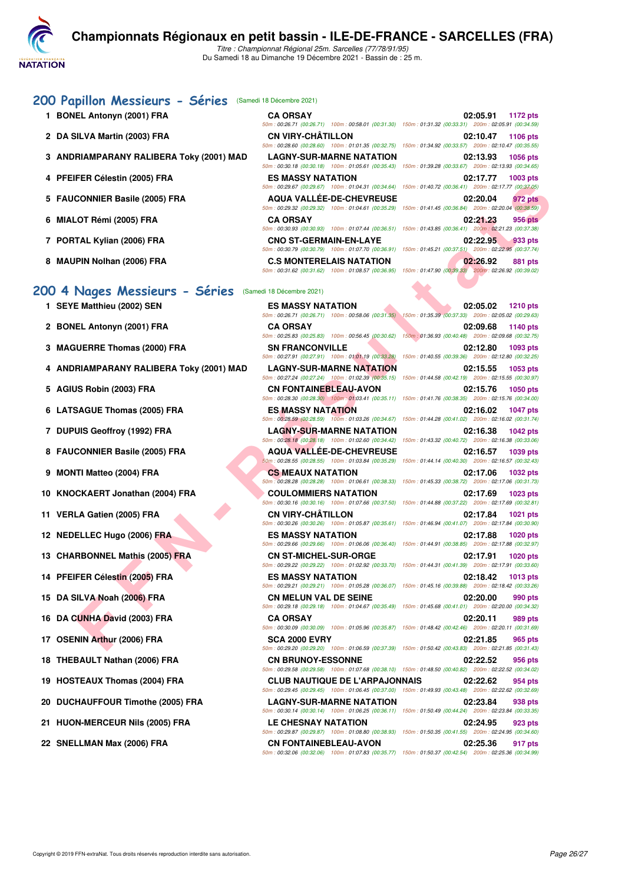# Championnats Régionaux en petit bassin - ILE-DE-FRANCE - SARCELLES (FRA)

*Titre : Championnat Régional 25m. Sarcelles (77/78/91/95)*
Du Samedi 18 au Dimanche 19 Décembre 2021 - Bassin de : 25 m.

## 200 Papillon Messieurs - Séries (Samedi 18 Décembre 2021)

| Rang | Nom | Club | Temps | Points | Splits |
|---|---|---|---|---|---|
| 1 | BONEL Antonyn (2001) FRA | CA ORSAY | 02:05.91 | 1172 pts | 50m : 00:26.71 (00:26.71) 100m : 00:58.01 (00:31.30) 150m : 01:31.32 (00:33.31) 200m : 02:05.91 (00:34.59) |
| 2 | DA SILVA Martin (2003) FRA | CN VIRY-CHÂTILLON | 02:10.47 | 1106 pts | 50m : 00:28.60 (00:28.60) 100m : 01:01.35 (00:32.75) 150m : 01:34.92 (00:33.57) 200m : 02:10.47 (00:35.55) |
| 3 | ANDRIAMPARANY RALIBERA Toky (2001) MAD | LAGNY-SUR-MARNE NATATION | 02:13.93 | 1056 pts | 50m : 00:30.18 (00:30.18) 100m : 01:05.61 (00:35.43) 150m : 01:39.28 (00:33.67) 200m : 02:13.93 (00:34.65) |
| 4 | PFEIFER Célestin (2005) FRA | ES MASSY NATATION | 02:17.77 | 1003 pts | 50m : 00:29.67 (00:29.67) 100m : 01:04.31 (00:34.64) 150m : 01:40.72 (00:36.41) 200m : 02:17.77 (00:37.05) |
| 5 | FAUCONNIER Basile (2005) FRA | AQUA VALLÉE-DE-CHEVREUSE | 02:20.04 | 972 pts | 50m : 00:29.32 (00:29.32) 100m : 01:04.61 (00:35.29) 150m : 01:41.45 (00:36.84) 200m : 02:20.04 (00:38.59) |
| 6 | MIALOT Rémi (2005) FRA | CA ORSAY | 02:21.23 | 956 pts | 50m : 00:30.93 (00:30.93) 100m : 01:07.44 (00:36.51) 150m : 01:43.85 (00:36.41) 200m : 02:21.23 (00:37.38) |
| 7 | PORTAL Kylian (2006) FRA | CNO ST-GERMAIN-EN-LAYE | 02:22.95 | 933 pts | 50m : 00:30.79 (00:30.79) 100m : 01:07.70 (00:36.91) 150m : 01:45.21 (00:37.51) 200m : 02:22.95 (00:37.74) |
| 8 | MAUPIN Nolhan (2006) FRA | C.S MONTERELAIS NATATION | 02:26.92 | 881 pts | 50m : 00:31.62 (00:31.62) 100m : 01:08.57 (00:36.95) 150m : 01:47.90 (00:39.33) 200m : 02:26.92 (00:39.02) |

## 200 4 Nages Messieurs - Séries (Samedi 18 Décembre 2021)

| Rang | Nom | Club | Temps | Points | Splits |
|---|---|---|---|---|---|
| 1 | SEYE Matthieu (2002) SEN | ES MASSY NATATION | 02:05.02 | 1210 pts | 50m : 00:26.71 (00:26.71) 100m : 00:58.06 (00:31.35) 150m : 01:35.39 (00:37.33) 200m : 02:05.02 (00:29.63) |
| 2 | BONEL Antonyn (2001) FRA | CA ORSAY | 02:09.68 | 1140 pts | 50m : 00:25.83 (00:25.83) 100m : 00:56.45 (00:30.62) 150m : 01:36.93 (00:40.48) 200m : 02:09.68 (00:32.75) |
| 3 | MAGUERRE Thomas (2000) FRA | SN FRANCONVILLE | 02:12.80 | 1093 pts | 50m : 00:27.91 (00:27.91) 100m : 01:01.19 (00:33.28) 150m : 01:40.55 (00:39.36) 200m : 02:12.80 (00:32.25) |
| 4 | ANDRIAMPARANY RALIBERA Toky (2001) MAD | LAGNY-SUR-MARNE NATATION | 02:15.55 | 1053 pts | 50m : 00:27.24 (00:27.24) 100m : 01:02.39 (00:35.15) 150m : 01:44.58 (00:42.19) 200m : 02:15.55 (00:30.97) |
| 5 | AGIUS Robin (2003) FRA | CN FONTAINEBLEAU-AVON | 02:15.76 | 1050 pts | 50m : 00:28.30 (00:28.30) 100m : 01:03.41 (00:35.11) 150m : 01:41.76 (00:38.35) 200m : 02:15.76 (00:34.00) |
| 6 | LATSAGUE Thomas (2005) FRA | ES MASSY NATATION | 02:16.02 | 1047 pts | 50m : 00:28.59 (00:28.59) 100m : 01:03.26 (00:34.67) 150m : 01:44.28 (00:41.02) 200m : 02:16.02 (00:31.74) |
| 7 | DUPUIS Geoffroy (1992) FRA | LAGNY-SUR-MARNE NATATION | 02:16.38 | 1042 pts | 50m : 00:28.18 (00:28.18) 100m : 01:02.60 (00:34.42) 150m : 01:43.32 (00:40.72) 200m : 02:16.38 (00:33.06) |
| 8 | FAUCONNIER Basile (2005) FRA | AQUA VALLÉE-DE-CHEVREUSE | 02:16.57 | 1039 pts | 50m : 00:28.55 (00:28.55) 100m : 01:03.84 (00:35.29) 150m : 01:44.14 (00:40.30) 200m : 02:16.57 (00:32.43) |
| 9 | MONTI Matteo (2004) FRA | CS MEAUX NATATION | 02:17.06 | 1032 pts | 50m : 00:28.28 (00:28.28) 100m : 01:06.61 (00:38.33) 150m : 01:45.33 (00:38.72) 200m : 02:17.06 (00:31.73) |
| 10 | KNOCKAERT Jonathan (2004) FRA | COULOMMIERS NATATION | 02:17.69 | 1023 pts | 50m : 00:30.16 (00:30.16) 100m : 01:07.66 (00:37.50) 150m : 01:44.88 (00:37.22) 200m : 02:17.69 (00:32.81) |
| 11 | VERLA Gatien (2005) FRA | CN VIRY-CHÂTILLON | 02:17.84 | 1021 pts | 50m : 00:30.26 (00:30.26) 100m : 01:05.87 (00:35.61) 150m : 01:46.94 (00:41.07) 200m : 02:17.84 (00:30.90) |
| 12 | NEDELLEC Hugo (2006) FRA | ES MASSY NATATION | 02:17.88 | 1020 pts | 50m : 00:29.66 (00:29.66) 100m : 01:06.06 (00:36.40) 150m : 01:44.91 (00:38.85) 200m : 02:17.88 (00:32.97) |
| 13 | CHARBONNEL Mathis (2005) FRA | CN ST-MICHEL-SUR-ORGE | 02:17.91 | 1020 pts | 50m : 00:29.22 (00:29.22) 100m : 01:02.92 (00:33.70) 150m : 01:44.31 (00:41.39) 200m : 02:17.91 (00:33.60) |
| 14 | PFEIFER Célestin (2005) FRA | ES MASSY NATATION | 02:18.42 | 1013 pts | 50m : 00:29.21 (00:29.21) 100m : 01:05.28 (00:36.07) 150m : 01:45.16 (00:39.88) 200m : 02:18.42 (00:33.26) |
| 15 | DA SILVA Noah (2006) FRA | CN MELUN VAL DE SEINE | 02:20.00 | 990 pts | 50m : 00:29.18 (00:29.18) 100m : 01:04.67 (00:35.49) 150m : 01:45.68 (00:41.01) 200m : 02:20.00 (00:34.32) |
| 16 | DA CUNHA David (2003) FRA | CA ORSAY | 02:20.11 | 989 pts | 50m : 00:30.09 (00:30.09) 100m : 01:05.96 (00:35.87) 150m : 01:48.42 (00:42.46) 200m : 02:20.11 (00:31.69) |
| 17 | OSENIN Arthur (2006) FRA | SCA 2000 EVRY | 02:21.85 | 965 pts | 50m : 00:29.20 (00:29.20) 100m : 01:06.59 (00:37.39) 150m : 01:50.42 (00:43.83) 200m : 02:21.85 (00:31.43) |
| 18 | THEBAULT Nathan (2006) FRA | CN BRUNOY-ESSONNE | 02:22.52 | 956 pts | 50m : 00:29.58 (00:29.58) 100m : 01:07.68 (00:38.10) 150m : 01:48.50 (00:40.82) 200m : 02:22.52 (00:34.02) |
| 19 | HOSTEAUX Thomas (2004) FRA | CLUB NAUTIQUE DE L'ARPAJONNAIS | 02:22.62 | 954 pts | 50m : 00:29.45 (00:29.45) 100m : 01:06.45 (00:37.00) 150m : 01:49.93 (00:43.48) 200m : 02:22.62 (00:32.69) |
| 20 | DUCHAUFFOUR Timothe (2005) FRA | LAGNY-SUR-MARNE NATATION | 02:23.84 | 938 pts | 50m : 00:30.14 (00:30.14) 100m : 01:06.25 (00:36.11) 150m : 01:50.49 (00:44.24) 200m : 02:23.84 (00:33.35) |
| 21 | HUON-MERCEUR Nils (2005) FRA | LE CHESNAY NATATION | 02:24.95 | 923 pts | 50m : 00:29.87 (00:29.87) 100m : 01:08.80 (00:38.93) 150m : 01:50.35 (00:41.55) 200m : 02:24.95 (00:34.60) |
| 22 | SNELLMAN Max (2006) FRA | CN FONTAINEBLEAU-AVON | 02:25.36 | 917 pts | 50m : 00:32.06 (00:32.06) 100m : 01:07.83 (00:35.77) 150m : 01:50.37 (00:42.54) 200m : 02:25.36 (00:34.99) |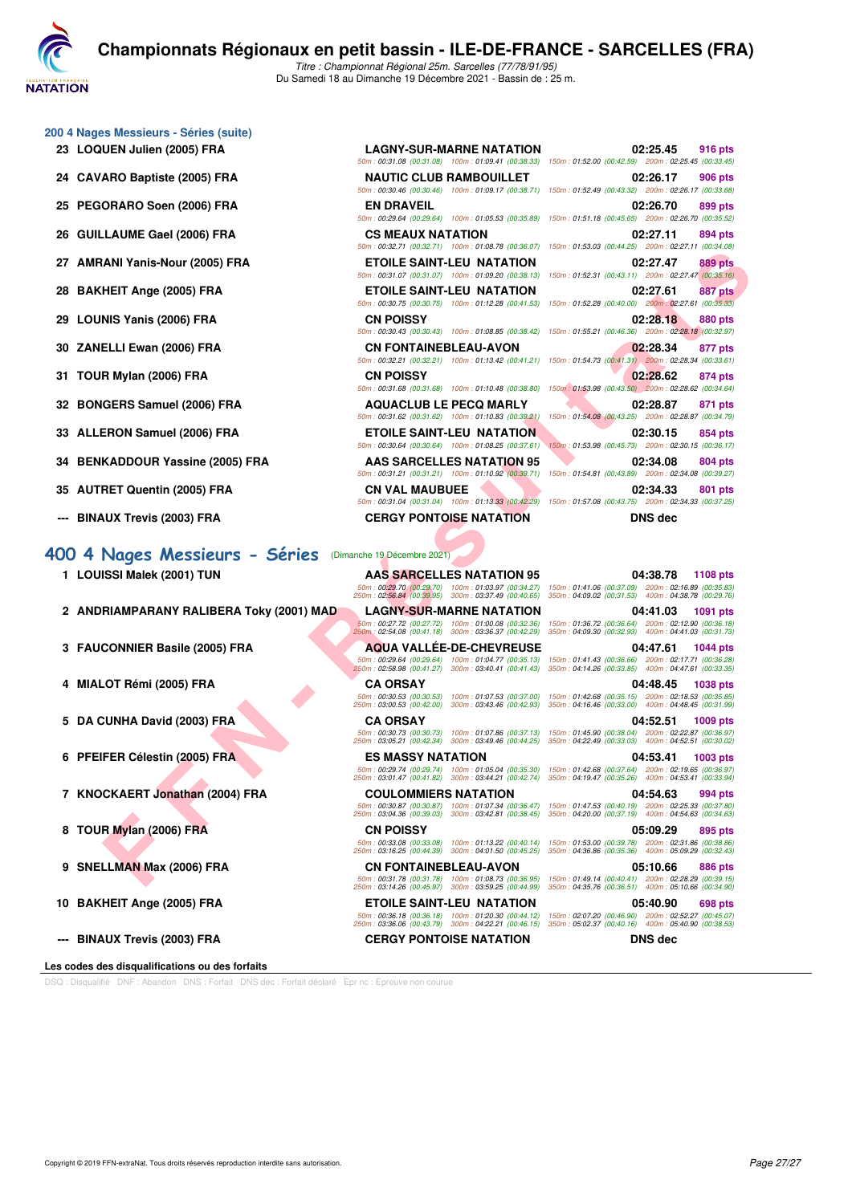# Championnats Régionaux en petit bassin - ILE-DE-FRANCE - SARCELLES (FRA)

*Titre : Championnat Régional 25m. Sarcelles (77/78/91/95)*
Du Samedi 18 au Dimanche 19 Décembre 2021 - Bassin de : 25 m.

## 200 4 Nages Messieurs - Séries (suite)

| | | | | |
|---|---|---|---|---|
| 23 | LOQUEN Julien (2005) FRA | LAGNY-SUR-MARNE NATATION | 02:25.45 | 916 pts |
| | | 50m : 00:31.08 (00:31.08) 100m : 01:09.41 (00:38.33) 150m : 01:52.00 (00:42.59) 200m : 02:25.45 (00:33.45) | | |
| 24 | CAVARO Baptiste (2005) FRA | NAUTIC CLUB RAMBOUILLET | 02:26.17 | 906 pts |
| | | 50m : 00:30.46 (00:30.46) 100m : 01:09.17 (00:38.71) 150m : 01:52.49 (00:43.32) 200m : 02:26.17 (00:33.68) | | |
| 25 | PEGORARO Soen (2006) FRA | EN DRAVEIL | 02:26.70 | 899 pts |
| | | 50m : 00:29.64 (00:29.64) 100m : 01:05.53 (00:35.89) 150m : 01:51.18 (00:45.65) 200m : 02:26.70 (00:35.52) | | |
| 26 | GUILLAUME Gael (2006) FRA | CS MEAUX NATATION | 02:27.11 | 894 pts |
| | | 50m : 00:32.71 (00:32.71) 100m : 01:08.78 (00:36.07) 150m : 01:53.03 (00:44.25) 200m : 02:27.11 (00:34.08) | | |
| 27 | AMRANI Yanis-Nour (2005) FRA | ETOILE SAINT-LEU NATATION | 02:27.47 | 889 pts |
| | | 50m : 00:31.07 (00:31.07) 100m : 01:09.20 (00:38.13) 150m : 01:52.31 (00:43.11) 200m : 02:27.47 (00:35.16) | | |
| 28 | BAKHEIT Ange (2005) FRA | ETOILE SAINT-LEU NATATION | 02:27.61 | 887 pts |
| | | 50m : 00:30.75 (00:30.75) 100m : 01:12.28 (00:41.53) 150m : 01:52.28 (00:40.00) 200m : 02:27.61 (00:35.33) | | |
| 29 | LOUNIS Yanis (2006) FRA | CN POISSY | 02:28.18 | 880 pts |
| | | 50m : 00:30.43 (00:30.43) 100m : 01:08.85 (00:38.42) 150m : 01:55.21 (00:46.36) 200m : 02:28.18 (00:32.97) | | |
| 30 | ZANELLI Ewan (2006) FRA | CN FONTAINEBLEAU-AVON | 02:28.34 | 877 pts |
| | | 50m : 00:32.21 (00:32.21) 100m : 01:13.42 (00:41.21) 150m : 01:54.73 (00:41.31) 200m : 02:28.34 (00:33.61) | | |
| 31 | TOUR Mylan (2006) FRA | CN POISSY | 02:28.62 | 874 pts |
| | | 50m : 00:31.68 (00:31.68) 100m : 01:10.48 (00:38.80) 150m : 01:53.98 (00:43.50) 200m : 02:28.62 (00:34.64) | | |
| 32 | BONGERS Samuel (2006) FRA | AQUACLUB LE PECQ MARLY | 02:28.87 | 871 pts |
| | | 50m : 00:31.62 (00:31.62) 100m : 01:10.83 (00:39.21) 150m : 01:54.08 (00:43.25) 200m : 02:28.87 (00:34.79) | | |
| 33 | ALLERON Samuel (2006) FRA | ETOILE SAINT-LEU NATATION | 02:30.15 | 854 pts |
| | | 50m : 00:30.64 (00:30.64) 100m : 01:08.25 (00:37.61) 150m : 01:53.98 (00:45.73) 200m : 02:30.15 (00:36.17) | | |
| 34 | BENKADDOUR Yassine (2005) FRA | AAS SARCELLES NATATION 95 | 02:34.08 | 804 pts |
| | | 50m : 00:31.21 (00:31.21) 100m : 01:10.92 (00:39.71) 150m : 01:54.81 (00:43.89) 200m : 02:34.08 (00:39.27) | | |
| 35 | AUTRET Quentin (2005) FRA | CN VAL MAUBUEE | 02:34.33 | 801 pts |
| | | 50m : 00:31.04 (00:31.04) 100m : 01:13.33 (00:42.29) 150m : 01:57.08 (00:43.75) 200m : 02:34.33 (00:37.25) | | |
| --- | BINAUX Trevis (2003) FRA | CERGY PONTOISE NATATION | DNS dec | |

## 400 4 Nages Messieurs - Séries (Dimanche 19 Décembre 2021)

| | | | | |
|---|---|---|---|---|
| 1 | LOUISSI Malek (2001) TUN | AAS SARCELLES NATATION 95 | 04:38.78 | 1108 pts |
| | | 50m : 00:29.70 (00:29.70) 100m : 01:03.97 (00:34.27) 150m : 01:41.06 (00:37.09) 200m : 02:16.89 (00:35.83) 250m : 02:56.84 (00:39.95) 300m : 03:37.49 (00:40.65) 350m : 04:09.02 (00:31.53) 400m : 04:38.78 (00:29.76) | | |
| 2 | ANDRIAMPARANY RALIBERA Toky (2001) MAD | LAGNY-SUR-MARNE NATATION | 04:41.03 | 1091 pts |
| | | 50m : 00:27.72 (00:27.72) 100m : 01:00.08 (00:32.36) 150m : 01:36.72 (00:36.64) 200m : 02:12.90 (00:36.18) 250m : 02:54.08 (00:41.18) 300m : 03:36.37 (00:42.29) 350m : 04:09.30 (00:32.93) 400m : 04:41.03 (00:31.73) | | |
| 3 | FAUCONNIER Basile (2005) FRA | AQUA VALLÉE-DE-CHEVREUSE | 04:47.61 | 1044 pts |
| | | 50m : 00:29.64 (00:29.64) 100m : 01:04.77 (00:35.13) 150m : 01:41.43 (00:36.66) 200m : 02:17.71 (00:36.28) 250m : 02:58.98 (00:41.27) 300m : 03:40.41 (00:41.43) 350m : 04:14.26 (00:33.85) 400m : 04:47.61 (00:33.35) | | |
| 4 | MIALOT Rémi (2005) FRA | CA ORSAY | 04:48.45 | 1038 pts |
| | | 50m : 00:30.53 (00:30.53) 100m : 01:07.53 (00:37.00) 150m : 01:42.68 (00:35.15) 200m : 02:18.53 (00:35.85) 250m : 03:00.53 (00:42.00) 300m : 03:43.46 (00:42.93) 350m : 04:16.46 (00:33.00) 400m : 04:48.45 (00:31.99) | | |
| 5 | DA CUNHA David (2003) FRA | CA ORSAY | 04:52.51 | 1009 pts |
| | | 50m : 00:30.73 (00:30.73) 100m : 01:07.86 (00:37.13) 150m : 01:45.90 (00:38.04) 200m : 02:22.87 (00:36.97) 250m : 03:05.21 (00:42.34) 300m : 03:49.46 (00:44.25) 350m : 04:22.49 (00:33.03) 400m : 04:52.51 (00:30.02) | | |
| 6 | PFEIFER Célestin (2005) FRA | ES MASSY NATATION | 04:53.41 | 1003 pts |
| | | 50m : 00:29.74 (00:29.74) 100m : 01:05.04 (00:35.30) 150m : 01:42.68 (00:37.64) 200m : 02:19.65 (00:36.97) 250m : 03:01.47 (00:41.82) 300m : 03:44.21 (00:42.74) 350m : 04:19.47 (00:35.26) 400m : 04:53.41 (00:33.94) | | |
| 7 | KNOCKAERT Jonathan (2004) FRA | COULOMMIERS NATATION | 04:54.63 | 994 pts |
| | | 50m : 00:30.87 (00:30.87) 100m : 01:07.34 (00:36.47) 150m : 01:47.53 (00:40.19) 200m : 02:25.33 (00:37.80) 250m : 03:04.36 (00:39.03) 300m : 03:42.81 (00:38.45) 350m : 04:20.00 (00:37.19) 400m : 04:54.63 (00:34.63) | | |
| 8 | TOUR Mylan (2006) FRA | CN POISSY | 05:09.29 | 895 pts |
| | | 50m : 00:33.08 (00:33.08) 100m : 01:13.22 (00:40.14) 150m : 01:53.00 (00:39.78) 200m : 02:31.86 (00:38.86) 250m : 03:16.25 (00:44.39) 300m : 04:01.50 (00:45.25) 350m : 04:36.86 (00:35.36) 400m : 05:09.29 (00:32.43) | | |
| 9 | SNELLMAN Max (2006) FRA | CN FONTAINEBLEAU-AVON | 05:10.66 | 886 pts |
| | | 50m : 00:31.78 (00:31.78) 100m : 01:08.73 (00:36.95) 150m : 01:49.14 (00:40.41) 200m : 02:28.29 (00:39.15) 250m : 03:14.26 (00:45.97) 300m : 03:59.25 (00:44.99) 350m : 04:35.76 (00:36.51) 400m : 05:10.66 (00:34.90) | | |
| 10 | BAKHEIT Ange (2005) FRA | ETOILE SAINT-LEU NATATION | 05:40.90 | 698 pts |
| | | 50m : 00:36.18 (00:36.18) 100m : 01:20.30 (00:44.12) 150m : 02:07.20 (00:46.90) 200m : 02:52.27 (00:45.07) 250m : 03:36.06 (00:43.79) 300m : 04:22.21 (00:46.15) 350m : 05:02.37 (00:40.16) 400m : 05:40.90 (00:38.53) | | |
| --- | BINAUX Trevis (2003) FRA | CERGY PONTOISE NATATION | DNS dec | |

**Les codes des disqualifications ou des forfaits**

DSQ : Disqualifié DNF : Abandon DNS : Forfait DNS dec : Forfait déclaré Epr nc : Epreuve non courue